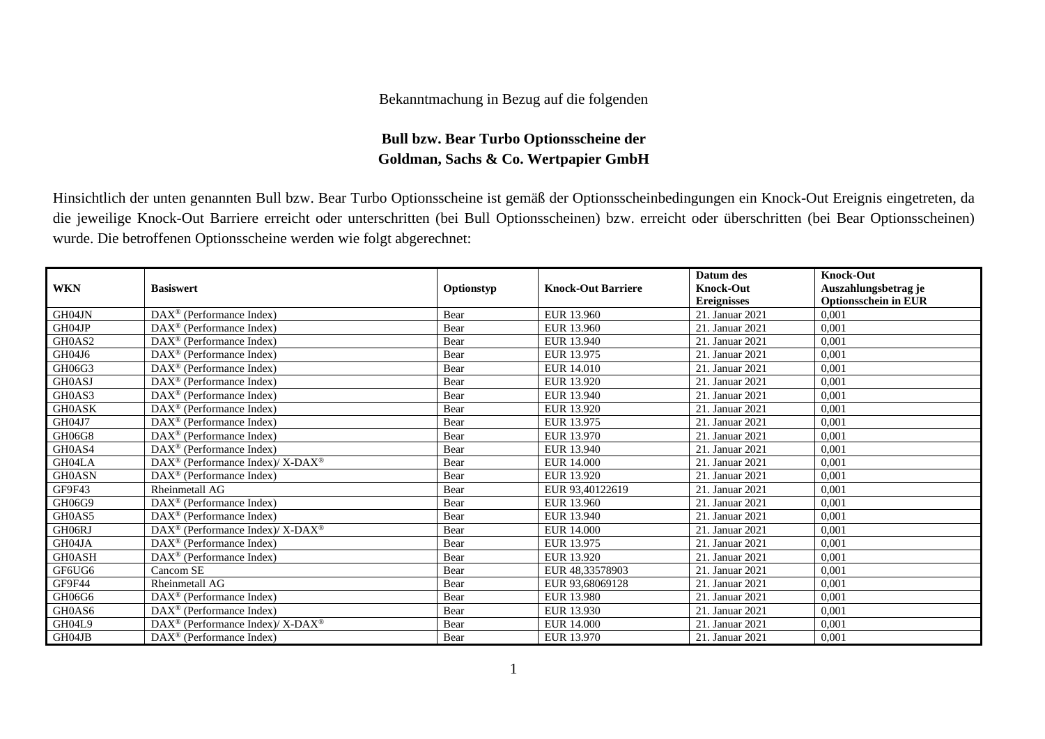Bekanntmachung in Bezug auf die folgenden

**Bull bzw. Bear Turbo Optionsscheine der**
**Goldman, Sachs & Co. Wertpapier GmbH**

Hinsichtlich der unten genannten Bull bzw. Bear Turbo Optionsscheine ist gemäß der Optionsscheinbedingungen ein Knock-Out Ereignis eingetreten, da die jeweilige Knock-Out Barriere erreicht oder unterschritten (bei Bull Optionsscheinen) bzw. erreicht oder überschritten (bei Bear Optionsscheinen) wurde. Die betroffenen Optionsscheine werden wie folgt abgerechnet:

| WKN | Basiswert | Optionstyp | Knock-Out Barriere | Datum des Knock-Out Ereignisses | Knock-Out Auszahlungsbetrag je Optionsschein in EUR |
|---|---|---|---|---|---|
| GH04JN | DAX® (Performance Index) | Bear | EUR 13.960 | 21. Januar 2021 | 0,001 |
| GH04JP | DAX® (Performance Index) | Bear | EUR 13.960 | 21. Januar 2021 | 0,001 |
| GH0AS2 | DAX® (Performance Index) | Bear | EUR 13.940 | 21. Januar 2021 | 0,001 |
| GH04J6 | DAX® (Performance Index) | Bear | EUR 13.975 | 21. Januar 2021 | 0,001 |
| GH06G3 | DAX® (Performance Index) | Bear | EUR 14.010 | 21. Januar 2021 | 0,001 |
| GH0ASJ | DAX® (Performance Index) | Bear | EUR 13.920 | 21. Januar 2021 | 0,001 |
| GH0AS3 | DAX® (Performance Index) | Bear | EUR 13.940 | 21. Januar 2021 | 0,001 |
| GH0ASK | DAX® (Performance Index) | Bear | EUR 13.920 | 21. Januar 2021 | 0,001 |
| GH04J7 | DAX® (Performance Index) | Bear | EUR 13.975 | 21. Januar 2021 | 0,001 |
| GH06G8 | DAX® (Performance Index) | Bear | EUR 13.970 | 21. Januar 2021 | 0,001 |
| GH0AS4 | DAX® (Performance Index) | Bear | EUR 13.940 | 21. Januar 2021 | 0,001 |
| GH04LA | DAX® (Performance Index)/ X-DAX® | Bear | EUR 14.000 | 21. Januar 2021 | 0,001 |
| GH0ASN | DAX® (Performance Index) | Bear | EUR 13.920 | 21. Januar 2021 | 0,001 |
| GF9F43 | Rheinmetall AG | Bear | EUR 93,40122619 | 21. Januar 2021 | 0,001 |
| GH06G9 | DAX® (Performance Index) | Bear | EUR 13.960 | 21. Januar 2021 | 0,001 |
| GH0AS5 | DAX® (Performance Index) | Bear | EUR 13.940 | 21. Januar 2021 | 0,001 |
| GH06RJ | DAX® (Performance Index)/ X-DAX® | Bear | EUR 14.000 | 21. Januar 2021 | 0,001 |
| GH04JA | DAX® (Performance Index) | Bear | EUR 13.975 | 21. Januar 2021 | 0,001 |
| GH0ASH | DAX® (Performance Index) | Bear | EUR 13.920 | 21. Januar 2021 | 0,001 |
| GF6UG6 | Cancom SE | Bear | EUR 48,33578903 | 21. Januar 2021 | 0,001 |
| GF9F44 | Rheinmetall AG | Bear | EUR 93,68069128 | 21. Januar 2021 | 0,001 |
| GH06G6 | DAX® (Performance Index) | Bear | EUR 13.980 | 21. Januar 2021 | 0,001 |
| GH0AS6 | DAX® (Performance Index) | Bear | EUR 13.930 | 21. Januar 2021 | 0,001 |
| GH04L9 | DAX® (Performance Index)/ X-DAX® | Bear | EUR 14.000 | 21. Januar 2021 | 0,001 |
| GH04JB | DAX® (Performance Index) | Bear | EUR 13.970 | 21. Januar 2021 | 0,001 |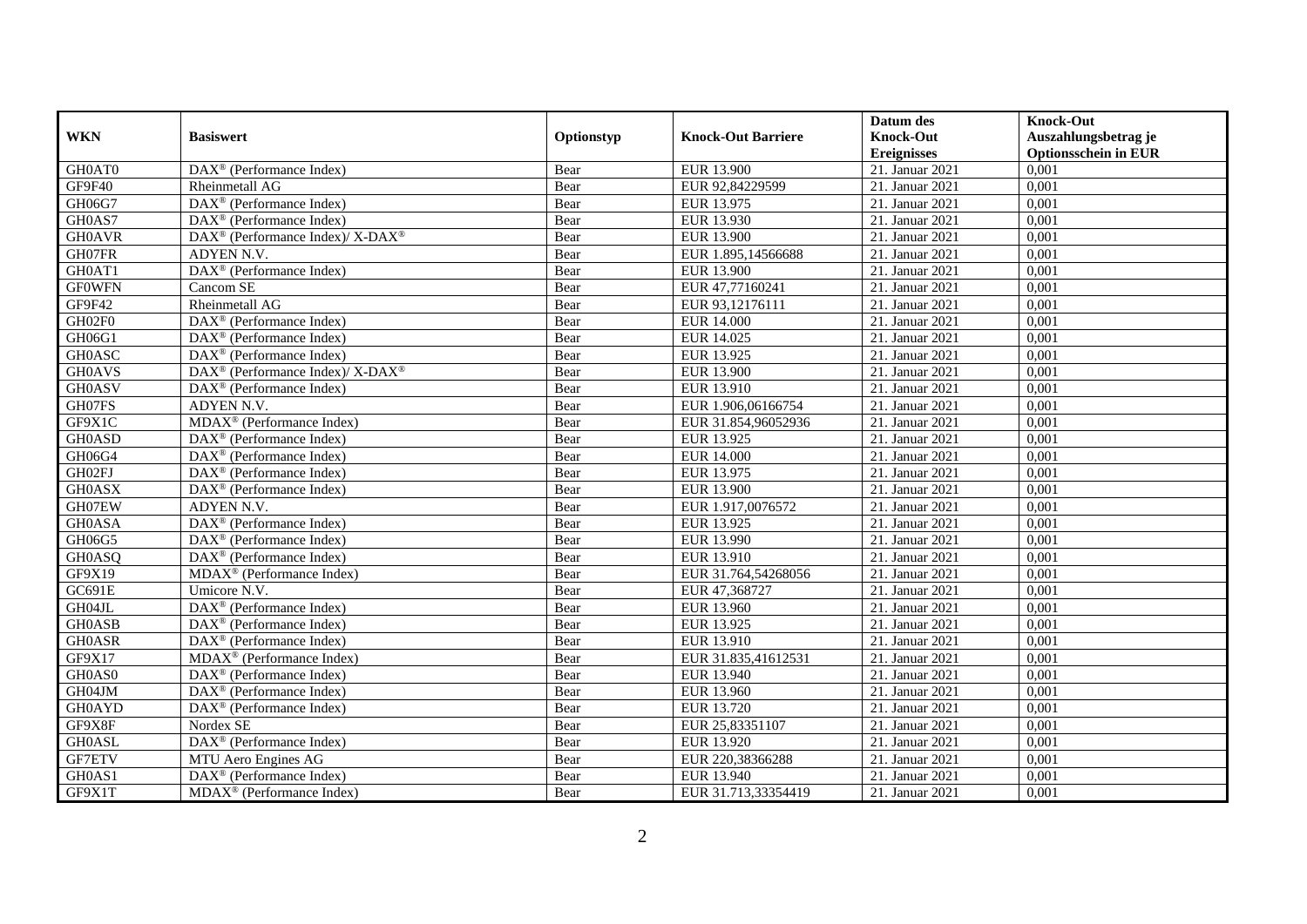| WKN | Basiswert | Optionstyp | Knock-Out Barriere | Datum des Knock-Out Ereignisses | Knock-Out Auszahlungsbetrag je Optionsschein in EUR |
|---|---|---|---|---|---|
| GH0AT0 | DAX® (Performance Index) | Bear | EUR 13.900 | 21. Januar 2021 | 0,001 |
| GF9F40 | Rheinmetall AG | Bear | EUR 92,84229599 | 21. Januar 2021 | 0,001 |
| GH06G7 | DAX® (Performance Index) | Bear | EUR 13.975 | 21. Januar 2021 | 0,001 |
| GH0AS7 | DAX® (Performance Index) | Bear | EUR 13.930 | 21. Januar 2021 | 0,001 |
| GH0AVR | DAX® (Performance Index)/ X-DAX® | Bear | EUR 13.900 | 21. Januar 2021 | 0,001 |
| GH07FR | ADYEN N.V. | Bear | EUR 1.895,14566688 | 21. Januar 2021 | 0,001 |
| GH0AT1 | DAX® (Performance Index) | Bear | EUR 13.900 | 21. Januar 2021 | 0,001 |
| GF0WFN | Cancom SE | Bear | EUR 47,77160241 | 21. Januar 2021 | 0,001 |
| GF9F42 | Rheinmetall AG | Bear | EUR 93,12176111 | 21. Januar 2021 | 0,001 |
| GH02F0 | DAX® (Performance Index) | Bear | EUR 14.000 | 21. Januar 2021 | 0,001 |
| GH06G1 | DAX® (Performance Index) | Bear | EUR 14.025 | 21. Januar 2021 | 0,001 |
| GH0ASC | DAX® (Performance Index) | Bear | EUR 13.925 | 21. Januar 2021 | 0,001 |
| GH0AVS | DAX® (Performance Index)/ X-DAX® | Bear | EUR 13.900 | 21. Januar 2021 | 0,001 |
| GH0ASV | DAX® (Performance Index) | Bear | EUR 13.910 | 21. Januar 2021 | 0,001 |
| GH07FS | ADYEN N.V. | Bear | EUR 1.906,06166754 | 21. Januar 2021 | 0,001 |
| GF9X1C | MDAX® (Performance Index) | Bear | EUR 31.854,96052936 | 21. Januar 2021 | 0,001 |
| GH0ASD | DAX® (Performance Index) | Bear | EUR 13.925 | 21. Januar 2021 | 0,001 |
| GH06G4 | DAX® (Performance Index) | Bear | EUR 14.000 | 21. Januar 2021 | 0,001 |
| GH02FJ | DAX® (Performance Index) | Bear | EUR 13.975 | 21. Januar 2021 | 0,001 |
| GH0ASX | DAX® (Performance Index) | Bear | EUR 13.900 | 21. Januar 2021 | 0,001 |
| GH07EW | ADYEN N.V. | Bear | EUR 1.917,0076572 | 21. Januar 2021 | 0,001 |
| GH0ASA | DAX® (Performance Index) | Bear | EUR 13.925 | 21. Januar 2021 | 0,001 |
| GH06G5 | DAX® (Performance Index) | Bear | EUR 13.990 | 21. Januar 2021 | 0,001 |
| GH0ASQ | DAX® (Performance Index) | Bear | EUR 13.910 | 21. Januar 2021 | 0,001 |
| GF9X19 | MDAX® (Performance Index) | Bear | EUR 31.764,54268056 | 21. Januar 2021 | 0,001 |
| GC691E | Umicore N.V. | Bear | EUR 47,368727 | 21. Januar 2021 | 0,001 |
| GH04JL | DAX® (Performance Index) | Bear | EUR 13.960 | 21. Januar 2021 | 0,001 |
| GH0ASB | DAX® (Performance Index) | Bear | EUR 13.925 | 21. Januar 2021 | 0,001 |
| GH0ASR | DAX® (Performance Index) | Bear | EUR 13.910 | 21. Januar 2021 | 0,001 |
| GF9X17 | MDAX® (Performance Index) | Bear | EUR 31.835,41612531 | 21. Januar 2021 | 0,001 |
| GH0AS0 | DAX® (Performance Index) | Bear | EUR 13.940 | 21. Januar 2021 | 0,001 |
| GH04JM | DAX® (Performance Index) | Bear | EUR 13.960 | 21. Januar 2021 | 0,001 |
| GH0AYD | DAX® (Performance Index) | Bear | EUR 13.720 | 21. Januar 2021 | 0,001 |
| GF9X8F | Nordex SE | Bear | EUR 25,83351107 | 21. Januar 2021 | 0,001 |
| GH0ASL | DAX® (Performance Index) | Bear | EUR 13.920 | 21. Januar 2021 | 0,001 |
| GF7ETV | MTU Aero Engines AG | Bear | EUR 220,38366288 | 21. Januar 2021 | 0,001 |
| GH0AS1 | DAX® (Performance Index) | Bear | EUR 13.940 | 21. Januar 2021 | 0,001 |
| GF9X1T | MDAX® (Performance Index) | Bear | EUR 31.713,33354419 | 21. Januar 2021 | 0,001 |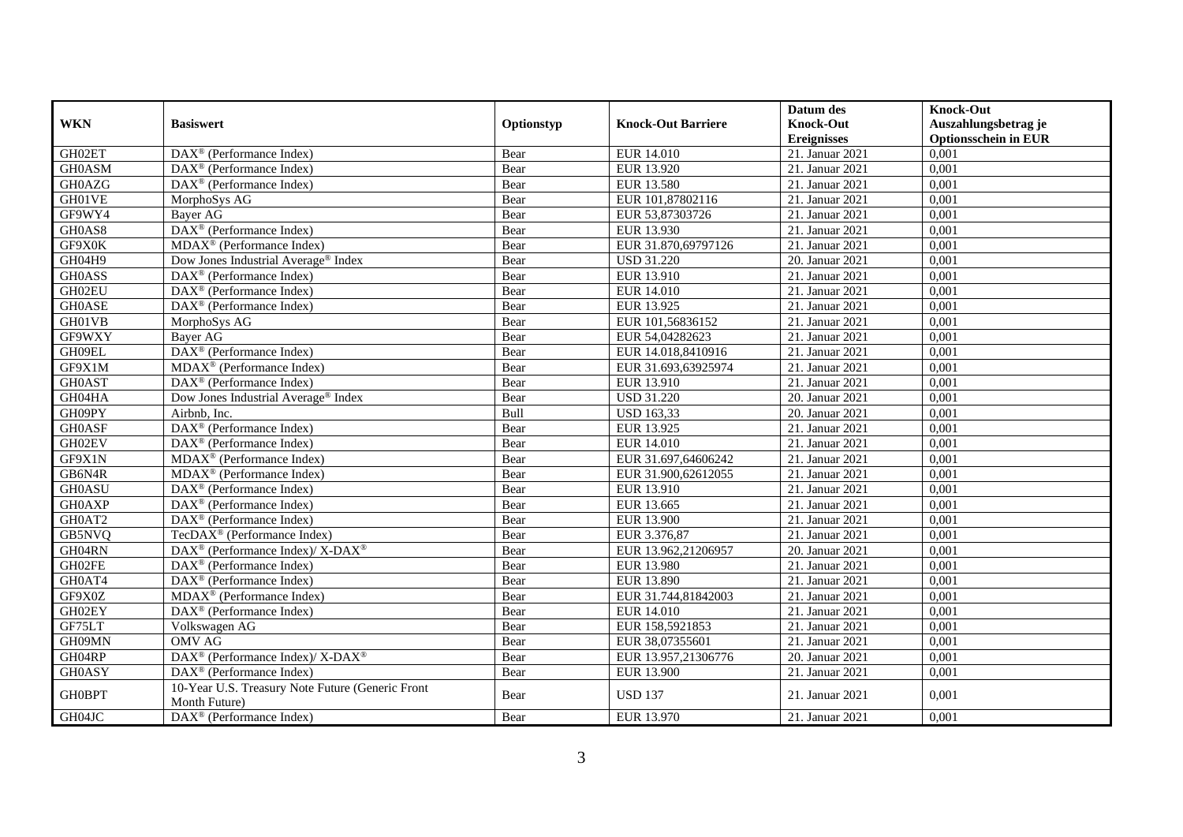| WKN | Basiswert | Optionstyp | Knock-Out Barriere | Datum des Knock-Out Ereignisses | Knock-Out Auszahlungsbetrag je Optionsschein in EUR |
|---|---|---|---|---|---|
| GH02ET | DAX® (Performance Index) | Bear | EUR 14.010 | 21. Januar 2021 | 0,001 |
| GH0ASM | DAX® (Performance Index) | Bear | EUR 13.920 | 21. Januar 2021 | 0,001 |
| GH0AZG | DAX® (Performance Index) | Bear | EUR 13.580 | 21. Januar 2021 | 0,001 |
| GH01VE | MorphoSys AG | Bear | EUR 101,87802116 | 21. Januar 2021 | 0,001 |
| GF9WY4 | Bayer AG | Bear | EUR 53,87303726 | 21. Januar 2021 | 0,001 |
| GH0AS8 | DAX® (Performance Index) | Bear | EUR 13.930 | 21. Januar 2021 | 0,001 |
| GF9X0K | MDAX® (Performance Index) | Bear | EUR 31.870,69797126 | 21. Januar 2021 | 0,001 |
| GH04H9 | Dow Jones Industrial Average® Index | Bear | USD 31.220 | 20. Januar 2021 | 0,001 |
| GH0ASS | DAX® (Performance Index) | Bear | EUR 13.910 | 21. Januar 2021 | 0,001 |
| GH02EU | DAX® (Performance Index) | Bear | EUR 14.010 | 21. Januar 2021 | 0,001 |
| GH0ASE | DAX® (Performance Index) | Bear | EUR 13.925 | 21. Januar 2021 | 0,001 |
| GH01VB | MorphoSys AG | Bear | EUR 101,56836152 | 21. Januar 2021 | 0,001 |
| GF9WXY | Bayer AG | Bear | EUR 54,04282623 | 21. Januar 2021 | 0,001 |
| GH09EL | DAX® (Performance Index) | Bear | EUR 14.018,8410916 | 21. Januar 2021 | 0,001 |
| GF9X1M | MDAX® (Performance Index) | Bear | EUR 31.693,63925974 | 21. Januar 2021 | 0,001 |
| GH0AST | DAX® (Performance Index) | Bear | EUR 13.910 | 21. Januar 2021 | 0,001 |
| GH04HA | Dow Jones Industrial Average® Index | Bear | USD 31.220 | 20. Januar 2021 | 0,001 |
| GH09PY | Airbnb, Inc. | Bull | USD 163,33 | 20. Januar 2021 | 0,001 |
| GH0ASF | DAX® (Performance Index) | Bear | EUR 13.925 | 21. Januar 2021 | 0,001 |
| GH02EV | DAX® (Performance Index) | Bear | EUR 14.010 | 21. Januar 2021 | 0,001 |
| GF9X1N | MDAX® (Performance Index) | Bear | EUR 31.697,64606242 | 21. Januar 2021 | 0,001 |
| GB6N4R | MDAX® (Performance Index) | Bear | EUR 31.900,62612055 | 21. Januar 2021 | 0,001 |
| GH0ASU | DAX® (Performance Index) | Bear | EUR 13.910 | 21. Januar 2021 | 0,001 |
| GH0AXP | DAX® (Performance Index) | Bear | EUR 13.665 | 21. Januar 2021 | 0,001 |
| GH0AT2 | DAX® (Performance Index) | Bear | EUR 13.900 | 21. Januar 2021 | 0,001 |
| GB5NVQ | TecDAX® (Performance Index) | Bear | EUR 3.376,87 | 21. Januar 2021 | 0,001 |
| GH04RN | DAX® (Performance Index)/ X-DAX® | Bear | EUR 13.962,21206957 | 20. Januar 2021 | 0,001 |
| GH02FE | DAX® (Performance Index) | Bear | EUR 13.980 | 21. Januar 2021 | 0,001 |
| GH0AT4 | DAX® (Performance Index) | Bear | EUR 13.890 | 21. Januar 2021 | 0,001 |
| GF9X0Z | MDAX® (Performance Index) | Bear | EUR 31.744,81842003 | 21. Januar 2021 | 0,001 |
| GH02EY | DAX® (Performance Index) | Bear | EUR 14.010 | 21. Januar 2021 | 0,001 |
| GF75LT | Volkswagen AG | Bear | EUR 158,5921853 | 21. Januar 2021 | 0,001 |
| GH09MN | OMV AG | Bear | EUR 38,07355601 | 21. Januar 2021 | 0,001 |
| GH04RP | DAX® (Performance Index)/ X-DAX® | Bear | EUR 13.957,21306776 | 20. Januar 2021 | 0,001 |
| GH0ASY | DAX® (Performance Index) | Bear | EUR 13.900 | 21. Januar 2021 | 0,001 |
| GH0BPT | 10-Year U.S. Treasury Note Future (Generic Front Month Future) | Bear | USD 137 | 21. Januar 2021 | 0,001 |
| GH04JC | DAX® (Performance Index) | Bear | EUR 13.970 | 21. Januar 2021 | 0,001 |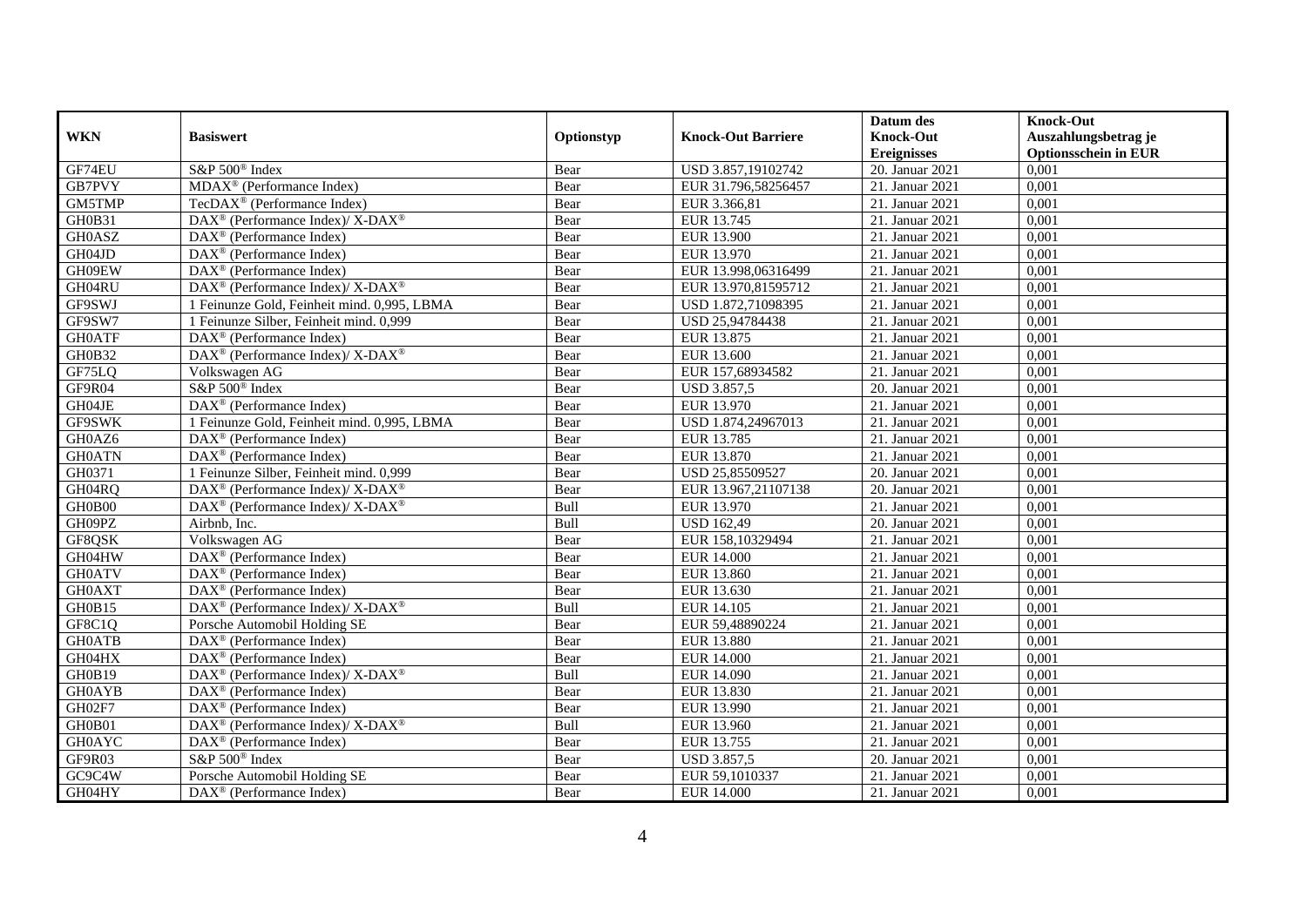| WKN | Basiswert | Optionstyp | Knock-Out Barriere | Datum des Knock-Out Ereignisses | Knock-Out Auszahlungsbetrag je Optionsschein in EUR |
| --- | --- | --- | --- | --- | --- |
| GF74EU | S&P 500® Index | Bear | USD 3.857,19102742 | 20. Januar 2021 | 0,001 |
| GB7PVY | MDAX® (Performance Index) | Bear | EUR 31.796,58256457 | 21. Januar 2021 | 0,001 |
| GM5TMP | TecDAX® (Performance Index) | Bear | EUR 3.366,81 | 21. Januar 2021 | 0,001 |
| GH0B31 | DAX® (Performance Index)/ X-DAX® | Bear | EUR 13.745 | 21. Januar 2021 | 0,001 |
| GH0ASZ | DAX® (Performance Index) | Bear | EUR 13.900 | 21. Januar 2021 | 0,001 |
| GH04JD | DAX® (Performance Index) | Bear | EUR 13.970 | 21. Januar 2021 | 0,001 |
| GH09EW | DAX® (Performance Index) | Bear | EUR 13.998,06316499 | 21. Januar 2021 | 0,001 |
| GH04RU | DAX® (Performance Index)/ X-DAX® | Bear | EUR 13.970,81595712 | 21. Januar 2021 | 0,001 |
| GF9SWJ | 1 Feinunze Gold, Feinheit mind. 0,995, LBMA | Bear | USD 1.872,71098395 | 21. Januar 2021 | 0,001 |
| GF9SW7 | 1 Feinunze Silber, Feinheit mind. 0,999 | Bear | USD 25,94784438 | 21. Januar 2021 | 0,001 |
| GH0ATF | DAX® (Performance Index) | Bear | EUR 13.875 | 21. Januar 2021 | 0,001 |
| GH0B32 | DAX® (Performance Index)/ X-DAX® | Bear | EUR 13.600 | 21. Januar 2021 | 0,001 |
| GF75LQ | Volkswagen AG | Bear | EUR 157,68934582 | 21. Januar 2021 | 0,001 |
| GF9R04 | S&P 500® Index | Bear | USD 3.857,5 | 20. Januar 2021 | 0,001 |
| GH04JE | DAX® (Performance Index) | Bear | EUR 13.970 | 21. Januar 2021 | 0,001 |
| GF9SWK | 1 Feinunze Gold, Feinheit mind. 0,995, LBMA | Bear | USD 1.874,24967013 | 21. Januar 2021 | 0,001 |
| GH0AZ6 | DAX® (Performance Index) | Bear | EUR 13.785 | 21. Januar 2021 | 0,001 |
| GH0ATN | DAX® (Performance Index) | Bear | EUR 13.870 | 21. Januar 2021 | 0,001 |
| GH0371 | 1 Feinunze Silber, Feinheit mind. 0,999 | Bear | USD 25,85509527 | 20. Januar 2021 | 0,001 |
| GH04RQ | DAX® (Performance Index)/ X-DAX® | Bear | EUR 13.967,21107138 | 20. Januar 2021 | 0,001 |
| GH0B00 | DAX® (Performance Index)/ X-DAX® | Bull | EUR 13.970 | 21. Januar 2021 | 0,001 |
| GH09PZ | Airbnb, Inc. | Bull | USD 162,49 | 20. Januar 2021 | 0,001 |
| GF8QSK | Volkswagen AG | Bear | EUR 158,10329494 | 21. Januar 2021 | 0,001 |
| GH04HW | DAX® (Performance Index) | Bear | EUR 14.000 | 21. Januar 2021 | 0,001 |
| GH0ATV | DAX® (Performance Index) | Bear | EUR 13.860 | 21. Januar 2021 | 0,001 |
| GH0AXT | DAX® (Performance Index) | Bear | EUR 13.630 | 21. Januar 2021 | 0,001 |
| GH0B15 | DAX® (Performance Index)/ X-DAX® | Bull | EUR 14.105 | 21. Januar 2021 | 0,001 |
| GF8C1Q | Porsche Automobil Holding SE | Bear | EUR 59,48890224 | 21. Januar 2021 | 0,001 |
| GH0ATB | DAX® (Performance Index) | Bear | EUR 13.880 | 21. Januar 2021 | 0,001 |
| GH04HX | DAX® (Performance Index) | Bear | EUR 14.000 | 21. Januar 2021 | 0,001 |
| GH0B19 | DAX® (Performance Index)/ X-DAX® | Bull | EUR 14.090 | 21. Januar 2021 | 0,001 |
| GH0AYB | DAX® (Performance Index) | Bear | EUR 13.830 | 21. Januar 2021 | 0,001 |
| GH02F7 | DAX® (Performance Index) | Bear | EUR 13.990 | 21. Januar 2021 | 0,001 |
| GH0B01 | DAX® (Performance Index)/ X-DAX® | Bull | EUR 13.960 | 21. Januar 2021 | 0,001 |
| GH0AYC | DAX® (Performance Index) | Bear | EUR 13.755 | 21. Januar 2021 | 0,001 |
| GF9R03 | S&P 500® Index | Bear | USD 3.857,5 | 20. Januar 2021 | 0,001 |
| GC9C4W | Porsche Automobil Holding SE | Bear | EUR 59,1010337 | 21. Januar 2021 | 0,001 |
| GH04HY | DAX® (Performance Index) | Bear | EUR 14.000 | 21. Januar 2021 | 0,001 |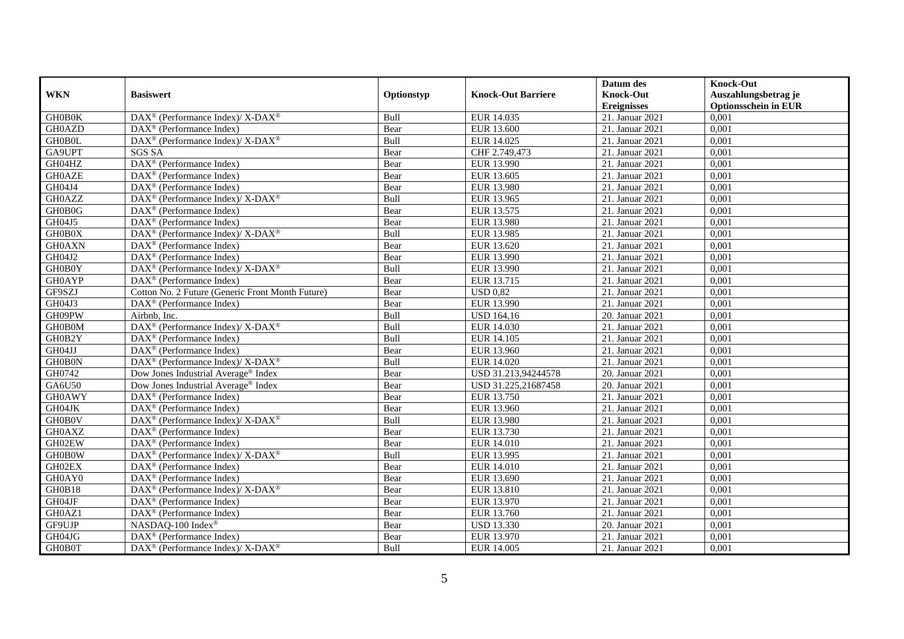| WKN | Basiswert | Optionstyp | Knock-Out Barriere | Datum des Knock-Out Ereignisses | Knock-Out Auszahlungsbetrag je Optionsschein in EUR |
|---|---|---|---|---|---|
| GH0B0K | DAX® (Performance Index)/ X-DAX® | Bull | EUR 14.035 | 21. Januar 2021 | 0,001 |
| GH0AZD | DAX® (Performance Index) | Bear | EUR 13.600 | 21. Januar 2021 | 0,001 |
| GH0B0L | DAX® (Performance Index)/ X-DAX® | Bull | EUR 14.025 | 21. Januar 2021 | 0,001 |
| GA9UPT | SGS SA | Bear | CHF 2.749,473 | 21. Januar 2021 | 0,001 |
| GH04HZ | DAX® (Performance Index) | Bear | EUR 13.990 | 21. Januar 2021 | 0,001 |
| GH0AZE | DAX® (Performance Index) | Bear | EUR 13.605 | 21. Januar 2021 | 0,001 |
| GH04J4 | DAX® (Performance Index) | Bear | EUR 13.980 | 21. Januar 2021 | 0,001 |
| GH0AZZ | DAX® (Performance Index)/ X-DAX® | Bull | EUR 13.965 | 21. Januar 2021 | 0,001 |
| GH0B0G | DAX® (Performance Index) | Bear | EUR 13.575 | 21. Januar 2021 | 0,001 |
| GH04J5 | DAX® (Performance Index) | Bear | EUR 13.980 | 21. Januar 2021 | 0,001 |
| GH0B0X | DAX® (Performance Index)/ X-DAX® | Bull | EUR 13.985 | 21. Januar 2021 | 0,001 |
| GH0AXN | DAX® (Performance Index) | Bear | EUR 13.620 | 21. Januar 2021 | 0,001 |
| GH04J2 | DAX® (Performance Index) | Bear | EUR 13.990 | 21. Januar 2021 | 0,001 |
| GH0B0Y | DAX® (Performance Index)/ X-DAX® | Bull | EUR 13.990 | 21. Januar 2021 | 0,001 |
| GH0AYP | DAX® (Performance Index) | Bear | EUR 13.715 | 21. Januar 2021 | 0,001 |
| GF9SZJ | Cotton No. 2 Future (Generic Front Month Future) | Bear | USD 0,82 | 21. Januar 2021 | 0,001 |
| GH04J3 | DAX® (Performance Index) | Bear | EUR 13.990 | 21. Januar 2021 | 0,001 |
| GH09PW | Airbnb, Inc. | Bull | USD 164,16 | 20. Januar 2021 | 0,001 |
| GH0B0M | DAX® (Performance Index)/ X-DAX® | Bull | EUR 14.030 | 21. Januar 2021 | 0,001 |
| GH0B2Y | DAX® (Performance Index) | Bull | EUR 14.105 | 21. Januar 2021 | 0,001 |
| GH04JJ | DAX® (Performance Index) | Bear | EUR 13.960 | 21. Januar 2021 | 0,001 |
| GH0B0N | DAX® (Performance Index)/ X-DAX® | Bull | EUR 14.020 | 21. Januar 2021 | 0,001 |
| GH0742 | Dow Jones Industrial Average® Index | Bear | USD 31.213,94244578 | 20. Januar 2021 | 0,001 |
| GA6U50 | Dow Jones Industrial Average® Index | Bear | USD 31.225,21687458 | 20. Januar 2021 | 0,001 |
| GH0AWY | DAX® (Performance Index) | Bear | EUR 13.750 | 21. Januar 2021 | 0,001 |
| GH04JK | DAX® (Performance Index) | Bear | EUR 13.960 | 21. Januar 2021 | 0,001 |
| GH0B0V | DAX® (Performance Index)/ X-DAX® | Bull | EUR 13.980 | 21. Januar 2021 | 0,001 |
| GH0AXZ | DAX® (Performance Index) | Bear | EUR 13.730 | 21. Januar 2021 | 0,001 |
| GH02EW | DAX® (Performance Index) | Bear | EUR 14.010 | 21. Januar 2021 | 0,001 |
| GH0B0W | DAX® (Performance Index)/ X-DAX® | Bull | EUR 13.995 | 21. Januar 2021 | 0,001 |
| GH02EX | DAX® (Performance Index) | Bear | EUR 14.010 | 21. Januar 2021 | 0,001 |
| GH0AY0 | DAX® (Performance Index) | Bear | EUR 13.690 | 21. Januar 2021 | 0,001 |
| GH0B18 | DAX® (Performance Index)/ X-DAX® | Bear | EUR 13.810 | 21. Januar 2021 | 0,001 |
| GH04JF | DAX® (Performance Index) | Bear | EUR 13.970 | 21. Januar 2021 | 0,001 |
| GH0AZ1 | DAX® (Performance Index) | Bear | EUR 13.760 | 21. Januar 2021 | 0,001 |
| GF9UJP | NASDAQ-100 Index® | Bear | USD 13.330 | 20. Januar 2021 | 0,001 |
| GH04JG | DAX® (Performance Index) | Bear | EUR 13.970 | 21. Januar 2021 | 0,001 |
| GH0B0T | DAX® (Performance Index)/ X-DAX® | Bull | EUR 14.005 | 21. Januar 2021 | 0,001 |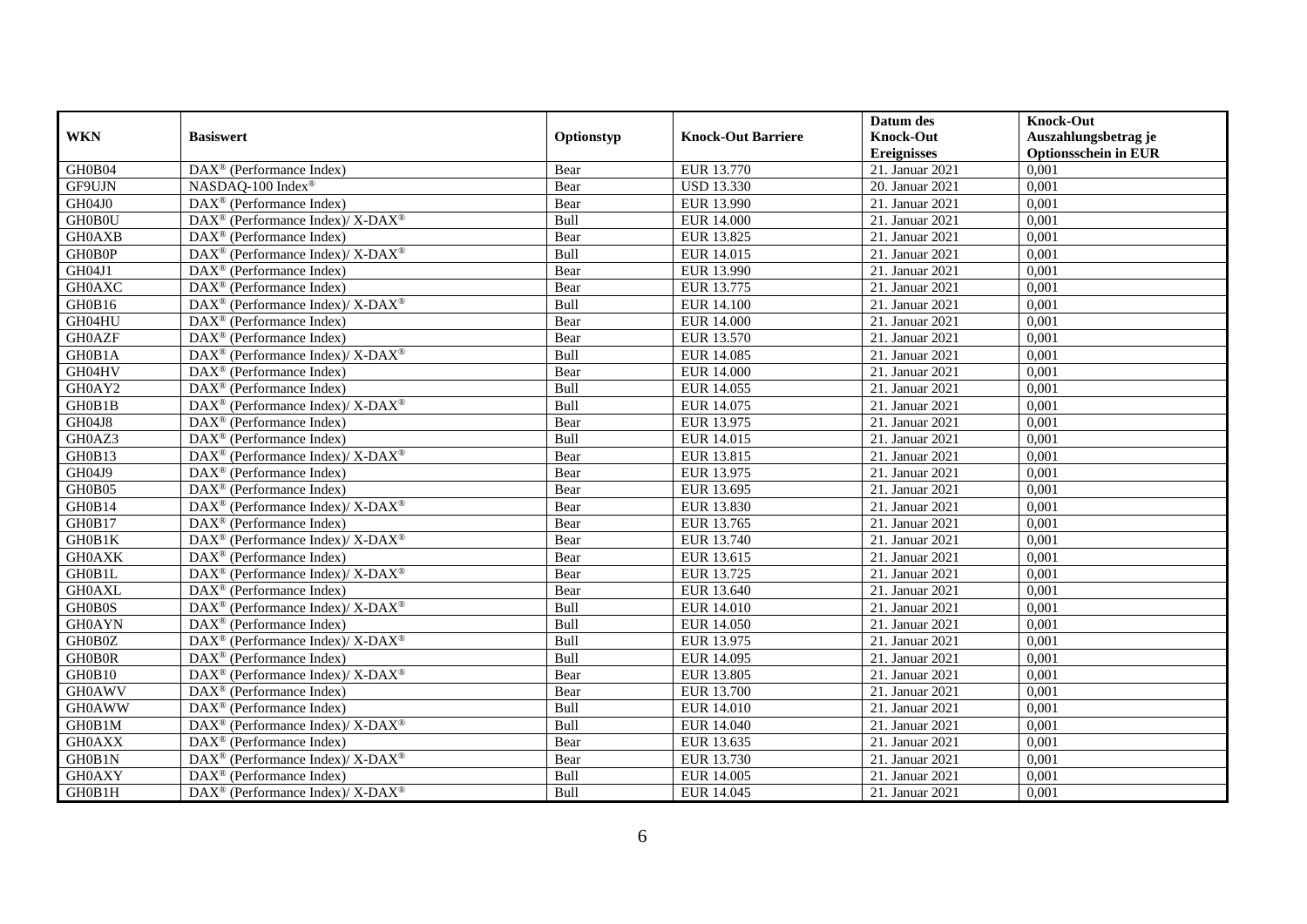| WKN | Basiswert | Optionstyp | Knock-Out Barriere | Datum des Knock-Out Ereignisses | Knock-Out Auszahlungsbetrag je Optionsschein in EUR |
|---|---|---|---|---|---|
| GH0B04 | DAX® (Performance Index) | Bear | EUR 13.770 | 21. Januar 2021 | 0,001 |
| GF9UJN | NASDAQ-100 Index® | Bear | USD 13.330 | 20. Januar 2021 | 0,001 |
| GH04J0 | DAX® (Performance Index) | Bear | EUR 13.990 | 21. Januar 2021 | 0,001 |
| GH0B0U | DAX® (Performance Index)/ X-DAX® | Bull | EUR 14.000 | 21. Januar 2021 | 0,001 |
| GH0AXB | DAX® (Performance Index) | Bear | EUR 13.825 | 21. Januar 2021 | 0,001 |
| GH0B0P | DAX® (Performance Index)/ X-DAX® | Bull | EUR 14.015 | 21. Januar 2021 | 0,001 |
| GH04J1 | DAX® (Performance Index) | Bear | EUR 13.990 | 21. Januar 2021 | 0,001 |
| GH0AXC | DAX® (Performance Index) | Bear | EUR 13.775 | 21. Januar 2021 | 0,001 |
| GH0B16 | DAX® (Performance Index)/ X-DAX® | Bull | EUR 14.100 | 21. Januar 2021 | 0,001 |
| GH04HU | DAX® (Performance Index) | Bear | EUR 14.000 | 21. Januar 2021 | 0,001 |
| GH0AZF | DAX® (Performance Index) | Bear | EUR 13.570 | 21. Januar 2021 | 0,001 |
| GH0B1A | DAX® (Performance Index)/ X-DAX® | Bull | EUR 14.085 | 21. Januar 2021 | 0,001 |
| GH04HV | DAX® (Performance Index) | Bear | EUR 14.000 | 21. Januar 2021 | 0,001 |
| GH0AY2 | DAX® (Performance Index) | Bull | EUR 14.055 | 21. Januar 2021 | 0,001 |
| GH0B1B | DAX® (Performance Index)/ X-DAX® | Bull | EUR 14.075 | 21. Januar 2021 | 0,001 |
| GH04J8 | DAX® (Performance Index) | Bear | EUR 13.975 | 21. Januar 2021 | 0,001 |
| GH0AZ3 | DAX® (Performance Index) | Bull | EUR 14.015 | 21. Januar 2021 | 0,001 |
| GH0B13 | DAX® (Performance Index)/ X-DAX® | Bear | EUR 13.815 | 21. Januar 2021 | 0,001 |
| GH04J9 | DAX® (Performance Index) | Bear | EUR 13.975 | 21. Januar 2021 | 0,001 |
| GH0B05 | DAX® (Performance Index) | Bear | EUR 13.695 | 21. Januar 2021 | 0,001 |
| GH0B14 | DAX® (Performance Index)/ X-DAX® | Bear | EUR 13.830 | 21. Januar 2021 | 0,001 |
| GH0B17 | DAX® (Performance Index) | Bear | EUR 13.765 | 21. Januar 2021 | 0,001 |
| GH0B1K | DAX® (Performance Index)/ X-DAX® | Bear | EUR 13.740 | 21. Januar 2021 | 0,001 |
| GH0AXK | DAX® (Performance Index) | Bear | EUR 13.615 | 21. Januar 2021 | 0,001 |
| GH0B1L | DAX® (Performance Index)/ X-DAX® | Bear | EUR 13.725 | 21. Januar 2021 | 0,001 |
| GH0AXL | DAX® (Performance Index) | Bear | EUR 13.640 | 21. Januar 2021 | 0,001 |
| GH0B0S | DAX® (Performance Index)/ X-DAX® | Bull | EUR 14.010 | 21. Januar 2021 | 0,001 |
| GH0AYN | DAX® (Performance Index) | Bull | EUR 14.050 | 21. Januar 2021 | 0,001 |
| GH0B0Z | DAX® (Performance Index)/ X-DAX® | Bull | EUR 13.975 | 21. Januar 2021 | 0,001 |
| GH0B0R | DAX® (Performance Index) | Bull | EUR 14.095 | 21. Januar 2021 | 0,001 |
| GH0B10 | DAX® (Performance Index)/ X-DAX® | Bear | EUR 13.805 | 21. Januar 2021 | 0,001 |
| GH0AWV | DAX® (Performance Index) | Bear | EUR 13.700 | 21. Januar 2021 | 0,001 |
| GH0AWW | DAX® (Performance Index) | Bull | EUR 14.010 | 21. Januar 2021 | 0,001 |
| GH0B1M | DAX® (Performance Index)/ X-DAX® | Bull | EUR 14.040 | 21. Januar 2021 | 0,001 |
| GH0AXX | DAX® (Performance Index) | Bear | EUR 13.635 | 21. Januar 2021 | 0,001 |
| GH0B1N | DAX® (Performance Index)/ X-DAX® | Bear | EUR 13.730 | 21. Januar 2021 | 0,001 |
| GH0AXY | DAX® (Performance Index) | Bull | EUR 14.005 | 21. Januar 2021 | 0,001 |
| GH0B1H | DAX® (Performance Index)/ X-DAX® | Bull | EUR 14.045 | 21. Januar 2021 | 0,001 |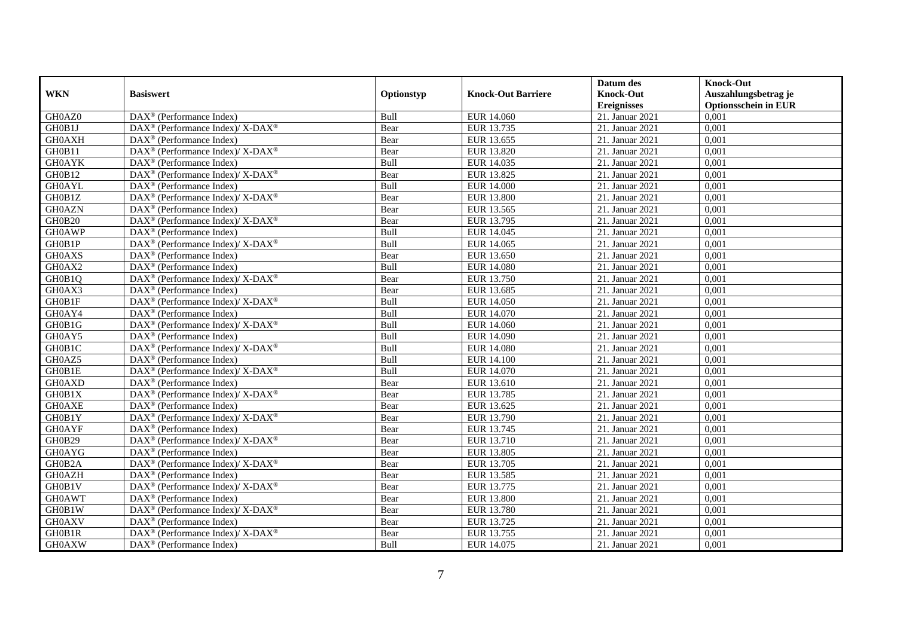| WKN | Basiswert | Optionstyp | Knock-Out Barriere | Datum des Knock-Out Ereignisses | Knock-Out Auszahlungsbetrag je Optionsschein in EUR |
|---|---|---|---|---|---|
| GH0AZ0 | DAX® (Performance Index) | Bull | EUR 14.060 | 21. Januar 2021 | 0,001 |
| GH0B1J | DAX® (Performance Index)/ X-DAX® | Bear | EUR 13.735 | 21. Januar 2021 | 0,001 |
| GH0AXH | DAX® (Performance Index) | Bear | EUR 13.655 | 21. Januar 2021 | 0,001 |
| GH0B11 | DAX® (Performance Index)/ X-DAX® | Bear | EUR 13.820 | 21. Januar 2021 | 0,001 |
| GH0AYK | DAX® (Performance Index) | Bull | EUR 14.035 | 21. Januar 2021 | 0,001 |
| GH0B12 | DAX® (Performance Index)/ X-DAX® | Bear | EUR 13.825 | 21. Januar 2021 | 0,001 |
| GH0AYL | DAX® (Performance Index) | Bull | EUR 14.000 | 21. Januar 2021 | 0,001 |
| GH0B1Z | DAX® (Performance Index)/ X-DAX® | Bear | EUR 13.800 | 21. Januar 2021 | 0,001 |
| GH0AZN | DAX® (Performance Index) | Bear | EUR 13.565 | 21. Januar 2021 | 0,001 |
| GH0B20 | DAX® (Performance Index)/ X-DAX® | Bear | EUR 13.795 | 21. Januar 2021 | 0,001 |
| GH0AWP | DAX® (Performance Index) | Bull | EUR 14.045 | 21. Januar 2021 | 0,001 |
| GH0B1P | DAX® (Performance Index)/ X-DAX® | Bull | EUR 14.065 | 21. Januar 2021 | 0,001 |
| GH0AXS | DAX® (Performance Index) | Bear | EUR 13.650 | 21. Januar 2021 | 0,001 |
| GH0AX2 | DAX® (Performance Index) | Bull | EUR 14.080 | 21. Januar 2021 | 0,001 |
| GH0B1Q | DAX® (Performance Index)/ X-DAX® | Bear | EUR 13.750 | 21. Januar 2021 | 0,001 |
| GH0AX3 | DAX® (Performance Index) | Bear | EUR 13.685 | 21. Januar 2021 | 0,001 |
| GH0B1F | DAX® (Performance Index)/ X-DAX® | Bull | EUR 14.050 | 21. Januar 2021 | 0,001 |
| GH0AY4 | DAX® (Performance Index) | Bull | EUR 14.070 | 21. Januar 2021 | 0,001 |
| GH0B1G | DAX® (Performance Index)/ X-DAX® | Bull | EUR 14.060 | 21. Januar 2021 | 0,001 |
| GH0AY5 | DAX® (Performance Index) | Bull | EUR 14.090 | 21. Januar 2021 | 0,001 |
| GH0B1C | DAX® (Performance Index)/ X-DAX® | Bull | EUR 14.080 | 21. Januar 2021 | 0,001 |
| GH0AZ5 | DAX® (Performance Index) | Bull | EUR 14.100 | 21. Januar 2021 | 0,001 |
| GH0B1E | DAX® (Performance Index)/ X-DAX® | Bull | EUR 14.070 | 21. Januar 2021 | 0,001 |
| GH0AXD | DAX® (Performance Index) | Bear | EUR 13.610 | 21. Januar 2021 | 0,001 |
| GH0B1X | DAX® (Performance Index)/ X-DAX® | Bear | EUR 13.785 | 21. Januar 2021 | 0,001 |
| GH0AXE | DAX® (Performance Index) | Bear | EUR 13.625 | 21. Januar 2021 | 0,001 |
| GH0B1Y | DAX® (Performance Index)/ X-DAX® | Bear | EUR 13.790 | 21. Januar 2021 | 0,001 |
| GH0AYF | DAX® (Performance Index) | Bear | EUR 13.745 | 21. Januar 2021 | 0,001 |
| GH0B29 | DAX® (Performance Index)/ X-DAX® | Bear | EUR 13.710 | 21. Januar 2021 | 0,001 |
| GH0AYG | DAX® (Performance Index) | Bear | EUR 13.805 | 21. Januar 2021 | 0,001 |
| GH0B2A | DAX® (Performance Index)/ X-DAX® | Bear | EUR 13.705 | 21. Januar 2021 | 0,001 |
| GH0AZH | DAX® (Performance Index) | Bear | EUR 13.585 | 21. Januar 2021 | 0,001 |
| GH0B1V | DAX® (Performance Index)/ X-DAX® | Bear | EUR 13.775 | 21. Januar 2021 | 0,001 |
| GH0AWT | DAX® (Performance Index) | Bear | EUR 13.800 | 21. Januar 2021 | 0,001 |
| GH0B1W | DAX® (Performance Index)/ X-DAX® | Bear | EUR 13.780 | 21. Januar 2021 | 0,001 |
| GH0AXV | DAX® (Performance Index) | Bear | EUR 13.725 | 21. Januar 2021 | 0,001 |
| GH0B1R | DAX® (Performance Index)/ X-DAX® | Bear | EUR 13.755 | 21. Januar 2021 | 0,001 |
| GH0AXW | DAX® (Performance Index) | Bull | EUR 14.075 | 21. Januar 2021 | 0,001 |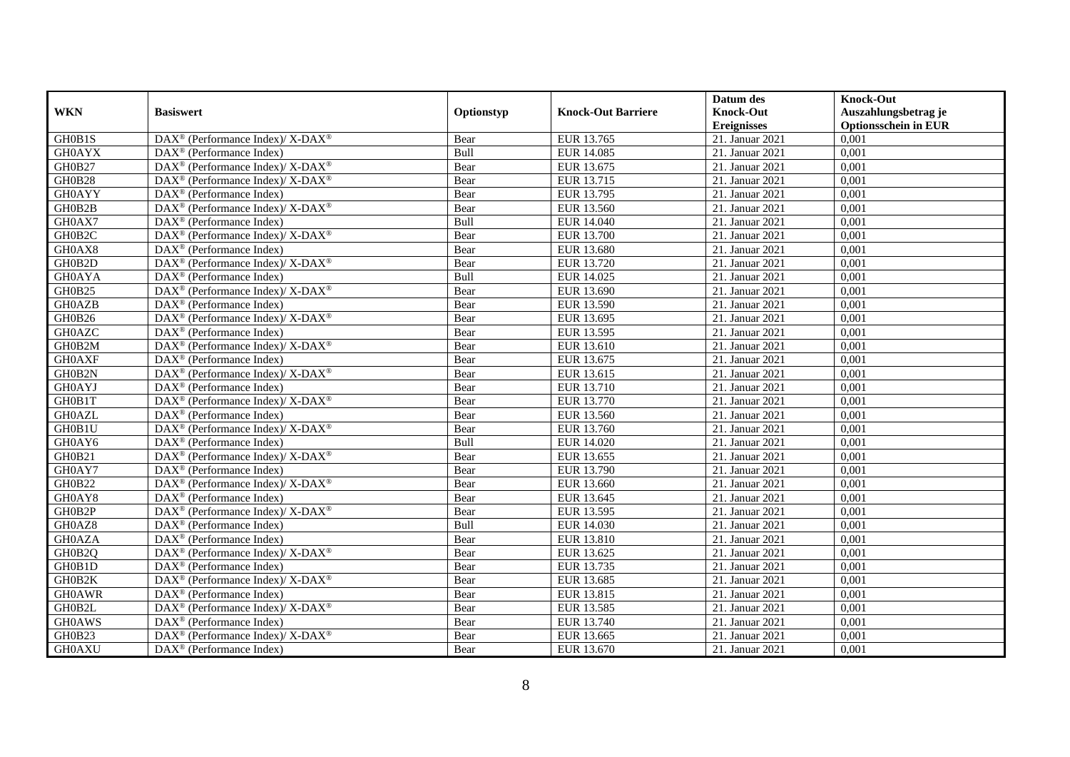| WKN | Basiswert | Optionstyp | Knock-Out Barriere | Datum des Knock-Out Ereignisses | Knock-Out Auszahlungsbetrag je Optionsschein in EUR |
|---|---|---|---|---|---|
| GH0B1S | DAX® (Performance Index)/ X-DAX® | Bear | EUR 13.765 | 21. Januar 2021 | 0,001 |
| GH0AYX | DAX® (Performance Index) | Bull | EUR 14.085 | 21. Januar 2021 | 0,001 |
| GH0B27 | DAX® (Performance Index)/ X-DAX® | Bear | EUR 13.675 | 21. Januar 2021 | 0,001 |
| GH0B28 | DAX® (Performance Index)/ X-DAX® | Bear | EUR 13.715 | 21. Januar 2021 | 0,001 |
| GH0AYY | DAX® (Performance Index) | Bear | EUR 13.795 | 21. Januar 2021 | 0,001 |
| GH0B2B | DAX® (Performance Index)/ X-DAX® | Bear | EUR 13.560 | 21. Januar 2021 | 0,001 |
| GH0AX7 | DAX® (Performance Index) | Bull | EUR 14.040 | 21. Januar 2021 | 0,001 |
| GH0B2C | DAX® (Performance Index)/ X-DAX® | Bear | EUR 13.700 | 21. Januar 2021 | 0,001 |
| GH0AX8 | DAX® (Performance Index) | Bear | EUR 13.680 | 21. Januar 2021 | 0,001 |
| GH0B2D | DAX® (Performance Index)/ X-DAX® | Bear | EUR 13.720 | 21. Januar 2021 | 0,001 |
| GH0AYA | DAX® (Performance Index) | Bull | EUR 14.025 | 21. Januar 2021 | 0,001 |
| GH0B25 | DAX® (Performance Index)/ X-DAX® | Bear | EUR 13.690 | 21. Januar 2021 | 0,001 |
| GH0AZB | DAX® (Performance Index) | Bear | EUR 13.590 | 21. Januar 2021 | 0,001 |
| GH0B26 | DAX® (Performance Index)/ X-DAX® | Bear | EUR 13.695 | 21. Januar 2021 | 0,001 |
| GH0AZC | DAX® (Performance Index) | Bear | EUR 13.595 | 21. Januar 2021 | 0,001 |
| GH0B2M | DAX® (Performance Index)/ X-DAX® | Bear | EUR 13.610 | 21. Januar 2021 | 0,001 |
| GH0AXF | DAX® (Performance Index) | Bear | EUR 13.675 | 21. Januar 2021 | 0,001 |
| GH0B2N | DAX® (Performance Index)/ X-DAX® | Bear | EUR 13.615 | 21. Januar 2021 | 0,001 |
| GH0AYJ | DAX® (Performance Index) | Bear | EUR 13.710 | 21. Januar 2021 | 0,001 |
| GH0B1T | DAX® (Performance Index)/ X-DAX® | Bear | EUR 13.770 | 21. Januar 2021 | 0,001 |
| GH0AZL | DAX® (Performance Index) | Bear | EUR 13.560 | 21. Januar 2021 | 0,001 |
| GH0B1U | DAX® (Performance Index)/ X-DAX® | Bear | EUR 13.760 | 21. Januar 2021 | 0,001 |
| GH0AY6 | DAX® (Performance Index) | Bull | EUR 14.020 | 21. Januar 2021 | 0,001 |
| GH0B21 | DAX® (Performance Index)/ X-DAX® | Bear | EUR 13.655 | 21. Januar 2021 | 0,001 |
| GH0AY7 | DAX® (Performance Index) | Bear | EUR 13.790 | 21. Januar 2021 | 0,001 |
| GH0B22 | DAX® (Performance Index)/ X-DAX® | Bear | EUR 13.660 | 21. Januar 2021 | 0,001 |
| GH0AY8 | DAX® (Performance Index) | Bear | EUR 13.645 | 21. Januar 2021 | 0,001 |
| GH0B2P | DAX® (Performance Index)/ X-DAX® | Bear | EUR 13.595 | 21. Januar 2021 | 0,001 |
| GH0AZ8 | DAX® (Performance Index) | Bull | EUR 14.030 | 21. Januar 2021 | 0,001 |
| GH0AZA | DAX® (Performance Index) | Bear | EUR 13.810 | 21. Januar 2021 | 0,001 |
| GH0B2Q | DAX® (Performance Index)/ X-DAX® | Bear | EUR 13.625 | 21. Januar 2021 | 0,001 |
| GH0B1D | DAX® (Performance Index) | Bear | EUR 13.735 | 21. Januar 2021 | 0,001 |
| GH0B2K | DAX® (Performance Index)/ X-DAX® | Bear | EUR 13.685 | 21. Januar 2021 | 0,001 |
| GH0AWR | DAX® (Performance Index) | Bear | EUR 13.815 | 21. Januar 2021 | 0,001 |
| GH0B2L | DAX® (Performance Index)/ X-DAX® | Bear | EUR 13.585 | 21. Januar 2021 | 0,001 |
| GH0AWS | DAX® (Performance Index) | Bear | EUR 13.740 | 21. Januar 2021 | 0,001 |
| GH0B23 | DAX® (Performance Index)/ X-DAX® | Bear | EUR 13.665 | 21. Januar 2021 | 0,001 |
| GH0AXU | DAX® (Performance Index) | Bear | EUR 13.670 | 21. Januar 2021 | 0,001 |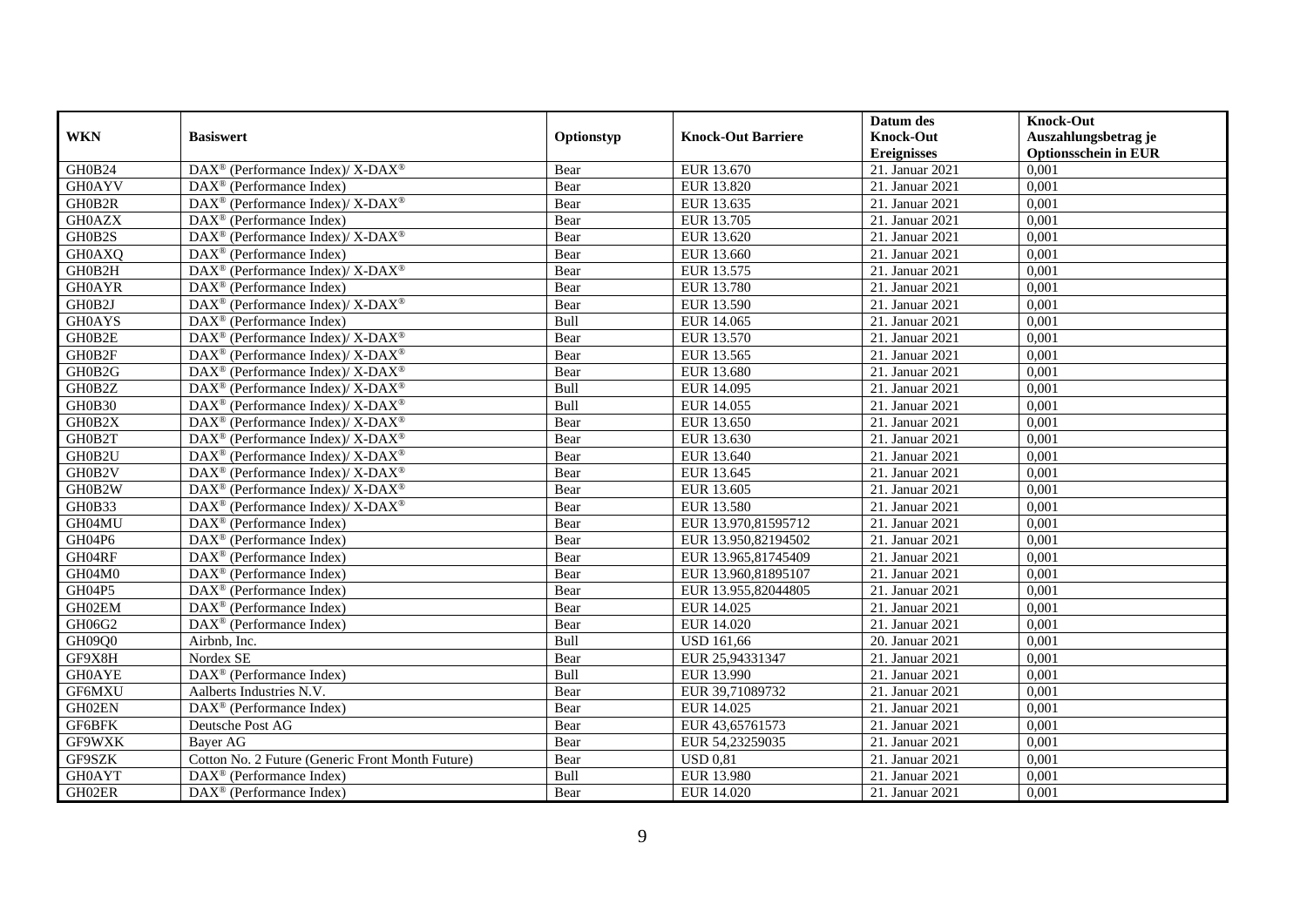| WKN | Basiswert | Optionstyp | Knock-Out Barriere | Datum des Knock-Out Ereignisses | Knock-Out Auszahlungsbetrag je Optionsschein in EUR |
|---|---|---|---|---|---|
| GH0B24 | DAX® (Performance Index)/ X-DAX® | Bear | EUR 13.670 | 21. Januar 2021 | 0,001 |
| GH0AYV | DAX® (Performance Index) | Bear | EUR 13.820 | 21. Januar 2021 | 0,001 |
| GH0B2R | DAX® (Performance Index)/ X-DAX® | Bear | EUR 13.635 | 21. Januar 2021 | 0,001 |
| GH0AZX | DAX® (Performance Index) | Bear | EUR 13.705 | 21. Januar 2021 | 0,001 |
| GH0B2S | DAX® (Performance Index)/ X-DAX® | Bear | EUR 13.620 | 21. Januar 2021 | 0,001 |
| GH0AXQ | DAX® (Performance Index) | Bear | EUR 13.660 | 21. Januar 2021 | 0,001 |
| GH0B2H | DAX® (Performance Index)/ X-DAX® | Bear | EUR 13.575 | 21. Januar 2021 | 0,001 |
| GH0AYR | DAX® (Performance Index) | Bear | EUR 13.780 | 21. Januar 2021 | 0,001 |
| GH0B2J | DAX® (Performance Index)/ X-DAX® | Bear | EUR 13.590 | 21. Januar 2021 | 0,001 |
| GH0AYS | DAX® (Performance Index) | Bull | EUR 14.065 | 21. Januar 2021 | 0,001 |
| GH0B2E | DAX® (Performance Index)/ X-DAX® | Bear | EUR 13.570 | 21. Januar 2021 | 0,001 |
| GH0B2F | DAX® (Performance Index)/ X-DAX® | Bear | EUR 13.565 | 21. Januar 2021 | 0,001 |
| GH0B2G | DAX® (Performance Index)/ X-DAX® | Bear | EUR 13.680 | 21. Januar 2021 | 0,001 |
| GH0B2Z | DAX® (Performance Index)/ X-DAX® | Bull | EUR 14.095 | 21. Januar 2021 | 0,001 |
| GH0B30 | DAX® (Performance Index)/ X-DAX® | Bull | EUR 14.055 | 21. Januar 2021 | 0,001 |
| GH0B2X | DAX® (Performance Index)/ X-DAX® | Bear | EUR 13.650 | 21. Januar 2021 | 0,001 |
| GH0B2T | DAX® (Performance Index)/ X-DAX® | Bear | EUR 13.630 | 21. Januar 2021 | 0,001 |
| GH0B2U | DAX® (Performance Index)/ X-DAX® | Bear | EUR 13.640 | 21. Januar 2021 | 0,001 |
| GH0B2V | DAX® (Performance Index)/ X-DAX® | Bear | EUR 13.645 | 21. Januar 2021 | 0,001 |
| GH0B2W | DAX® (Performance Index)/ X-DAX® | Bear | EUR 13.605 | 21. Januar 2021 | 0,001 |
| GH0B33 | DAX® (Performance Index)/ X-DAX® | Bear | EUR 13.580 | 21. Januar 2021 | 0,001 |
| GH04MU | DAX® (Performance Index) | Bear | EUR 13.970,81595712 | 21. Januar 2021 | 0,001 |
| GH04P6 | DAX® (Performance Index) | Bear | EUR 13.950,82194502 | 21. Januar 2021 | 0,001 |
| GH04RF | DAX® (Performance Index) | Bear | EUR 13.965,81745409 | 21. Januar 2021 | 0,001 |
| GH04M0 | DAX® (Performance Index) | Bear | EUR 13.960,81895107 | 21. Januar 2021 | 0,001 |
| GH04P5 | DAX® (Performance Index) | Bear | EUR 13.955,82044805 | 21. Januar 2021 | 0,001 |
| GH02EM | DAX® (Performance Index) | Bear | EUR 14.025 | 21. Januar 2021 | 0,001 |
| GH06G2 | DAX® (Performance Index) | Bear | EUR 14.020 | 21. Januar 2021 | 0,001 |
| GH09Q0 | Airbnb, Inc. | Bull | USD 161,66 | 20. Januar 2021 | 0,001 |
| GF9X8H | Nordex SE | Bear | EUR 25,94331347 | 21. Januar 2021 | 0,001 |
| GH0AYE | DAX® (Performance Index) | Bull | EUR 13.990 | 21. Januar 2021 | 0,001 |
| GF6MXU | Aalberts Industries N.V. | Bear | EUR 39,71089732 | 21. Januar 2021 | 0,001 |
| GH02EN | DAX® (Performance Index) | Bear | EUR 14.025 | 21. Januar 2021 | 0,001 |
| GF6BFK | Deutsche Post AG | Bear | EUR 43,65761573 | 21. Januar 2021 | 0,001 |
| GF9WXK | Bayer AG | Bear | EUR 54,23259035 | 21. Januar 2021 | 0,001 |
| GF9SZK | Cotton No. 2 Future (Generic Front Month Future) | Bear | USD 0,81 | 21. Januar 2021 | 0,001 |
| GH0AYT | DAX® (Performance Index) | Bull | EUR 13.980 | 21. Januar 2021 | 0,001 |
| GH02ER | DAX® (Performance Index) | Bear | EUR 14.020 | 21. Januar 2021 | 0,001 |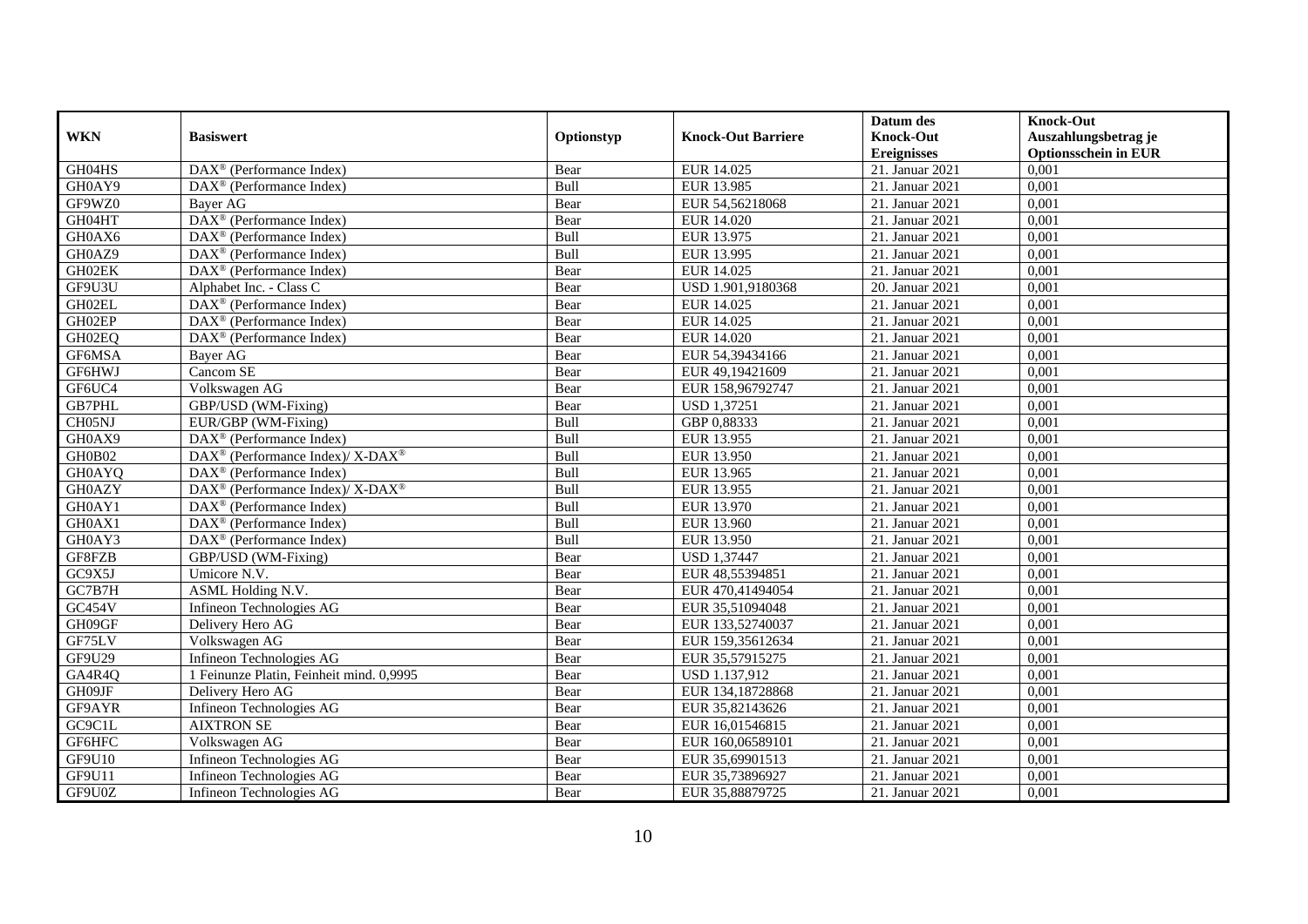| WKN | Basiswert | Optionstyp | Knock-Out Barriere | Datum des Knock-Out Ereignisses | Knock-Out Auszahlungsbetrag je Optionsschein in EUR |
|---|---|---|---|---|---|
| GH04HS | DAX® (Performance Index) | Bear | EUR 14.025 | 21. Januar 2021 | 0,001 |
| GH0AY9 | DAX® (Performance Index) | Bull | EUR 13.985 | 21. Januar 2021 | 0,001 |
| GF9WZ0 | Bayer AG | Bear | EUR 54,56218068 | 21. Januar 2021 | 0,001 |
| GH04HT | DAX® (Performance Index) | Bear | EUR 14.020 | 21. Januar 2021 | 0,001 |
| GH0AX6 | DAX® (Performance Index) | Bull | EUR 13.975 | 21. Januar 2021 | 0,001 |
| GH0AZ9 | DAX® (Performance Index) | Bull | EUR 13.995 | 21. Januar 2021 | 0,001 |
| GH02EK | DAX® (Performance Index) | Bear | EUR 14.025 | 21. Januar 2021 | 0,001 |
| GF9U3U | Alphabet Inc. - Class C | Bear | USD 1.901,9180368 | 20. Januar 2021 | 0,001 |
| GH02EL | DAX® (Performance Index) | Bear | EUR 14.025 | 21. Januar 2021 | 0,001 |
| GH02EP | DAX® (Performance Index) | Bear | EUR 14.025 | 21. Januar 2021 | 0,001 |
| GH02EQ | DAX® (Performance Index) | Bear | EUR 14.020 | 21. Januar 2021 | 0,001 |
| GF6MSA | Bayer AG | Bear | EUR 54,39434166 | 21. Januar 2021 | 0,001 |
| GF6HWJ | Cancom SE | Bear | EUR 49,19421609 | 21. Januar 2021 | 0,001 |
| GF6UC4 | Volkswagen AG | Bear | EUR 158,96792747 | 21. Januar 2021 | 0,001 |
| GB7PHL | GBP/USD (WM-Fixing) | Bear | USD 1,37251 | 21. Januar 2021 | 0,001 |
| CH05NJ | EUR/GBP (WM-Fixing) | Bull | GBP 0,88333 | 21. Januar 2021 | 0,001 |
| GH0AX9 | DAX® (Performance Index) | Bull | EUR 13.955 | 21. Januar 2021 | 0,001 |
| GH0B02 | DAX® (Performance Index)/ X-DAX® | Bull | EUR 13.950 | 21. Januar 2021 | 0,001 |
| GH0AYQ | DAX® (Performance Index) | Bull | EUR 13.965 | 21. Januar 2021 | 0,001 |
| GH0AZY | DAX® (Performance Index)/ X-DAX® | Bull | EUR 13.955 | 21. Januar 2021 | 0,001 |
| GH0AY1 | DAX® (Performance Index) | Bull | EUR 13.970 | 21. Januar 2021 | 0,001 |
| GH0AX1 | DAX® (Performance Index) | Bull | EUR 13.960 | 21. Januar 2021 | 0,001 |
| GH0AY3 | DAX® (Performance Index) | Bull | EUR 13.950 | 21. Januar 2021 | 0,001 |
| GF8FZB | GBP/USD (WM-Fixing) | Bear | USD 1,37447 | 21. Januar 2021 | 0,001 |
| GC9X5J | Umicore N.V. | Bear | EUR 48,55394851 | 21. Januar 2021 | 0,001 |
| GC7B7H | ASML Holding N.V. | Bear | EUR 470,41494054 | 21. Januar 2021 | 0,001 |
| GC454V | Infineon Technologies AG | Bear | EUR 35,51094048 | 21. Januar 2021 | 0,001 |
| GH09GF | Delivery Hero AG | Bear | EUR 133,52740037 | 21. Januar 2021 | 0,001 |
| GF75LV | Volkswagen AG | Bear | EUR 159,35612634 | 21. Januar 2021 | 0,001 |
| GF9U29 | Infineon Technologies AG | Bear | EUR 35,57915275 | 21. Januar 2021 | 0,001 |
| GA4R4Q | 1 Feinunze Platin, Feinheit mind. 0,9995 | Bear | USD 1.137,912 | 21. Januar 2021 | 0,001 |
| GH09JF | Delivery Hero AG | Bear | EUR 134,18728868 | 21. Januar 2021 | 0,001 |
| GF9AYR | Infineon Technologies AG | Bear | EUR 35,82143626 | 21. Januar 2021 | 0,001 |
| GC9C1L | AIXTRON SE | Bear | EUR 16,01546815 | 21. Januar 2021 | 0,001 |
| GF6HFC | Volkswagen AG | Bear | EUR 160,06589101 | 21. Januar 2021 | 0,001 |
| GF9U10 | Infineon Technologies AG | Bear | EUR 35,69901513 | 21. Januar 2021 | 0,001 |
| GF9U11 | Infineon Technologies AG | Bear | EUR 35,73896927 | 21. Januar 2021 | 0,001 |
| GF9U0Z | Infineon Technologies AG | Bear | EUR 35,88879725 | 21. Januar 2021 | 0,001 |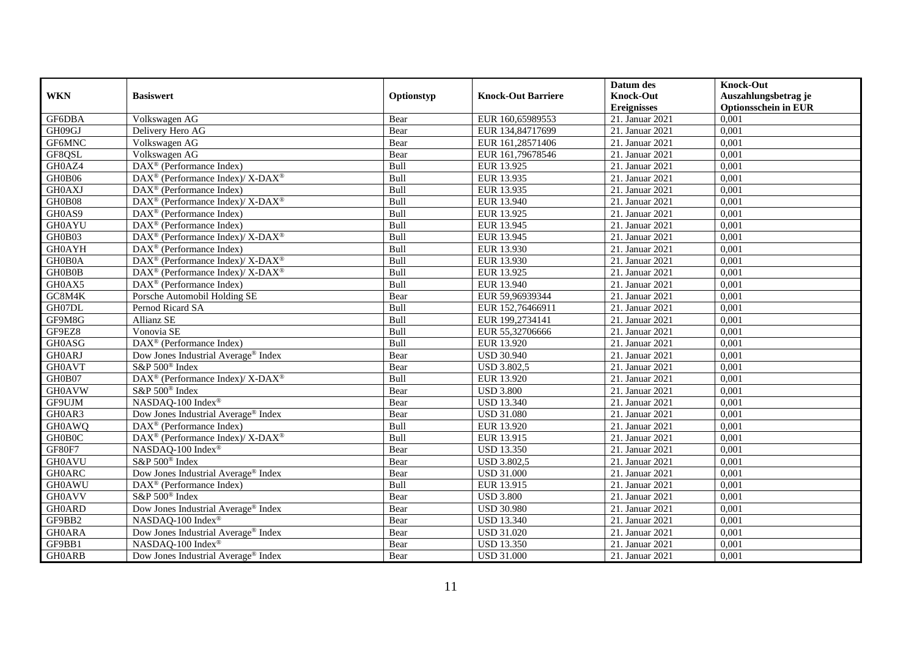| WKN | Basiswert | Optionstyp | Knock-Out Barriere | Datum des Knock-Out Ereignisses | Knock-Out Auszahlungsbetrag je Optionsschein in EUR |
|---|---|---|---|---|---|
| GF6DBA | Volkswagen AG | Bear | EUR 160,65989553 | 21. Januar 2021 | 0,001 |
| GH09GJ | Delivery Hero AG | Bear | EUR 134,84717699 | 21. Januar 2021 | 0,001 |
| GF6MNC | Volkswagen AG | Bear | EUR 161,28571406 | 21. Januar 2021 | 0,001 |
| GF8QSL | Volkswagen AG | Bear | EUR 161,79678546 | 21. Januar 2021 | 0,001 |
| GH0AZ4 | DAX® (Performance Index) | Bull | EUR 13.925 | 21. Januar 2021 | 0,001 |
| GH0B06 | DAX® (Performance Index)/ X-DAX® | Bull | EUR 13.935 | 21. Januar 2021 | 0,001 |
| GH0AXJ | DAX® (Performance Index) | Bull | EUR 13.935 | 21. Januar 2021 | 0,001 |
| GH0B08 | DAX® (Performance Index)/ X-DAX® | Bull | EUR 13.940 | 21. Januar 2021 | 0,001 |
| GH0AS9 | DAX® (Performance Index) | Bull | EUR 13.925 | 21. Januar 2021 | 0,001 |
| GH0AYU | DAX® (Performance Index) | Bull | EUR 13.945 | 21. Januar 2021 | 0,001 |
| GH0B03 | DAX® (Performance Index)/ X-DAX® | Bull | EUR 13.945 | 21. Januar 2021 | 0,001 |
| GH0AYH | DAX® (Performance Index) | Bull | EUR 13.930 | 21. Januar 2021 | 0,001 |
| GH0B0A | DAX® (Performance Index)/ X-DAX® | Bull | EUR 13.930 | 21. Januar 2021 | 0,001 |
| GH0B0B | DAX® (Performance Index)/ X-DAX® | Bull | EUR 13.925 | 21. Januar 2021 | 0,001 |
| GH0AX5 | DAX® (Performance Index) | Bull | EUR 13.940 | 21. Januar 2021 | 0,001 |
| GC8M4K | Porsche Automobil Holding SE | Bear | EUR 59,96939344 | 21. Januar 2021 | 0,001 |
| GH07DL | Pernod Ricard SA | Bull | EUR 152,76466911 | 21. Januar 2021 | 0,001 |
| GF9M8G | Allianz SE | Bull | EUR 199,2734141 | 21. Januar 2021 | 0,001 |
| GF9EZ8 | Vonovia SE | Bull | EUR 55,32706666 | 21. Januar 2021 | 0,001 |
| GH0ASG | DAX® (Performance Index) | Bull | EUR 13.920 | 21. Januar 2021 | 0,001 |
| GH0ARJ | Dow Jones Industrial Average® Index | Bear | USD 30.940 | 21. Januar 2021 | 0,001 |
| GH0AVT | S&P 500® Index | Bear | USD 3.802,5 | 21. Januar 2021 | 0,001 |
| GH0B07 | DAX® (Performance Index)/ X-DAX® | Bull | EUR 13.920 | 21. Januar 2021 | 0,001 |
| GH0AVW | S&P 500® Index | Bear | USD 3.800 | 21. Januar 2021 | 0,001 |
| GF9UJM | NASDAQ-100 Index® | Bear | USD 13.340 | 21. Januar 2021 | 0,001 |
| GH0AR3 | Dow Jones Industrial Average® Index | Bear | USD 31.080 | 21. Januar 2021 | 0,001 |
| GH0AWQ | DAX® (Performance Index) | Bull | EUR 13.920 | 21. Januar 2021 | 0,001 |
| GH0B0C | DAX® (Performance Index)/ X-DAX® | Bull | EUR 13.915 | 21. Januar 2021 | 0,001 |
| GF80F7 | NASDAQ-100 Index® | Bear | USD 13.350 | 21. Januar 2021 | 0,001 |
| GH0AVU | S&P 500® Index | Bear | USD 3.802,5 | 21. Januar 2021 | 0,001 |
| GH0ARC | Dow Jones Industrial Average® Index | Bear | USD 31.000 | 21. Januar 2021 | 0,001 |
| GH0AWU | DAX® (Performance Index) | Bull | EUR 13.915 | 21. Januar 2021 | 0,001 |
| GH0AVV | S&P 500® Index | Bear | USD 3.800 | 21. Januar 2021 | 0,001 |
| GH0ARD | Dow Jones Industrial Average® Index | Bear | USD 30.980 | 21. Januar 2021 | 0,001 |
| GF9BB2 | NASDAQ-100 Index® | Bear | USD 13.340 | 21. Januar 2021 | 0,001 |
| GH0ARA | Dow Jones Industrial Average® Index | Bear | USD 31.020 | 21. Januar 2021 | 0,001 |
| GF9BB1 | NASDAQ-100 Index® | Bear | USD 13.350 | 21. Januar 2021 | 0,001 |
| GH0ARB | Dow Jones Industrial Average® Index | Bear | USD 31.000 | 21. Januar 2021 | 0,001 |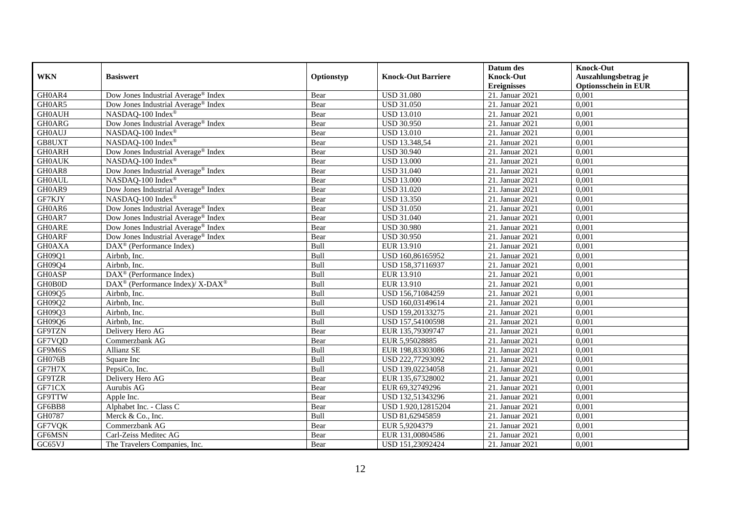| WKN | Basiswert | Optionstyp | Knock-Out Barriere | Datum des Knock-Out Ereignisses | Knock-Out Auszahlungsbetrag je Optionsschein in EUR |
|---|---|---|---|---|---|
| GH0AR4 | Dow Jones Industrial Average® Index | Bear | USD 31.080 | 21. Januar 2021 | 0,001 |
| GH0AR5 | Dow Jones Industrial Average® Index | Bear | USD 31.050 | 21. Januar 2021 | 0,001 |
| GH0AUH | NASDAQ-100 Index® | Bear | USD 13.010 | 21. Januar 2021 | 0,001 |
| GH0ARG | Dow Jones Industrial Average® Index | Bear | USD 30.950 | 21. Januar 2021 | 0,001 |
| GH0AUJ | NASDAQ-100 Index® | Bear | USD 13.010 | 21. Januar 2021 | 0,001 |
| GB8UXT | NASDAQ-100 Index® | Bear | USD 13.348,54 | 21. Januar 2021 | 0,001 |
| GH0ARH | Dow Jones Industrial Average® Index | Bear | USD 30.940 | 21. Januar 2021 | 0,001 |
| GH0AUK | NASDAQ-100 Index® | Bear | USD 13.000 | 21. Januar 2021 | 0,001 |
| GH0AR8 | Dow Jones Industrial Average® Index | Bear | USD 31.040 | 21. Januar 2021 | 0,001 |
| GH0AUL | NASDAQ-100 Index® | Bear | USD 13.000 | 21. Januar 2021 | 0,001 |
| GH0AR9 | Dow Jones Industrial Average® Index | Bear | USD 31.020 | 21. Januar 2021 | 0,001 |
| GF7KJY | NASDAQ-100 Index® | Bear | USD 13.350 | 21. Januar 2021 | 0,001 |
| GH0AR6 | Dow Jones Industrial Average® Index | Bear | USD 31.050 | 21. Januar 2021 | 0,001 |
| GH0AR7 | Dow Jones Industrial Average® Index | Bear | USD 31.040 | 21. Januar 2021 | 0,001 |
| GH0ARE | Dow Jones Industrial Average® Index | Bear | USD 30.980 | 21. Januar 2021 | 0,001 |
| GH0ARF | Dow Jones Industrial Average® Index | Bear | USD 30.950 | 21. Januar 2021 | 0,001 |
| GH0AXA | DAX® (Performance Index) | Bull | EUR 13.910 | 21. Januar 2021 | 0,001 |
| GH09Q1 | Airbnb, Inc. | Bull | USD 160,86165952 | 21. Januar 2021 | 0,001 |
| GH09Q4 | Airbnb, Inc. | Bull | USD 158,37116937 | 21. Januar 2021 | 0,001 |
| GH0ASP | DAX® (Performance Index) | Bull | EUR 13.910 | 21. Januar 2021 | 0,001 |
| GH0B0D | DAX® (Performance Index)/ X-DAX® | Bull | EUR 13.910 | 21. Januar 2021 | 0,001 |
| GH09Q5 | Airbnb, Inc. | Bull | USD 156,71084259 | 21. Januar 2021 | 0,001 |
| GH09Q2 | Airbnb, Inc. | Bull | USD 160,03149614 | 21. Januar 2021 | 0,001 |
| GH09Q3 | Airbnb, Inc. | Bull | USD 159,20133275 | 21. Januar 2021 | 0,001 |
| GH09Q6 | Airbnb, Inc. | Bull | USD 157,54100598 | 21. Januar 2021 | 0,001 |
| GF9TZN | Delivery Hero AG | Bear | EUR 135,79309747 | 21. Januar 2021 | 0,001 |
| GF7VQD | Commerzbank AG | Bear | EUR 5,95028885 | 21. Januar 2021 | 0,001 |
| GF9M6S | Allianz SE | Bull | EUR 198,83303086 | 21. Januar 2021 | 0,001 |
| GH076B | Square Inc | Bull | USD 222,77293092 | 21. Januar 2021 | 0,001 |
| GF7H7X | PepsiCo, Inc. | Bull | USD 139,02234058 | 21. Januar 2021 | 0,001 |
| GF9TZR | Delivery Hero AG | Bear | EUR 135,67328002 | 21. Januar 2021 | 0,001 |
| GF71CX | Aurubis AG | Bear | EUR 69,32749296 | 21. Januar 2021 | 0,001 |
| GF9TTW | Apple Inc. | Bear | USD 132,51343296 | 21. Januar 2021 | 0,001 |
| GF6BB8 | Alphabet Inc. - Class C | Bear | USD 1.920,12815204 | 21. Januar 2021 | 0,001 |
| GH0787 | Merck & Co., Inc. | Bull | USD 81,62945859 | 21. Januar 2021 | 0,001 |
| GF7VQK | Commerzbank AG | Bear | EUR 5,9204379 | 21. Januar 2021 | 0,001 |
| GF6MSN | Carl-Zeiss Meditec AG | Bear | EUR 131,00804586 | 21. Januar 2021 | 0,001 |
| GC65VJ | The Travelers Companies, Inc. | Bear | USD 151,23092424 | 21. Januar 2021 | 0,001 |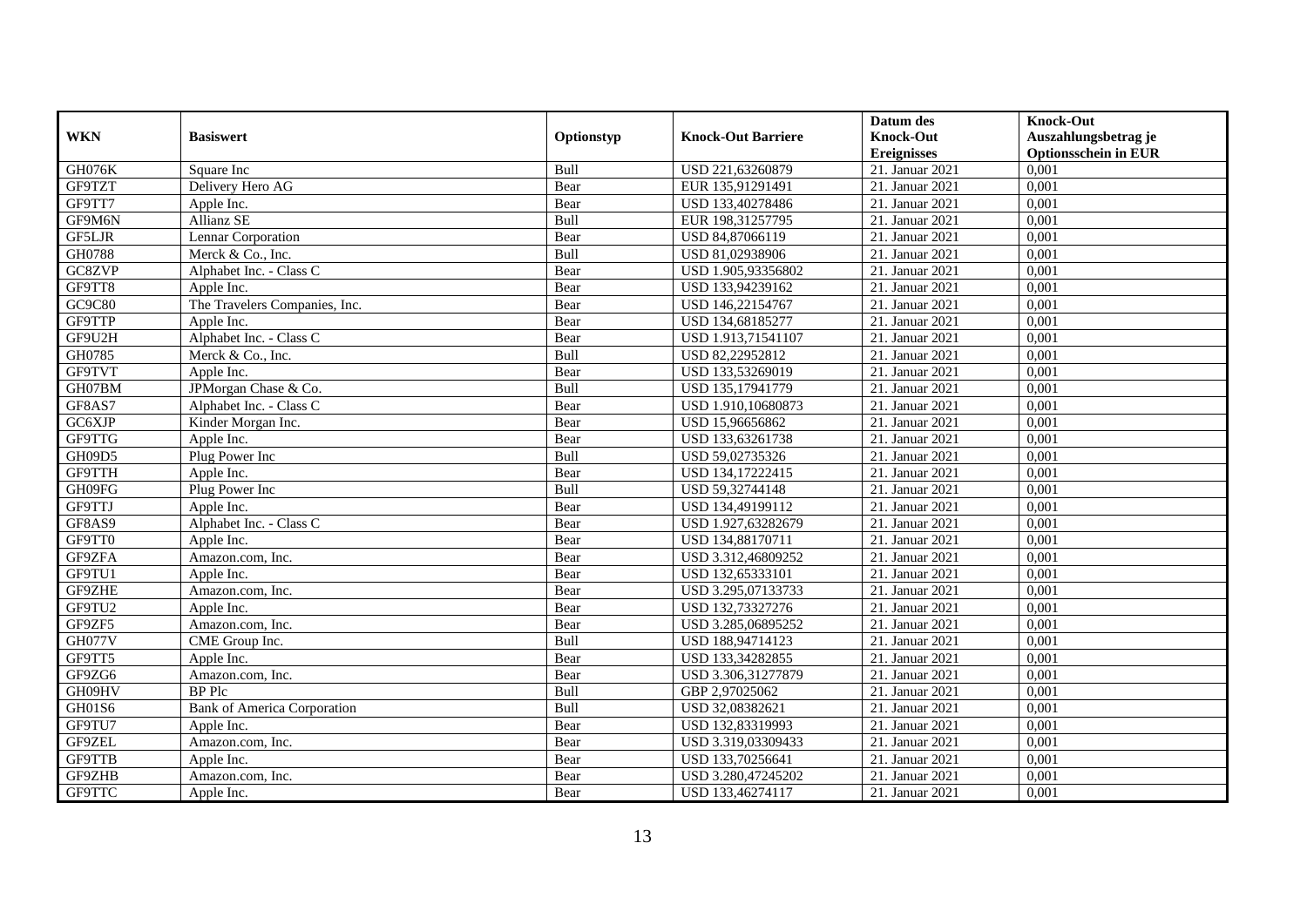| WKN | Basiswert | Optionstyp | Knock-Out Barriere | Datum des Knock-Out Ereignisses | Knock-Out Auszahlungsbetrag je Optionsschein in EUR |
|---|---|---|---|---|---|
| GH076K | Square Inc | Bull | USD 221,63260879 | 21. Januar 2021 | 0,001 |
| GF9TZT | Delivery Hero AG | Bear | EUR 135,91291491 | 21. Januar 2021 | 0,001 |
| GF9TT7 | Apple Inc. | Bear | USD 133,40278486 | 21. Januar 2021 | 0,001 |
| GF9M6N | Allianz SE | Bull | EUR 198,31257795 | 21. Januar 2021 | 0,001 |
| GF5LJR | Lennar Corporation | Bear | USD 84,87066119 | 21. Januar 2021 | 0,001 |
| GH0788 | Merck & Co., Inc. | Bull | USD 81,02938906 | 21. Januar 2021 | 0,001 |
| GC8ZVP | Alphabet Inc. - Class C | Bear | USD 1.905,93356802 | 21. Januar 2021 | 0,001 |
| GF9TT8 | Apple Inc. | Bear | USD 133,94239162 | 21. Januar 2021 | 0,001 |
| GC9C80 | The Travelers Companies, Inc. | Bear | USD 146,22154767 | 21. Januar 2021 | 0,001 |
| GF9TTP | Apple Inc. | Bear | USD 134,68185277 | 21. Januar 2021 | 0,001 |
| GF9U2H | Alphabet Inc. - Class C | Bear | USD 1.913,71541107 | 21. Januar 2021 | 0,001 |
| GH0785 | Merck & Co., Inc. | Bull | USD 82,22952812 | 21. Januar 2021 | 0,001 |
| GF9TVT | Apple Inc. | Bear | USD 133,53269019 | 21. Januar 2021 | 0,001 |
| GH07BM | JPMorgan Chase & Co. | Bull | USD 135,17941779 | 21. Januar 2021 | 0,001 |
| GF8AS7 | Alphabet Inc. - Class C | Bear | USD 1.910,10680873 | 21. Januar 2021 | 0,001 |
| GC6XJP | Kinder Morgan Inc. | Bear | USD 15,96656862 | 21. Januar 2021 | 0,001 |
| GF9TTG | Apple Inc. | Bear | USD 133,63261738 | 21. Januar 2021 | 0,001 |
| GH09D5 | Plug Power Inc | Bull | USD 59,02735326 | 21. Januar 2021 | 0,001 |
| GF9TTH | Apple Inc. | Bear | USD 134,17222415 | 21. Januar 2021 | 0,001 |
| GH09FG | Plug Power Inc | Bull | USD 59,32744148 | 21. Januar 2021 | 0,001 |
| GF9TTJ | Apple Inc. | Bear | USD 134,49199112 | 21. Januar 2021 | 0,001 |
| GF8AS9 | Alphabet Inc. - Class C | Bear | USD 1.927,63282679 | 21. Januar 2021 | 0,001 |
| GF9TT0 | Apple Inc. | Bear | USD 134,88170711 | 21. Januar 2021 | 0,001 |
| GF9ZFA | Amazon.com, Inc. | Bear | USD 3.312,46809252 | 21. Januar 2021 | 0,001 |
| GF9TU1 | Apple Inc. | Bear | USD 132,65333101 | 21. Januar 2021 | 0,001 |
| GF9ZHE | Amazon.com, Inc. | Bear | USD 3.295,07133733 | 21. Januar 2021 | 0,001 |
| GF9TU2 | Apple Inc. | Bear | USD 132,73327276 | 21. Januar 2021 | 0,001 |
| GF9ZF5 | Amazon.com, Inc. | Bear | USD 3.285,06895252 | 21. Januar 2021 | 0,001 |
| GH077V | CME Group Inc. | Bull | USD 188,94714123 | 21. Januar 2021 | 0,001 |
| GF9TT5 | Apple Inc. | Bear | USD 133,34282855 | 21. Januar 2021 | 0,001 |
| GF9ZG6 | Amazon.com, Inc. | Bear | USD 3.306,31277879 | 21. Januar 2021 | 0,001 |
| GH09HV | BP Plc | Bull | GBP 2,97025062 | 21. Januar 2021 | 0,001 |
| GH01S6 | Bank of America Corporation | Bull | USD 32,08382621 | 21. Januar 2021 | 0,001 |
| GF9TU7 | Apple Inc. | Bear | USD 132,83319993 | 21. Januar 2021 | 0,001 |
| GF9ZEL | Amazon.com, Inc. | Bear | USD 3.319,03309433 | 21. Januar 2021 | 0,001 |
| GF9TTB | Apple Inc. | Bear | USD 133,70256641 | 21. Januar 2021 | 0,001 |
| GF9ZHB | Amazon.com, Inc. | Bear | USD 3.280,47245202 | 21. Januar 2021 | 0,001 |
| GF9TTC | Apple Inc. | Bear | USD 133,46274117 | 21. Januar 2021 | 0,001 |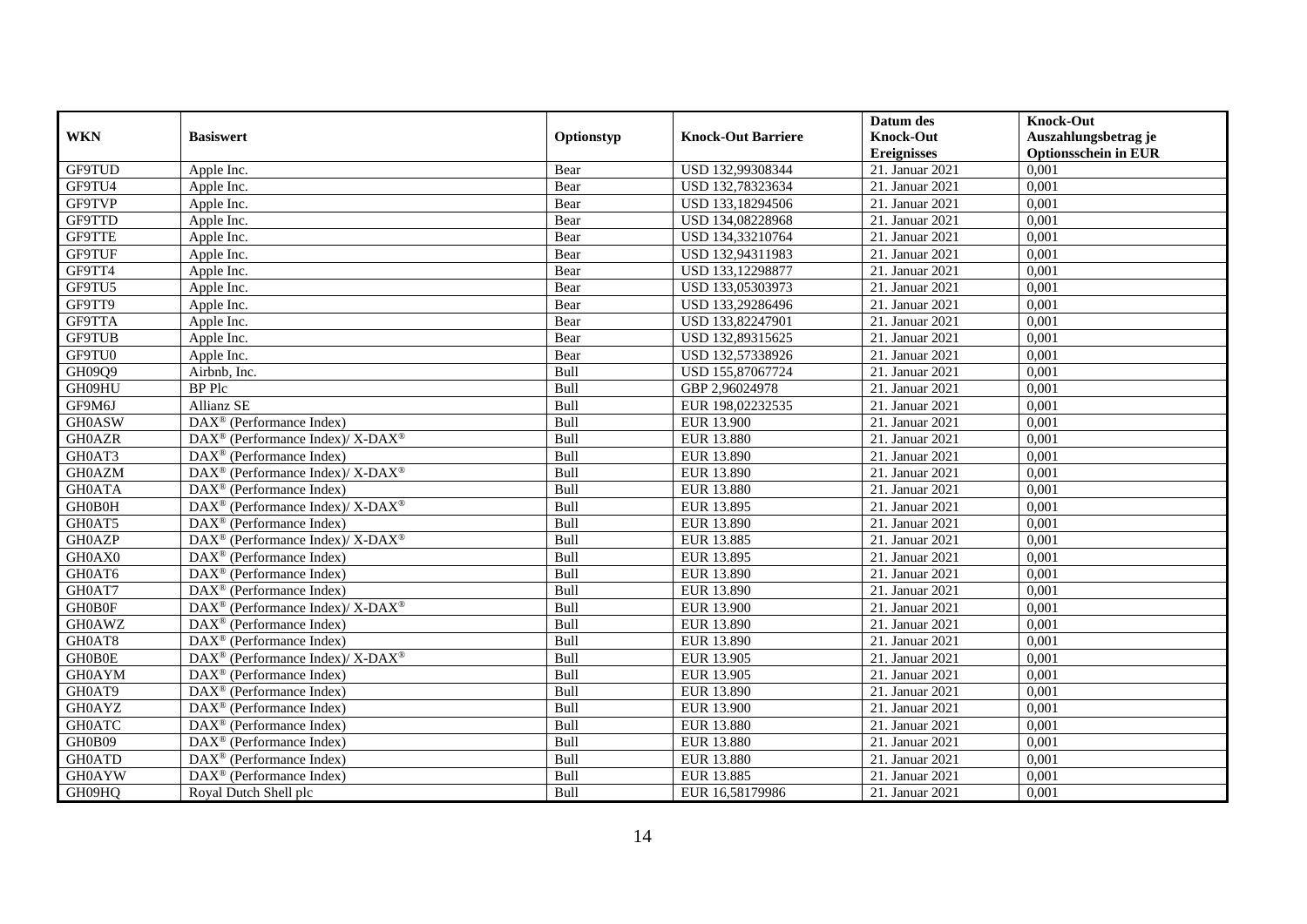| WKN | Basiswert | Optionstyp | Knock-Out Barriere | Datum des Knock-Out Ereignisses | Knock-Out Auszahlungsbetrag je Optionsschein in EUR |
|---|---|---|---|---|---|
| GF9TUD | Apple Inc. | Bear | USD 132,99308344 | 21. Januar 2021 | 0,001 |
| GF9TU4 | Apple Inc. | Bear | USD 132,78323634 | 21. Januar 2021 | 0,001 |
| GF9TVP | Apple Inc. | Bear | USD 133,18294506 | 21. Januar 2021 | 0,001 |
| GF9TTD | Apple Inc. | Bear | USD 134,08228968 | 21. Januar 2021 | 0,001 |
| GF9TTE | Apple Inc. | Bear | USD 134,33210764 | 21. Januar 2021 | 0,001 |
| GF9TUF | Apple Inc. | Bear | USD 132,94311983 | 21. Januar 2021 | 0,001 |
| GF9TT4 | Apple Inc. | Bear | USD 133,12298877 | 21. Januar 2021 | 0,001 |
| GF9TU5 | Apple Inc. | Bear | USD 133,05303973 | 21. Januar 2021 | 0,001 |
| GF9TT9 | Apple Inc. | Bear | USD 133,29286496 | 21. Januar 2021 | 0,001 |
| GF9TTA | Apple Inc. | Bear | USD 133,82247901 | 21. Januar 2021 | 0,001 |
| GF9TUB | Apple Inc. | Bear | USD 132,89315625 | 21. Januar 2021 | 0,001 |
| GF9TU0 | Apple Inc. | Bear | USD 132,57338926 | 21. Januar 2021 | 0,001 |
| GH09Q9 | Airbnb, Inc. | Bull | USD 155,87067724 | 21. Januar 2021 | 0,001 |
| GH09HU | BP Plc | Bull | GBP 2,96024978 | 21. Januar 2021 | 0,001 |
| GF9M6J | Allianz SE | Bull | EUR 198,02232535 | 21. Januar 2021 | 0,001 |
| GH0ASW | DAX® (Performance Index) | Bull | EUR 13.900 | 21. Januar 2021 | 0,001 |
| GH0AZR | DAX® (Performance Index)/ X-DAX® | Bull | EUR 13.880 | 21. Januar 2021 | 0,001 |
| GH0AT3 | DAX® (Performance Index) | Bull | EUR 13.890 | 21. Januar 2021 | 0,001 |
| GH0AZM | DAX® (Performance Index)/ X-DAX® | Bull | EUR 13.890 | 21. Januar 2021 | 0,001 |
| GH0ATA | DAX® (Performance Index) | Bull | EUR 13.880 | 21. Januar 2021 | 0,001 |
| GH0B0H | DAX® (Performance Index)/ X-DAX® | Bull | EUR 13.895 | 21. Januar 2021 | 0,001 |
| GH0AT5 | DAX® (Performance Index) | Bull | EUR 13.890 | 21. Januar 2021 | 0,001 |
| GH0AZP | DAX® (Performance Index)/ X-DAX® | Bull | EUR 13.885 | 21. Januar 2021 | 0,001 |
| GH0AX0 | DAX® (Performance Index) | Bull | EUR 13.895 | 21. Januar 2021 | 0,001 |
| GH0AT6 | DAX® (Performance Index) | Bull | EUR 13.890 | 21. Januar 2021 | 0,001 |
| GH0AT7 | DAX® (Performance Index) | Bull | EUR 13.890 | 21. Januar 2021 | 0,001 |
| GH0B0F | DAX® (Performance Index)/ X-DAX® | Bull | EUR 13.900 | 21. Januar 2021 | 0,001 |
| GH0AWZ | DAX® (Performance Index) | Bull | EUR 13.890 | 21. Januar 2021 | 0,001 |
| GH0AT8 | DAX® (Performance Index) | Bull | EUR 13.890 | 21. Januar 2021 | 0,001 |
| GH0B0E | DAX® (Performance Index)/ X-DAX® | Bull | EUR 13.905 | 21. Januar 2021 | 0,001 |
| GH0AYM | DAX® (Performance Index) | Bull | EUR 13.905 | 21. Januar 2021 | 0,001 |
| GH0AT9 | DAX® (Performance Index) | Bull | EUR 13.890 | 21. Januar 2021 | 0,001 |
| GH0AYZ | DAX® (Performance Index) | Bull | EUR 13.900 | 21. Januar 2021 | 0,001 |
| GH0ATC | DAX® (Performance Index) | Bull | EUR 13.880 | 21. Januar 2021 | 0,001 |
| GH0B09 | DAX® (Performance Index) | Bull | EUR 13.880 | 21. Januar 2021 | 0,001 |
| GH0ATD | DAX® (Performance Index) | Bull | EUR 13.880 | 21. Januar 2021 | 0,001 |
| GH0AYW | DAX® (Performance Index) | Bull | EUR 13.885 | 21. Januar 2021 | 0,001 |
| GH09HQ | Royal Dutch Shell plc | Bull | EUR 16,58179986 | 21. Januar 2021 | 0,001 |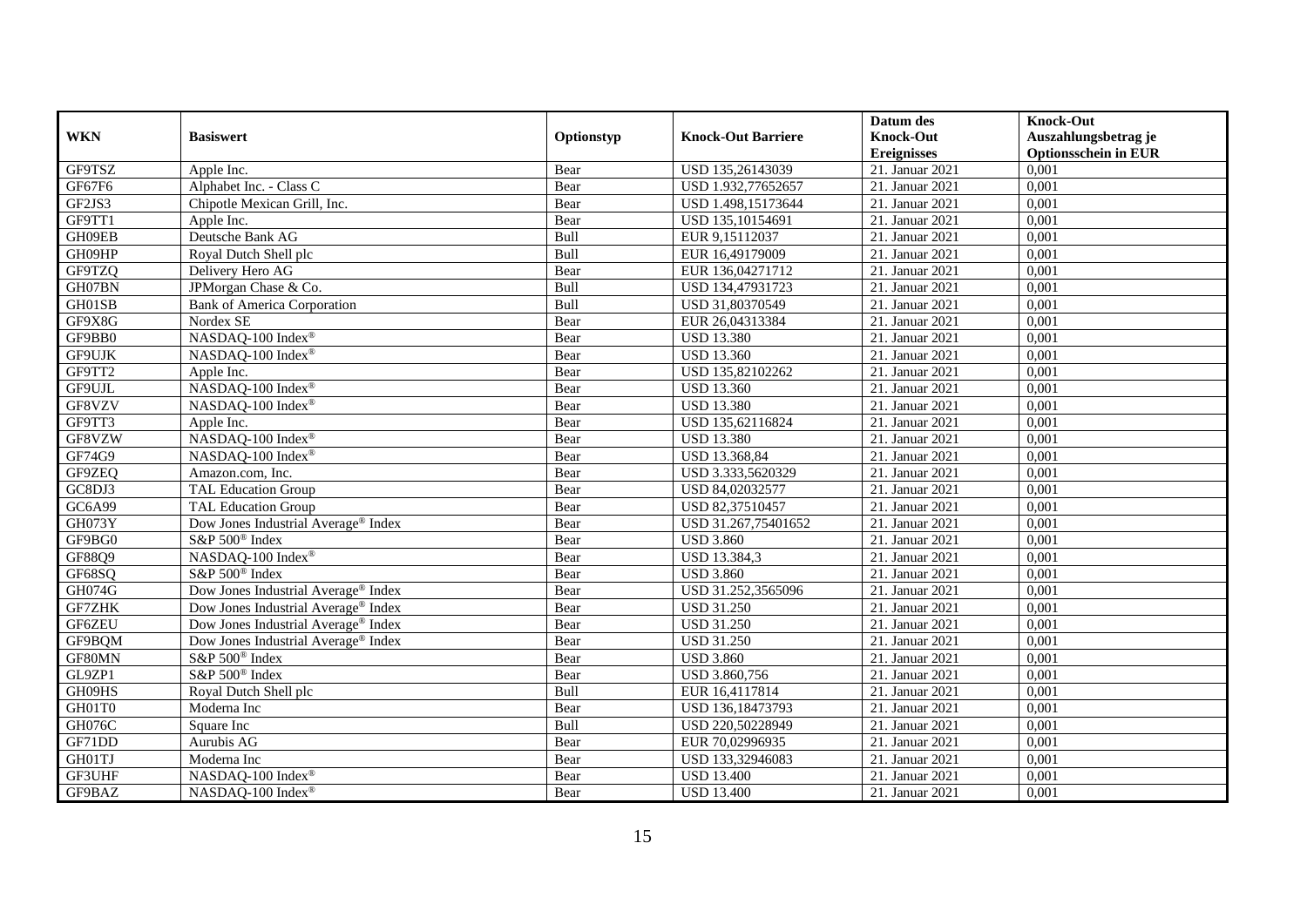| WKN | Basiswert | Optionstyp | Knock-Out Barriere | Datum des Knock-Out Ereignisses | Knock-Out Auszahlungsbetrag je Optionsschein in EUR |
|---|---|---|---|---|---|
| GF9TSZ | Apple Inc. | Bear | USD 135,26143039 | 21. Januar 2021 | 0,001 |
| GF67F6 | Alphabet Inc. - Class C | Bear | USD 1.932,77652657 | 21. Januar 2021 | 0,001 |
| GF2JS3 | Chipotle Mexican Grill, Inc. | Bear | USD 1.498,15173644 | 21. Januar 2021 | 0,001 |
| GF9TT1 | Apple Inc. | Bear | USD 135,10154691 | 21. Januar 2021 | 0,001 |
| GH09EB | Deutsche Bank AG | Bull | EUR 9,15112037 | 21. Januar 2021 | 0,001 |
| GH09HP | Royal Dutch Shell plc | Bull | EUR 16,49179009 | 21. Januar 2021 | 0,001 |
| GF9TZQ | Delivery Hero AG | Bear | EUR 136,04271712 | 21. Januar 2021 | 0,001 |
| GH07BN | JPMorgan Chase & Co. | Bull | USD 134,47931723 | 21. Januar 2021 | 0,001 |
| GH01SB | Bank of America Corporation | Bull | USD 31,80370549 | 21. Januar 2021 | 0,001 |
| GF9X8G | Nordex SE | Bear | EUR 26,04313384 | 21. Januar 2021 | 0,001 |
| GF9BB0 | NASDAQ-100 Index® | Bear | USD 13.380 | 21. Januar 2021 | 0,001 |
| GF9UJK | NASDAQ-100 Index® | Bear | USD 13.360 | 21. Januar 2021 | 0,001 |
| GF9TT2 | Apple Inc. | Bear | USD 135,82102262 | 21. Januar 2021 | 0,001 |
| GF9UJL | NASDAQ-100 Index® | Bear | USD 13.360 | 21. Januar 2021 | 0,001 |
| GF8VZV | NASDAQ-100 Index® | Bear | USD 13.380 | 21. Januar 2021 | 0,001 |
| GF9TT3 | Apple Inc. | Bear | USD 135,62116824 | 21. Januar 2021 | 0,001 |
| GF8VZW | NASDAQ-100 Index® | Bear | USD 13.380 | 21. Januar 2021 | 0,001 |
| GF74G9 | NASDAQ-100 Index® | Bear | USD 13.368,84 | 21. Januar 2021 | 0,001 |
| GF9ZEQ | Amazon.com, Inc. | Bear | USD 3.333,5620329 | 21. Januar 2021 | 0,001 |
| GC8DJ3 | TAL Education Group | Bear | USD 84,02032577 | 21. Januar 2021 | 0,001 |
| GC6A99 | TAL Education Group | Bear | USD 82,37510457 | 21. Januar 2021 | 0,001 |
| GH073Y | Dow Jones Industrial Average® Index | Bear | USD 31.267,75401652 | 21. Januar 2021 | 0,001 |
| GF9BG0 | S&P 500® Index | Bear | USD 3.860 | 21. Januar 2021 | 0,001 |
| GF88Q9 | NASDAQ-100 Index® | Bear | USD 13.384,3 | 21. Januar 2021 | 0,001 |
| GF68SQ | S&P 500® Index | Bear | USD 3.860 | 21. Januar 2021 | 0,001 |
| GH074G | Dow Jones Industrial Average® Index | Bear | USD 31.252,3565096 | 21. Januar 2021 | 0,001 |
| GF7ZHK | Dow Jones Industrial Average® Index | Bear | USD 31.250 | 21. Januar 2021 | 0,001 |
| GF6ZEU | Dow Jones Industrial Average® Index | Bear | USD 31.250 | 21. Januar 2021 | 0,001 |
| GF9BQM | Dow Jones Industrial Average® Index | Bear | USD 31.250 | 21. Januar 2021 | 0,001 |
| GF80MN | S&P 500® Index | Bear | USD 3.860 | 21. Januar 2021 | 0,001 |
| GL9ZP1 | S&P 500® Index | Bear | USD 3.860,756 | 21. Januar 2021 | 0,001 |
| GH09HS | Royal Dutch Shell plc | Bull | EUR 16,4117814 | 21. Januar 2021 | 0,001 |
| GH01T0 | Moderna Inc | Bear | USD 136,18473793 | 21. Januar 2021 | 0,001 |
| GH076C | Square Inc | Bull | USD 220,50228949 | 21. Januar 2021 | 0,001 |
| GF71DD | Aurubis AG | Bear | EUR 70,02996935 | 21. Januar 2021 | 0,001 |
| GH01TJ | Moderna Inc | Bear | USD 133,32946083 | 21. Januar 2021 | 0,001 |
| GF3UHF | NASDAQ-100 Index® | Bear | USD 13.400 | 21. Januar 2021 | 0,001 |
| GF9BAZ | NASDAQ-100 Index® | Bear | USD 13.400 | 21. Januar 2021 | 0,001 |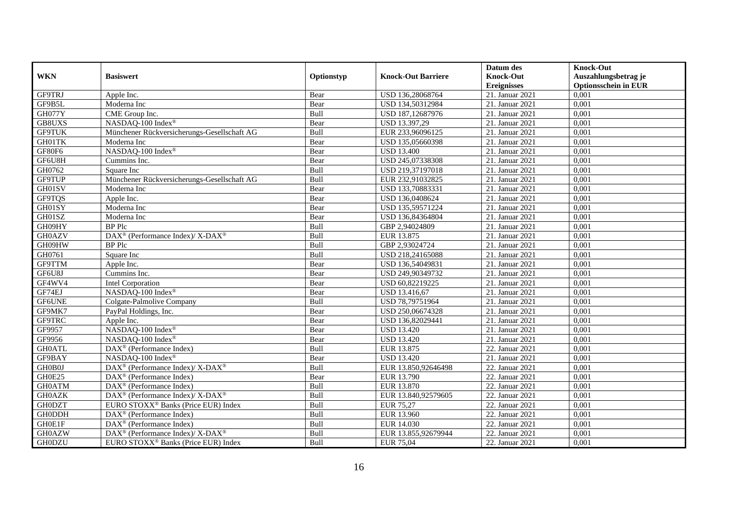| WKN | Basiswert | Optionstyp | Knock-Out Barriere | Datum des Knock-Out Ereignisses | Knock-Out Auszahlungsbetrag je Optionsschein in EUR |
|---|---|---|---|---|---|
| GF9TRJ | Apple Inc. | Bear | USD 136,28068764 | 21. Januar 2021 | 0,001 |
| GF9B5L | Moderna Inc | Bear | USD 134,50312984 | 21. Januar 2021 | 0,001 |
| GH077Y | CME Group Inc. | Bull | USD 187,12687976 | 21. Januar 2021 | 0,001 |
| GB8UXS | NASDAQ-100 Index® | Bear | USD 13.397,29 | 21. Januar 2021 | 0,001 |
| GF9TUK | Münchener Rückversicherungs-Gesellschaft AG | Bull | EUR 233,96096125 | 21. Januar 2021 | 0,001 |
| GH01TK | Moderna Inc | Bear | USD 135,05660398 | 21. Januar 2021 | 0,001 |
| GF80F6 | NASDAQ-100 Index® | Bear | USD 13.400 | 21. Januar 2021 | 0,001 |
| GF6U8H | Cummins Inc. | Bear | USD 245,07338308 | 21. Januar 2021 | 0,001 |
| GH0762 | Square Inc | Bull | USD 219,37197018 | 21. Januar 2021 | 0,001 |
| GF9TUP | Münchener Rückversicherungs-Gesellschaft AG | Bull | EUR 232,91032825 | 21. Januar 2021 | 0,001 |
| GH01SV | Moderna Inc | Bear | USD 133,70883331 | 21. Januar 2021 | 0,001 |
| GF9TQS | Apple Inc. | Bear | USD 136,0408624 | 21. Januar 2021 | 0,001 |
| GH01SY | Moderna Inc | Bear | USD 135,59571224 | 21. Januar 2021 | 0,001 |
| GH01SZ | Moderna Inc | Bear | USD 136,84364804 | 21. Januar 2021 | 0,001 |
| GH09HY | BP Plc | Bull | GBP 2,94024809 | 21. Januar 2021 | 0,001 |
| GH0AZV | DAX® (Performance Index)/ X-DAX® | Bull | EUR 13.875 | 21. Januar 2021 | 0,001 |
| GH09HW | BP Plc | Bull | GBP 2,93024724 | 21. Januar 2021 | 0,001 |
| GH0761 | Square Inc | Bull | USD 218,24165088 | 21. Januar 2021 | 0,001 |
| GF9TTM | Apple Inc. | Bear | USD 136,54049831 | 21. Januar 2021 | 0,001 |
| GF6U8J | Cummins Inc. | Bear | USD 249,90349732 | 21. Januar 2021 | 0,001 |
| GF4WV4 | Intel Corporation | Bear | USD 60,82219225 | 21. Januar 2021 | 0,001 |
| GF74EJ | NASDAQ-100 Index® | Bear | USD 13.416,67 | 21. Januar 2021 | 0,001 |
| GF6UNE | Colgate-Palmolive Company | Bull | USD 78,79751964 | 21. Januar 2021 | 0,001 |
| GF9MK7 | PayPal Holdings, Inc. | Bear | USD 250,06674328 | 21. Januar 2021 | 0,001 |
| GF9TRC | Apple Inc. | Bear | USD 136,82029441 | 21. Januar 2021 | 0,001 |
| GF9957 | NASDAQ-100 Index® | Bear | USD 13.420 | 21. Januar 2021 | 0,001 |
| GF9956 | NASDAQ-100 Index® | Bear | USD 13.420 | 21. Januar 2021 | 0,001 |
| GH0ATL | DAX® (Performance Index) | Bull | EUR 13.875 | 22. Januar 2021 | 0,001 |
| GF9BAY | NASDAQ-100 Index® | Bear | USD 13.420 | 21. Januar 2021 | 0,001 |
| GH0B0J | DAX® (Performance Index)/ X-DAX® | Bull | EUR 13.850,92646498 | 22. Januar 2021 | 0,001 |
| GH0E25 | DAX® (Performance Index) | Bear | EUR 13.790 | 22. Januar 2021 | 0,001 |
| GH0ATM | DAX® (Performance Index) | Bull | EUR 13.870 | 22. Januar 2021 | 0,001 |
| GH0AZK | DAX® (Performance Index)/ X-DAX® | Bull | EUR 13.840,92579605 | 22. Januar 2021 | 0,001 |
| GH0DZT | EURO STOXX® Banks (Price EUR) Index | Bull | EUR 75,27 | 22. Januar 2021 | 0,001 |
| GH0DDH | DAX® (Performance Index) | Bull | EUR 13.960 | 22. Januar 2021 | 0,001 |
| GH0E1F | DAX® (Performance Index) | Bull | EUR 14.030 | 22. Januar 2021 | 0,001 |
| GH0AZW | DAX® (Performance Index)/ X-DAX® | Bull | EUR 13.855,92679944 | 22. Januar 2021 | 0,001 |
| GH0DZU | EURO STOXX® Banks (Price EUR) Index | Bull | EUR 75,04 | 22. Januar 2021 | 0,001 |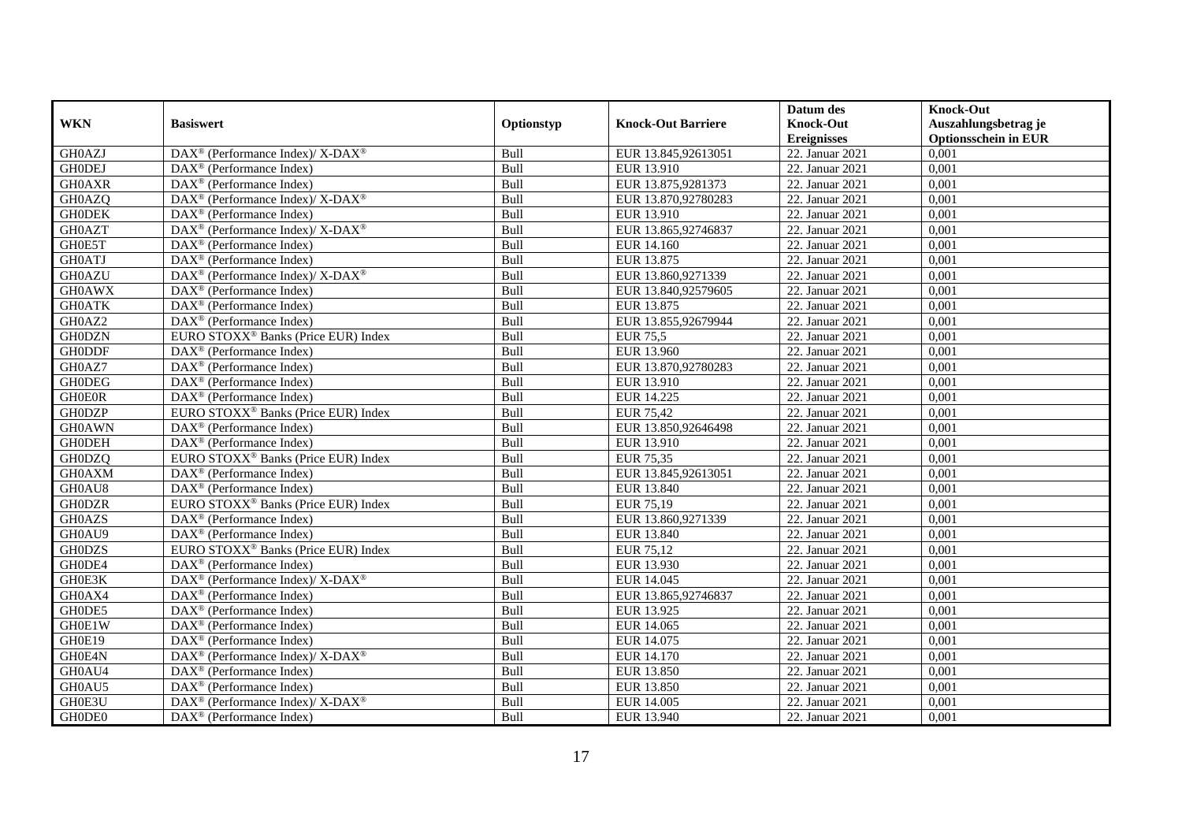| WKN | Basiswert | Optionstyp | Knock-Out Barriere | Datum des Knock-Out Ereignisses | Knock-Out Auszahlungsbetrag je Optionsschein in EUR |
|---|---|---|---|---|---|
| GH0AZJ | DAX® (Performance Index)/ X-DAX® | Bull | EUR 13.845,92613051 | 22. Januar 2021 | 0,001 |
| GH0DEJ | DAX® (Performance Index) | Bull | EUR 13.910 | 22. Januar 2021 | 0,001 |
| GH0AXR | DAX® (Performance Index) | Bull | EUR 13.875,9281373 | 22. Januar 2021 | 0,001 |
| GH0AZQ | DAX® (Performance Index)/ X-DAX® | Bull | EUR 13.870,92780283 | 22. Januar 2021 | 0,001 |
| GH0DEK | DAX® (Performance Index) | Bull | EUR 13.910 | 22. Januar 2021 | 0,001 |
| GH0AZT | DAX® (Performance Index)/ X-DAX® | Bull | EUR 13.865,92746837 | 22. Januar 2021 | 0,001 |
| GH0E5T | DAX® (Performance Index) | Bull | EUR 14.160 | 22. Januar 2021 | 0,001 |
| GH0ATJ | DAX® (Performance Index) | Bull | EUR 13.875 | 22. Januar 2021 | 0,001 |
| GH0AZU | DAX® (Performance Index)/ X-DAX® | Bull | EUR 13.860,9271339 | 22. Januar 2021 | 0,001 |
| GH0AWX | DAX® (Performance Index) | Bull | EUR 13.840,92579605 | 22. Januar 2021 | 0,001 |
| GH0ATK | DAX® (Performance Index) | Bull | EUR 13.875 | 22. Januar 2021 | 0,001 |
| GH0AZ2 | DAX® (Performance Index) | Bull | EUR 13.855,92679944 | 22. Januar 2021 | 0,001 |
| GH0DZN | EURO STOXX® Banks (Price EUR) Index | Bull | EUR 75,5 | 22. Januar 2021 | 0,001 |
| GH0DDF | DAX® (Performance Index) | Bull | EUR 13.960 | 22. Januar 2021 | 0,001 |
| GH0AZ7 | DAX® (Performance Index) | Bull | EUR 13.870,92780283 | 22. Januar 2021 | 0,001 |
| GH0DEG | DAX® (Performance Index) | Bull | EUR 13.910 | 22. Januar 2021 | 0,001 |
| GH0E0R | DAX® (Performance Index) | Bull | EUR 14.225 | 22. Januar 2021 | 0,001 |
| GH0DZP | EURO STOXX® Banks (Price EUR) Index | Bull | EUR 75,42 | 22. Januar 2021 | 0,001 |
| GH0AWN | DAX® (Performance Index) | Bull | EUR 13.850,92646498 | 22. Januar 2021 | 0,001 |
| GH0DEH | DAX® (Performance Index) | Bull | EUR 13.910 | 22. Januar 2021 | 0,001 |
| GH0DZQ | EURO STOXX® Banks (Price EUR) Index | Bull | EUR 75,35 | 22. Januar 2021 | 0,001 |
| GH0AXM | DAX® (Performance Index) | Bull | EUR 13.845,92613051 | 22. Januar 2021 | 0,001 |
| GH0AU8 | DAX® (Performance Index) | Bull | EUR 13.840 | 22. Januar 2021 | 0,001 |
| GH0DZR | EURO STOXX® Banks (Price EUR) Index | Bull | EUR 75,19 | 22. Januar 2021 | 0,001 |
| GH0AZS | DAX® (Performance Index) | Bull | EUR 13.860,9271339 | 22. Januar 2021 | 0,001 |
| GH0AU9 | DAX® (Performance Index) | Bull | EUR 13.840 | 22. Januar 2021 | 0,001 |
| GH0DZS | EURO STOXX® Banks (Price EUR) Index | Bull | EUR 75,12 | 22. Januar 2021 | 0,001 |
| GH0DE4 | DAX® (Performance Index) | Bull | EUR 13.930 | 22. Januar 2021 | 0,001 |
| GH0E3K | DAX® (Performance Index)/ X-DAX® | Bull | EUR 14.045 | 22. Januar 2021 | 0,001 |
| GH0AX4 | DAX® (Performance Index) | Bull | EUR 13.865,92746837 | 22. Januar 2021 | 0,001 |
| GH0DE5 | DAX® (Performance Index) | Bull | EUR 13.925 | 22. Januar 2021 | 0,001 |
| GH0E1W | DAX® (Performance Index) | Bull | EUR 14.065 | 22. Januar 2021 | 0,001 |
| GH0E19 | DAX® (Performance Index) | Bull | EUR 14.075 | 22. Januar 2021 | 0,001 |
| GH0E4N | DAX® (Performance Index)/ X-DAX® | Bull | EUR 14.170 | 22. Januar 2021 | 0,001 |
| GH0AU4 | DAX® (Performance Index) | Bull | EUR 13.850 | 22. Januar 2021 | 0,001 |
| GH0AU5 | DAX® (Performance Index) | Bull | EUR 13.850 | 22. Januar 2021 | 0,001 |
| GH0E3U | DAX® (Performance Index)/ X-DAX® | Bull | EUR 14.005 | 22. Januar 2021 | 0,001 |
| GH0DE0 | DAX® (Performance Index) | Bull | EUR 13.940 | 22. Januar 2021 | 0,001 |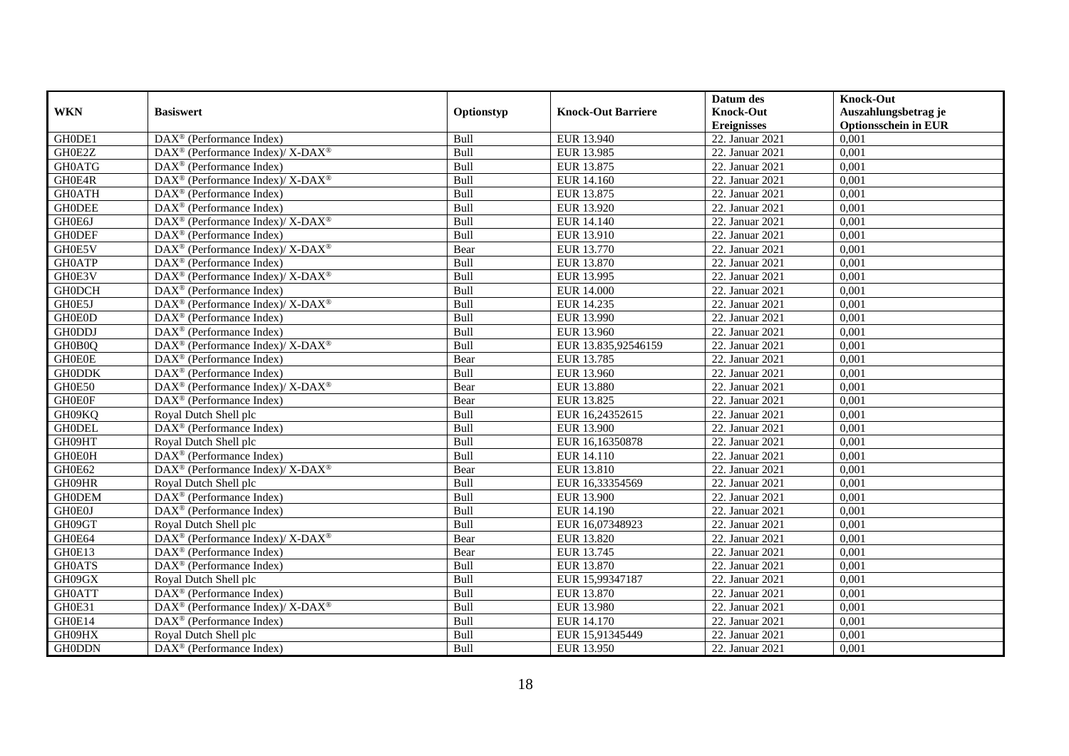| WKN | Basiswert | Optionstyp | Knock-Out Barriere | Datum des Knock-Out Ereignisses | Knock-Out Auszahlungsbetrag je Optionsschein in EUR |
|---|---|---|---|---|---|
| GH0DE1 | DAX® (Performance Index) | Bull | EUR 13.940 | 22. Januar 2021 | 0,001 |
| GH0E2Z | DAX® (Performance Index)/ X-DAX® | Bull | EUR 13.985 | 22. Januar 2021 | 0,001 |
| GH0ATG | DAX® (Performance Index) | Bull | EUR 13.875 | 22. Januar 2021 | 0,001 |
| GH0E4R | DAX® (Performance Index)/ X-DAX® | Bull | EUR 14.160 | 22. Januar 2021 | 0,001 |
| GH0ATH | DAX® (Performance Index) | Bull | EUR 13.875 | 22. Januar 2021 | 0,001 |
| GH0DEE | DAX® (Performance Index) | Bull | EUR 13.920 | 22. Januar 2021 | 0,001 |
| GH0E6J | DAX® (Performance Index)/ X-DAX® | Bull | EUR 14.140 | 22. Januar 2021 | 0,001 |
| GH0DEF | DAX® (Performance Index) | Bull | EUR 13.910 | 22. Januar 2021 | 0,001 |
| GH0E5V | DAX® (Performance Index)/ X-DAX® | Bear | EUR 13.770 | 22. Januar 2021 | 0,001 |
| GH0ATP | DAX® (Performance Index) | Bull | EUR 13.870 | 22. Januar 2021 | 0,001 |
| GH0E3V | DAX® (Performance Index)/ X-DAX® | Bull | EUR 13.995 | 22. Januar 2021 | 0,001 |
| GH0DCH | DAX® (Performance Index) | Bull | EUR 14.000 | 22. Januar 2021 | 0,001 |
| GH0E5J | DAX® (Performance Index)/ X-DAX® | Bull | EUR 14.235 | 22. Januar 2021 | 0,001 |
| GH0E0D | DAX® (Performance Index) | Bull | EUR 13.990 | 22. Januar 2021 | 0,001 |
| GH0DDJ | DAX® (Performance Index) | Bull | EUR 13.960 | 22. Januar 2021 | 0,001 |
| GH0B0Q | DAX® (Performance Index)/ X-DAX® | Bull | EUR 13.835,92546159 | 22. Januar 2021 | 0,001 |
| GH0E0E | DAX® (Performance Index) | Bear | EUR 13.785 | 22. Januar 2021 | 0,001 |
| GH0DDK | DAX® (Performance Index) | Bull | EUR 13.960 | 22. Januar 2021 | 0,001 |
| GH0E50 | DAX® (Performance Index)/ X-DAX® | Bear | EUR 13.880 | 22. Januar 2021 | 0,001 |
| GH0E0F | DAX® (Performance Index) | Bear | EUR 13.825 | 22. Januar 2021 | 0,001 |
| GH09KQ | Royal Dutch Shell plc | Bull | EUR 16,24352615 | 22. Januar 2021 | 0,001 |
| GH0DEL | DAX® (Performance Index) | Bull | EUR 13.900 | 22. Januar 2021 | 0,001 |
| GH09HT | Royal Dutch Shell plc | Bull | EUR 16,16350878 | 22. Januar 2021 | 0,001 |
| GH0E0H | DAX® (Performance Index) | Bull | EUR 14.110 | 22. Januar 2021 | 0,001 |
| GH0E62 | DAX® (Performance Index)/ X-DAX® | Bear | EUR 13.810 | 22. Januar 2021 | 0,001 |
| GH09HR | Royal Dutch Shell plc | Bull | EUR 16,33354569 | 22. Januar 2021 | 0,001 |
| GH0DEM | DAX® (Performance Index) | Bull | EUR 13.900 | 22. Januar 2021 | 0,001 |
| GH0E0J | DAX® (Performance Index) | Bull | EUR 14.190 | 22. Januar 2021 | 0,001 |
| GH09GT | Royal Dutch Shell plc | Bull | EUR 16,07348923 | 22. Januar 2021 | 0,001 |
| GH0E64 | DAX® (Performance Index)/ X-DAX® | Bear | EUR 13.820 | 22. Januar 2021 | 0,001 |
| GH0E13 | DAX® (Performance Index) | Bear | EUR 13.745 | 22. Januar 2021 | 0,001 |
| GH0ATS | DAX® (Performance Index) | Bull | EUR 13.870 | 22. Januar 2021 | 0,001 |
| GH09GX | Royal Dutch Shell plc | Bull | EUR 15,99347187 | 22. Januar 2021 | 0,001 |
| GH0ATT | DAX® (Performance Index) | Bull | EUR 13.870 | 22. Januar 2021 | 0,001 |
| GH0E31 | DAX® (Performance Index)/ X-DAX® | Bull | EUR 13.980 | 22. Januar 2021 | 0,001 |
| GH0E14 | DAX® (Performance Index) | Bull | EUR 14.170 | 22. Januar 2021 | 0,001 |
| GH09HX | Royal Dutch Shell plc | Bull | EUR 15,91345449 | 22. Januar 2021 | 0,001 |
| GH0DDN | DAX® (Performance Index) | Bull | EUR 13.950 | 22. Januar 2021 | 0,001 |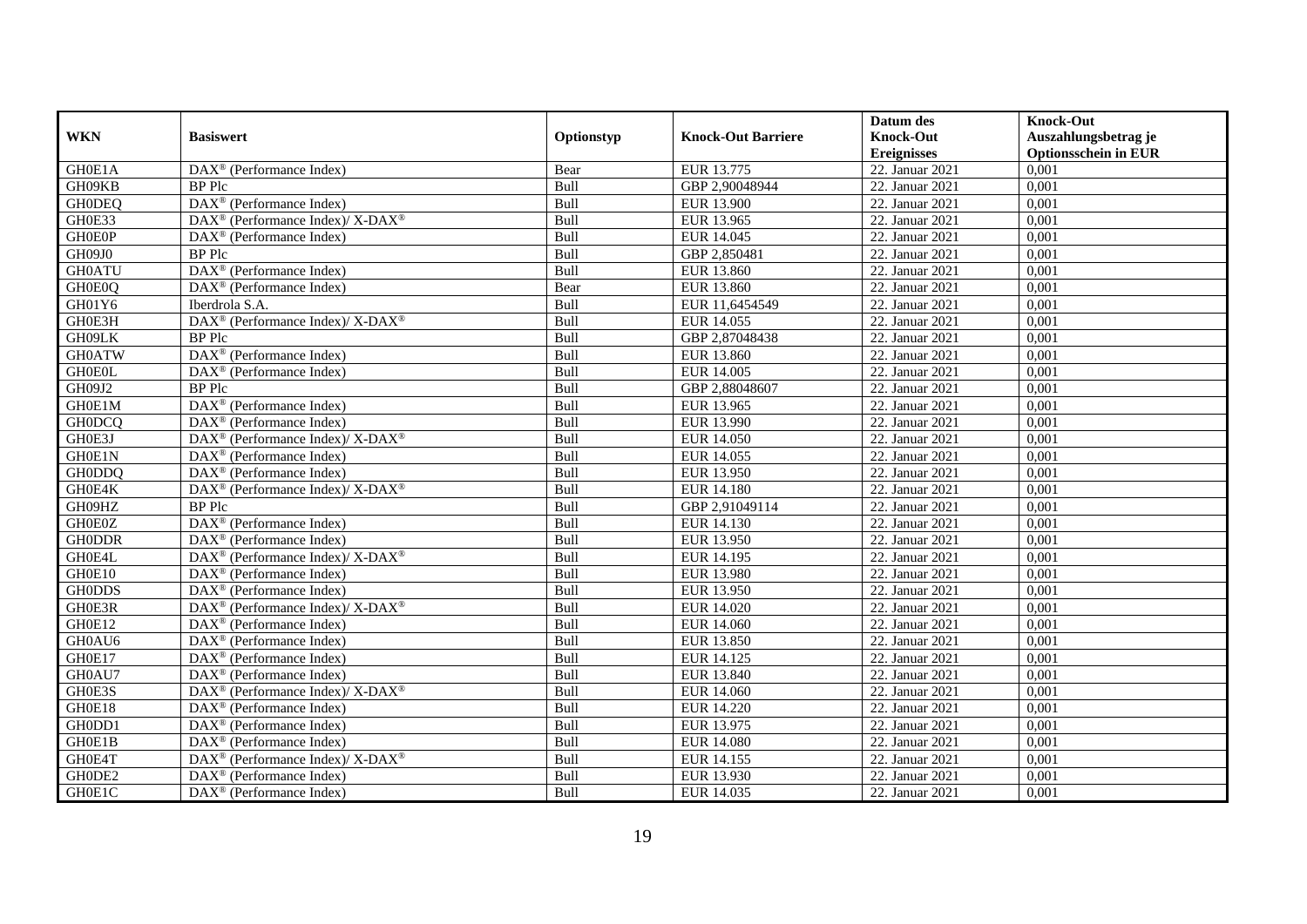| WKN | Basiswert | Optionstyp | Knock-Out Barriere | Datum des Knock-Out Ereignisses | Knock-Out Auszahlungsbetrag je Optionsschein in EUR |
|---|---|---|---|---|---|
| GH0E1A | DAX® (Performance Index) | Bear | EUR 13.775 | 22. Januar 2021 | 0,001 |
| GH09KB | BP Plc | Bull | GBP 2,90048944 | 22. Januar 2021 | 0,001 |
| GH0DEQ | DAX® (Performance Index) | Bull | EUR 13.900 | 22. Januar 2021 | 0,001 |
| GH0E33 | DAX® (Performance Index)/ X-DAX® | Bull | EUR 13.965 | 22. Januar 2021 | 0,001 |
| GH0E0P | DAX® (Performance Index) | Bull | EUR 14.045 | 22. Januar 2021 | 0,001 |
| GH09J0 | BP Plc | Bull | GBP 2,850481 | 22. Januar 2021 | 0,001 |
| GH0ATU | DAX® (Performance Index) | Bull | EUR 13.860 | 22. Januar 2021 | 0,001 |
| GH0E0Q | DAX® (Performance Index) | Bear | EUR 13.860 | 22. Januar 2021 | 0,001 |
| GH01Y6 | Iberdrola S.A. | Bull | EUR 11,6454549 | 22. Januar 2021 | 0,001 |
| GH0E3H | DAX® (Performance Index)/ X-DAX® | Bull | EUR 14.055 | 22. Januar 2021 | 0,001 |
| GH09LK | BP Plc | Bull | GBP 2,87048438 | 22. Januar 2021 | 0,001 |
| GH0ATW | DAX® (Performance Index) | Bull | EUR 13.860 | 22. Januar 2021 | 0,001 |
| GH0E0L | DAX® (Performance Index) | Bull | EUR 14.005 | 22. Januar 2021 | 0,001 |
| GH09J2 | BP Plc | Bull | GBP 2,88048607 | 22. Januar 2021 | 0,001 |
| GH0E1M | DAX® (Performance Index) | Bull | EUR 13.965 | 22. Januar 2021 | 0,001 |
| GH0DCQ | DAX® (Performance Index) | Bull | EUR 13.990 | 22. Januar 2021 | 0,001 |
| GH0E3J | DAX® (Performance Index)/ X-DAX® | Bull | EUR 14.050 | 22. Januar 2021 | 0,001 |
| GH0E1N | DAX® (Performance Index) | Bull | EUR 14.055 | 22. Januar 2021 | 0,001 |
| GH0DDQ | DAX® (Performance Index) | Bull | EUR 13.950 | 22. Januar 2021 | 0,001 |
| GH0E4K | DAX® (Performance Index)/ X-DAX® | Bull | EUR 14.180 | 22. Januar 2021 | 0,001 |
| GH09HZ | BP Plc | Bull | GBP 2,91049114 | 22. Januar 2021 | 0,001 |
| GH0E0Z | DAX® (Performance Index) | Bull | EUR 14.130 | 22. Januar 2021 | 0,001 |
| GH0DDR | DAX® (Performance Index) | Bull | EUR 13.950 | 22. Januar 2021 | 0,001 |
| GH0E4L | DAX® (Performance Index)/ X-DAX® | Bull | EUR 14.195 | 22. Januar 2021 | 0,001 |
| GH0E10 | DAX® (Performance Index) | Bull | EUR 13.980 | 22. Januar 2021 | 0,001 |
| GH0DDS | DAX® (Performance Index) | Bull | EUR 13.950 | 22. Januar 2021 | 0,001 |
| GH0E3R | DAX® (Performance Index)/ X-DAX® | Bull | EUR 14.020 | 22. Januar 2021 | 0,001 |
| GH0E12 | DAX® (Performance Index) | Bull | EUR 14.060 | 22. Januar 2021 | 0,001 |
| GH0AU6 | DAX® (Performance Index) | Bull | EUR 13.850 | 22. Januar 2021 | 0,001 |
| GH0E17 | DAX® (Performance Index) | Bull | EUR 14.125 | 22. Januar 2021 | 0,001 |
| GH0AU7 | DAX® (Performance Index) | Bull | EUR 13.840 | 22. Januar 2021 | 0,001 |
| GH0E3S | DAX® (Performance Index)/ X-DAX® | Bull | EUR 14.060 | 22. Januar 2021 | 0,001 |
| GH0E18 | DAX® (Performance Index) | Bull | EUR 14.220 | 22. Januar 2021 | 0,001 |
| GH0DD1 | DAX® (Performance Index) | Bull | EUR 13.975 | 22. Januar 2021 | 0,001 |
| GH0E1B | DAX® (Performance Index) | Bull | EUR 14.080 | 22. Januar 2021 | 0,001 |
| GH0E4T | DAX® (Performance Index)/ X-DAX® | Bull | EUR 14.155 | 22. Januar 2021 | 0,001 |
| GH0DE2 | DAX® (Performance Index) | Bull | EUR 13.930 | 22. Januar 2021 | 0,001 |
| GH0E1C | DAX® (Performance Index) | Bull | EUR 14.035 | 22. Januar 2021 | 0,001 |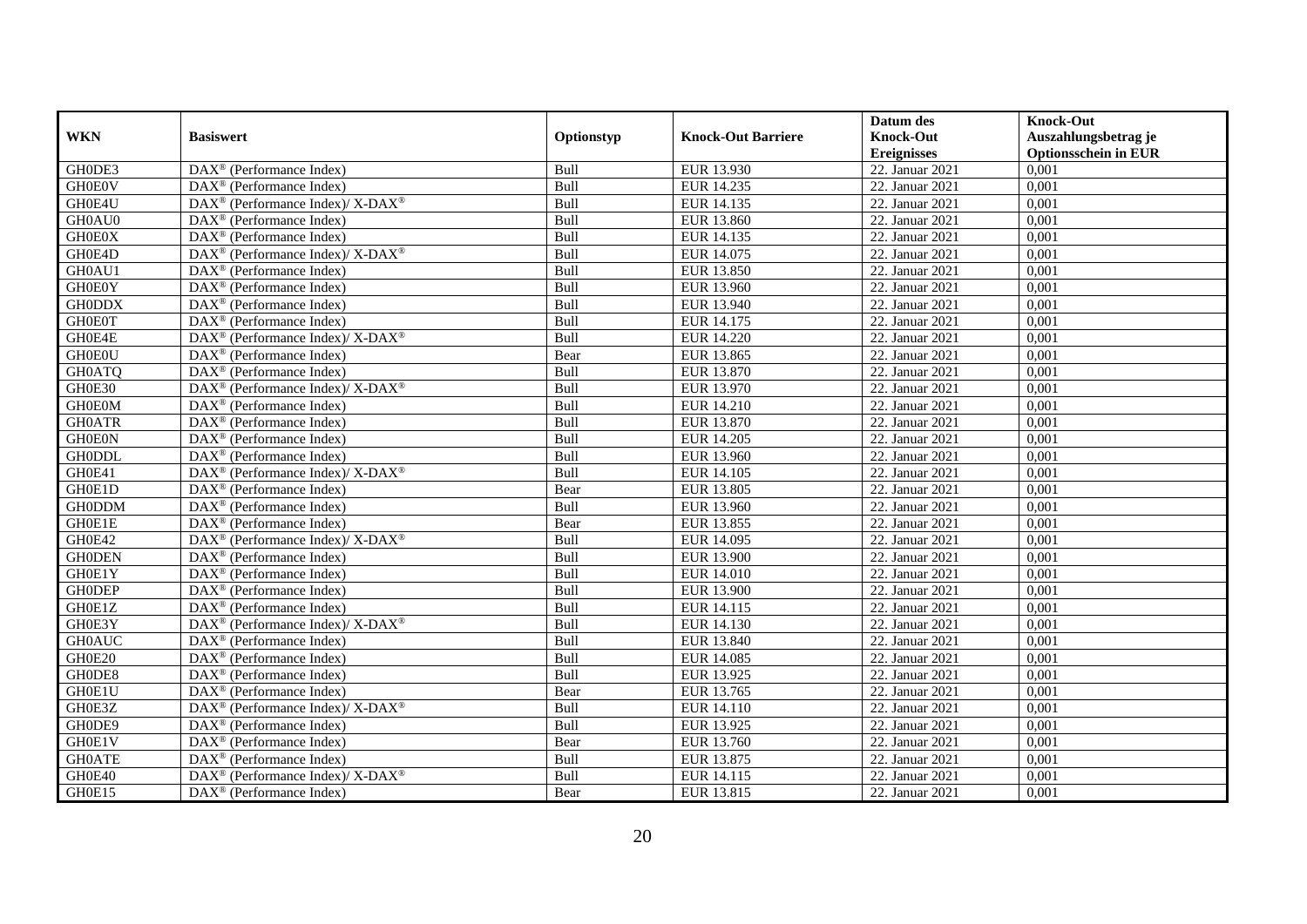| WKN | Basiswert | Optionstyp | Knock-Out Barriere | Datum des Knock-Out Ereignisses | Knock-Out Auszahlungsbetrag je Optionsschein in EUR |
|---|---|---|---|---|---|
| GH0DE3 | DAX® (Performance Index) | Bull | EUR 13.930 | 22. Januar 2021 | 0,001 |
| GH0E0V | DAX® (Performance Index) | Bull | EUR 14.235 | 22. Januar 2021 | 0,001 |
| GH0E4U | DAX® (Performance Index)/ X-DAX® | Bull | EUR 14.135 | 22. Januar 2021 | 0,001 |
| GH0AU0 | DAX® (Performance Index) | Bull | EUR 13.860 | 22. Januar 2021 | 0,001 |
| GH0E0X | DAX® (Performance Index) | Bull | EUR 14.135 | 22. Januar 2021 | 0,001 |
| GH0E4D | DAX® (Performance Index)/ X-DAX® | Bull | EUR 14.075 | 22. Januar 2021 | 0,001 |
| GH0AU1 | DAX® (Performance Index) | Bull | EUR 13.850 | 22. Januar 2021 | 0,001 |
| GH0E0Y | DAX® (Performance Index) | Bull | EUR 13.960 | 22. Januar 2021 | 0,001 |
| GH0DDX | DAX® (Performance Index) | Bull | EUR 13.940 | 22. Januar 2021 | 0,001 |
| GH0E0T | DAX® (Performance Index) | Bull | EUR 14.175 | 22. Januar 2021 | 0,001 |
| GH0E4E | DAX® (Performance Index)/ X-DAX® | Bull | EUR 14.220 | 22. Januar 2021 | 0,001 |
| GH0E0U | DAX® (Performance Index) | Bear | EUR 13.865 | 22. Januar 2021 | 0,001 |
| GH0ATQ | DAX® (Performance Index) | Bull | EUR 13.870 | 22. Januar 2021 | 0,001 |
| GH0E30 | DAX® (Performance Index)/ X-DAX® | Bull | EUR 13.970 | 22. Januar 2021 | 0,001 |
| GH0E0M | DAX® (Performance Index) | Bull | EUR 14.210 | 22. Januar 2021 | 0,001 |
| GH0ATR | DAX® (Performance Index) | Bull | EUR 13.870 | 22. Januar 2021 | 0,001 |
| GH0E0N | DAX® (Performance Index) | Bull | EUR 14.205 | 22. Januar 2021 | 0,001 |
| GH0DDL | DAX® (Performance Index) | Bull | EUR 13.960 | 22. Januar 2021 | 0,001 |
| GH0E41 | DAX® (Performance Index)/ X-DAX® | Bull | EUR 14.105 | 22. Januar 2021 | 0,001 |
| GH0E1D | DAX® (Performance Index) | Bear | EUR 13.805 | 22. Januar 2021 | 0,001 |
| GH0DDM | DAX® (Performance Index) | Bull | EUR 13.960 | 22. Januar 2021 | 0,001 |
| GH0E1E | DAX® (Performance Index) | Bear | EUR 13.855 | 22. Januar 2021 | 0,001 |
| GH0E42 | DAX® (Performance Index)/ X-DAX® | Bull | EUR 14.095 | 22. Januar 2021 | 0,001 |
| GH0DEN | DAX® (Performance Index) | Bull | EUR 13.900 | 22. Januar 2021 | 0,001 |
| GH0E1Y | DAX® (Performance Index) | Bull | EUR 14.010 | 22. Januar 2021 | 0,001 |
| GH0DEP | DAX® (Performance Index) | Bull | EUR 13.900 | 22. Januar 2021 | 0,001 |
| GH0E1Z | DAX® (Performance Index) | Bull | EUR 14.115 | 22. Januar 2021 | 0,001 |
| GH0E3Y | DAX® (Performance Index)/ X-DAX® | Bull | EUR 14.130 | 22. Januar 2021 | 0,001 |
| GH0AUC | DAX® (Performance Index) | Bull | EUR 13.840 | 22. Januar 2021 | 0,001 |
| GH0E20 | DAX® (Performance Index) | Bull | EUR 14.085 | 22. Januar 2021 | 0,001 |
| GH0DE8 | DAX® (Performance Index) | Bull | EUR 13.925 | 22. Januar 2021 | 0,001 |
| GH0E1U | DAX® (Performance Index) | Bear | EUR 13.765 | 22. Januar 2021 | 0,001 |
| GH0E3Z | DAX® (Performance Index)/ X-DAX® | Bull | EUR 14.110 | 22. Januar 2021 | 0,001 |
| GH0DE9 | DAX® (Performance Index) | Bull | EUR 13.925 | 22. Januar 2021 | 0,001 |
| GH0E1V | DAX® (Performance Index) | Bear | EUR 13.760 | 22. Januar 2021 | 0,001 |
| GH0ATE | DAX® (Performance Index) | Bull | EUR 13.875 | 22. Januar 2021 | 0,001 |
| GH0E40 | DAX® (Performance Index)/ X-DAX® | Bull | EUR 14.115 | 22. Januar 2021 | 0,001 |
| GH0E15 | DAX® (Performance Index) | Bear | EUR 13.815 | 22. Januar 2021 | 0,001 |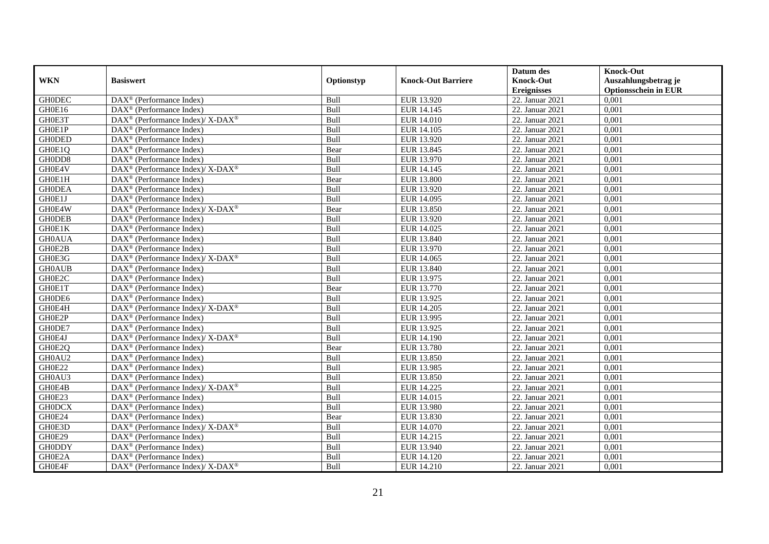| WKN | Basiswert | Optionstyp | Knock-Out Barriere | Datum des Knock-Out Ereignisses | Knock-Out Auszahlungsbetrag je Optionsschein in EUR |
|---|---|---|---|---|---|
| GH0DEC | DAX® (Performance Index) | Bull | EUR 13.920 | 22. Januar 2021 | 0,001 |
| GH0E16 | DAX® (Performance Index) | Bull | EUR 14.145 | 22. Januar 2021 | 0,001 |
| GH0E3T | DAX® (Performance Index)/ X-DAX® | Bull | EUR 14.010 | 22. Januar 2021 | 0,001 |
| GH0E1P | DAX® (Performance Index) | Bull | EUR 14.105 | 22. Januar 2021 | 0,001 |
| GH0DED | DAX® (Performance Index) | Bull | EUR 13.920 | 22. Januar 2021 | 0,001 |
| GH0E1Q | DAX® (Performance Index) | Bear | EUR 13.845 | 22. Januar 2021 | 0,001 |
| GH0DD8 | DAX® (Performance Index) | Bull | EUR 13.970 | 22. Januar 2021 | 0,001 |
| GH0E4V | DAX® (Performance Index)/ X-DAX® | Bull | EUR 14.145 | 22. Januar 2021 | 0,001 |
| GH0E1H | DAX® (Performance Index) | Bear | EUR 13.800 | 22. Januar 2021 | 0,001 |
| GH0DEA | DAX® (Performance Index) | Bull | EUR 13.920 | 22. Januar 2021 | 0,001 |
| GH0E1J | DAX® (Performance Index) | Bull | EUR 14.095 | 22. Januar 2021 | 0,001 |
| GH0E4W | DAX® (Performance Index)/ X-DAX® | Bear | EUR 13.850 | 22. Januar 2021 | 0,001 |
| GH0DEB | DAX® (Performance Index) | Bull | EUR 13.920 | 22. Januar 2021 | 0,001 |
| GH0E1K | DAX® (Performance Index) | Bull | EUR 14.025 | 22. Januar 2021 | 0,001 |
| GH0AUA | DAX® (Performance Index) | Bull | EUR 13.840 | 22. Januar 2021 | 0,001 |
| GH0E2B | DAX® (Performance Index) | Bull | EUR 13.970 | 22. Januar 2021 | 0,001 |
| GH0E3G | DAX® (Performance Index)/ X-DAX® | Bull | EUR 14.065 | 22. Januar 2021 | 0,001 |
| GH0AUB | DAX® (Performance Index) | Bull | EUR 13.840 | 22. Januar 2021 | 0,001 |
| GH0E2C | DAX® (Performance Index) | Bull | EUR 13.975 | 22. Januar 2021 | 0,001 |
| GH0E1T | DAX® (Performance Index) | Bear | EUR 13.770 | 22. Januar 2021 | 0,001 |
| GH0DE6 | DAX® (Performance Index) | Bull | EUR 13.925 | 22. Januar 2021 | 0,001 |
| GH0E4H | DAX® (Performance Index)/ X-DAX® | Bull | EUR 14.205 | 22. Januar 2021 | 0,001 |
| GH0E2P | DAX® (Performance Index) | Bull | EUR 13.995 | 22. Januar 2021 | 0,001 |
| GH0DE7 | DAX® (Performance Index) | Bull | EUR 13.925 | 22. Januar 2021 | 0,001 |
| GH0E4J | DAX® (Performance Index)/ X-DAX® | Bull | EUR 14.190 | 22. Januar 2021 | 0,001 |
| GH0E2Q | DAX® (Performance Index) | Bear | EUR 13.780 | 22. Januar 2021 | 0,001 |
| GH0AU2 | DAX® (Performance Index) | Bull | EUR 13.850 | 22. Januar 2021 | 0,001 |
| GH0E22 | DAX® (Performance Index) | Bull | EUR 13.985 | 22. Januar 2021 | 0,001 |
| GH0AU3 | DAX® (Performance Index) | Bull | EUR 13.850 | 22. Januar 2021 | 0,001 |
| GH0E4B | DAX® (Performance Index)/ X-DAX® | Bull | EUR 14.225 | 22. Januar 2021 | 0,001 |
| GH0E23 | DAX® (Performance Index) | Bull | EUR 14.015 | 22. Januar 2021 | 0,001 |
| GH0DCX | DAX® (Performance Index) | Bull | EUR 13.980 | 22. Januar 2021 | 0,001 |
| GH0E24 | DAX® (Performance Index) | Bear | EUR 13.830 | 22. Januar 2021 | 0,001 |
| GH0E3D | DAX® (Performance Index)/ X-DAX® | Bull | EUR 14.070 | 22. Januar 2021 | 0,001 |
| GH0E29 | DAX® (Performance Index) | Bull | EUR 14.215 | 22. Januar 2021 | 0,001 |
| GH0DDY | DAX® (Performance Index) | Bull | EUR 13.940 | 22. Januar 2021 | 0,001 |
| GH0E2A | DAX® (Performance Index) | Bull | EUR 14.120 | 22. Januar 2021 | 0,001 |
| GH0E4F | DAX® (Performance Index)/ X-DAX® | Bull | EUR 14.210 | 22. Januar 2021 | 0,001 |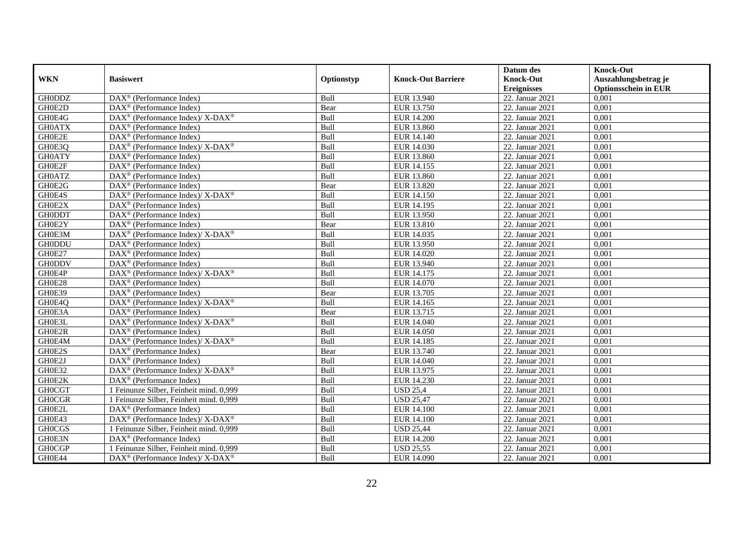| WKN | Basiswert | Optionstyp | Knock-Out Barriere | Datum des Knock-Out Ereignisses | Knock-Out Auszahlungsbetrag je Optionsschein in EUR |
|---|---|---|---|---|---|
| GH0DDZ | DAX® (Performance Index) | Bull | EUR 13.940 | 22. Januar 2021 | 0,001 |
| GH0E2D | DAX® (Performance Index) | Bear | EUR 13.750 | 22. Januar 2021 | 0,001 |
| GH0E4G | DAX® (Performance Index)/ X-DAX® | Bull | EUR 14.200 | 22. Januar 2021 | 0,001 |
| GH0ATX | DAX® (Performance Index) | Bull | EUR 13.860 | 22. Januar 2021 | 0,001 |
| GH0E2E | DAX® (Performance Index) | Bull | EUR 14.140 | 22. Januar 2021 | 0,001 |
| GH0E3Q | DAX® (Performance Index)/ X-DAX® | Bull | EUR 14.030 | 22. Januar 2021 | 0,001 |
| GH0ATY | DAX® (Performance Index) | Bull | EUR 13.860 | 22. Januar 2021 | 0,001 |
| GH0E2F | DAX® (Performance Index) | Bull | EUR 14.155 | 22. Januar 2021 | 0,001 |
| GH0ATZ | DAX® (Performance Index) | Bull | EUR 13.860 | 22. Januar 2021 | 0,001 |
| GH0E2G | DAX® (Performance Index) | Bear | EUR 13.820 | 22. Januar 2021 | 0,001 |
| GH0E4S | DAX® (Performance Index)/ X-DAX® | Bull | EUR 14.150 | 22. Januar 2021 | 0,001 |
| GH0E2X | DAX® (Performance Index) | Bull | EUR 14.195 | 22. Januar 2021 | 0,001 |
| GH0DDT | DAX® (Performance Index) | Bull | EUR 13.950 | 22. Januar 2021 | 0,001 |
| GH0E2Y | DAX® (Performance Index) | Bear | EUR 13.810 | 22. Januar 2021 | 0,001 |
| GH0E3M | DAX® (Performance Index)/ X-DAX® | Bull | EUR 14.035 | 22. Januar 2021 | 0,001 |
| GH0DDU | DAX® (Performance Index) | Bull | EUR 13.950 | 22. Januar 2021 | 0,001 |
| GH0E27 | DAX® (Performance Index) | Bull | EUR 14.020 | 22. Januar 2021 | 0,001 |
| GH0DDV | DAX® (Performance Index) | Bull | EUR 13.940 | 22. Januar 2021 | 0,001 |
| GH0E4P | DAX® (Performance Index)/ X-DAX® | Bull | EUR 14.175 | 22. Januar 2021 | 0,001 |
| GH0E28 | DAX® (Performance Index) | Bull | EUR 14.070 | 22. Januar 2021 | 0,001 |
| GH0E39 | DAX® (Performance Index) | Bear | EUR 13.705 | 22. Januar 2021 | 0,001 |
| GH0E4Q | DAX® (Performance Index)/ X-DAX® | Bull | EUR 14.165 | 22. Januar 2021 | 0,001 |
| GH0E3A | DAX® (Performance Index) | Bear | EUR 13.715 | 22. Januar 2021 | 0,001 |
| GH0E3L | DAX® (Performance Index)/ X-DAX® | Bull | EUR 14.040 | 22. Januar 2021 | 0,001 |
| GH0E2R | DAX® (Performance Index) | Bull | EUR 14.050 | 22. Januar 2021 | 0,001 |
| GH0E4M | DAX® (Performance Index)/ X-DAX® | Bull | EUR 14.185 | 22. Januar 2021 | 0,001 |
| GH0E2S | DAX® (Performance Index) | Bear | EUR 13.740 | 22. Januar 2021 | 0,001 |
| GH0E2J | DAX® (Performance Index) | Bull | EUR 14.040 | 22. Januar 2021 | 0,001 |
| GH0E32 | DAX® (Performance Index)/ X-DAX® | Bull | EUR 13.975 | 22. Januar 2021 | 0,001 |
| GH0E2K | DAX® (Performance Index) | Bull | EUR 14.230 | 22. Januar 2021 | 0,001 |
| GH0CGT | 1 Feinunze Silber, Feinheit mind. 0,999 | Bull | USD 25,4 | 22. Januar 2021 | 0,001 |
| GH0CGR | 1 Feinunze Silber, Feinheit mind. 0,999 | Bull | USD 25,47 | 22. Januar 2021 | 0,001 |
| GH0E2L | DAX® (Performance Index) | Bull | EUR 14.100 | 22. Januar 2021 | 0,001 |
| GH0E43 | DAX® (Performance Index)/ X-DAX® | Bull | EUR 14.100 | 22. Januar 2021 | 0,001 |
| GH0CGS | 1 Feinunze Silber, Feinheit mind. 0,999 | Bull | USD 25,44 | 22. Januar 2021 | 0,001 |
| GH0E3N | DAX® (Performance Index) | Bull | EUR 14.200 | 22. Januar 2021 | 0,001 |
| GH0CGP | 1 Feinunze Silber, Feinheit mind. 0,999 | Bull | USD 25,55 | 22. Januar 2021 | 0,001 |
| GH0E44 | DAX® (Performance Index)/ X-DAX® | Bull | EUR 14.090 | 22. Januar 2021 | 0,001 |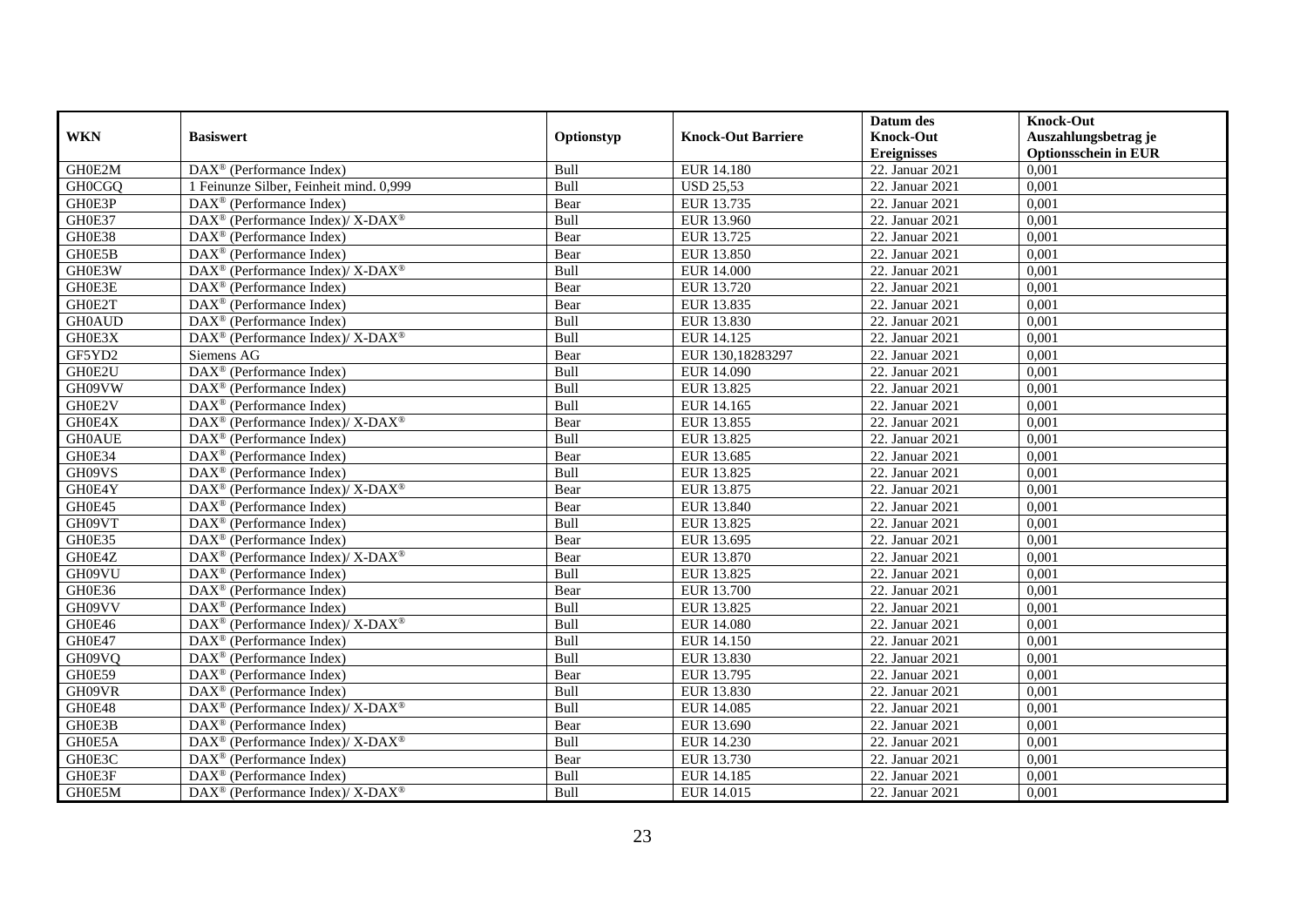| WKN | Basiswert | Optionstyp | Knock-Out Barriere | Datum des Knock-Out Ereignisses | Knock-Out Auszahlungsbetrag je Optionsschein in EUR |
|---|---|---|---|---|---|
| GH0E2M | DAX® (Performance Index) | Bull | EUR 14.180 | 22. Januar 2021 | 0,001 |
| GH0CGQ | 1 Feinunze Silber, Feinheit mind. 0,999 | Bull | USD 25,53 | 22. Januar 2021 | 0,001 |
| GH0E3P | DAX® (Performance Index) | Bear | EUR 13.735 | 22. Januar 2021 | 0,001 |
| GH0E37 | DAX® (Performance Index)/ X-DAX® | Bull | EUR 13.960 | 22. Januar 2021 | 0,001 |
| GH0E38 | DAX® (Performance Index) | Bear | EUR 13.725 | 22. Januar 2021 | 0,001 |
| GH0E5B | DAX® (Performance Index) | Bear | EUR 13.850 | 22. Januar 2021 | 0,001 |
| GH0E3W | DAX® (Performance Index)/ X-DAX® | Bull | EUR 14.000 | 22. Januar 2021 | 0,001 |
| GH0E3E | DAX® (Performance Index) | Bear | EUR 13.720 | 22. Januar 2021 | 0,001 |
| GH0E2T | DAX® (Performance Index) | Bear | EUR 13.835 | 22. Januar 2021 | 0,001 |
| GH0AUD | DAX® (Performance Index) | Bull | EUR 13.830 | 22. Januar 2021 | 0,001 |
| GH0E3X | DAX® (Performance Index)/ X-DAX® | Bull | EUR 14.125 | 22. Januar 2021 | 0,001 |
| GF5YD2 | Siemens AG | Bear | EUR 130,18283297 | 22. Januar 2021 | 0,001 |
| GH0E2U | DAX® (Performance Index) | Bull | EUR 14.090 | 22. Januar 2021 | 0,001 |
| GH09VW | DAX® (Performance Index) | Bull | EUR 13.825 | 22. Januar 2021 | 0,001 |
| GH0E2V | DAX® (Performance Index) | Bull | EUR 14.165 | 22. Januar 2021 | 0,001 |
| GH0E4X | DAX® (Performance Index)/ X-DAX® | Bear | EUR 13.855 | 22. Januar 2021 | 0,001 |
| GH0AUE | DAX® (Performance Index) | Bull | EUR 13.825 | 22. Januar 2021 | 0,001 |
| GH0E34 | DAX® (Performance Index) | Bear | EUR 13.685 | 22. Januar 2021 | 0,001 |
| GH09VS | DAX® (Performance Index) | Bull | EUR 13.825 | 22. Januar 2021 | 0,001 |
| GH0E4Y | DAX® (Performance Index)/ X-DAX® | Bear | EUR 13.875 | 22. Januar 2021 | 0,001 |
| GH0E45 | DAX® (Performance Index) | Bear | EUR 13.840 | 22. Januar 2021 | 0,001 |
| GH09VT | DAX® (Performance Index) | Bull | EUR 13.825 | 22. Januar 2021 | 0,001 |
| GH0E35 | DAX® (Performance Index) | Bear | EUR 13.695 | 22. Januar 2021 | 0,001 |
| GH0E4Z | DAX® (Performance Index)/ X-DAX® | Bear | EUR 13.870 | 22. Januar 2021 | 0,001 |
| GH09VU | DAX® (Performance Index) | Bull | EUR 13.825 | 22. Januar 2021 | 0,001 |
| GH0E36 | DAX® (Performance Index) | Bear | EUR 13.700 | 22. Januar 2021 | 0,001 |
| GH09VV | DAX® (Performance Index) | Bull | EUR 13.825 | 22. Januar 2021 | 0,001 |
| GH0E46 | DAX® (Performance Index)/ X-DAX® | Bull | EUR 14.080 | 22. Januar 2021 | 0,001 |
| GH0E47 | DAX® (Performance Index) | Bull | EUR 14.150 | 22. Januar 2021 | 0,001 |
| GH09VQ | DAX® (Performance Index) | Bull | EUR 13.830 | 22. Januar 2021 | 0,001 |
| GH0E59 | DAX® (Performance Index) | Bear | EUR 13.795 | 22. Januar 2021 | 0,001 |
| GH09VR | DAX® (Performance Index) | Bull | EUR 13.830 | 22. Januar 2021 | 0,001 |
| GH0E48 | DAX® (Performance Index)/ X-DAX® | Bull | EUR 14.085 | 22. Januar 2021 | 0,001 |
| GH0E3B | DAX® (Performance Index) | Bear | EUR 13.690 | 22. Januar 2021 | 0,001 |
| GH0E5A | DAX® (Performance Index)/ X-DAX® | Bull | EUR 14.230 | 22. Januar 2021 | 0,001 |
| GH0E3C | DAX® (Performance Index) | Bear | EUR 13.730 | 22. Januar 2021 | 0,001 |
| GH0E3F | DAX® (Performance Index) | Bull | EUR 14.185 | 22. Januar 2021 | 0,001 |
| GH0E5M | DAX® (Performance Index)/ X-DAX® | Bull | EUR 14.015 | 22. Januar 2021 | 0,001 |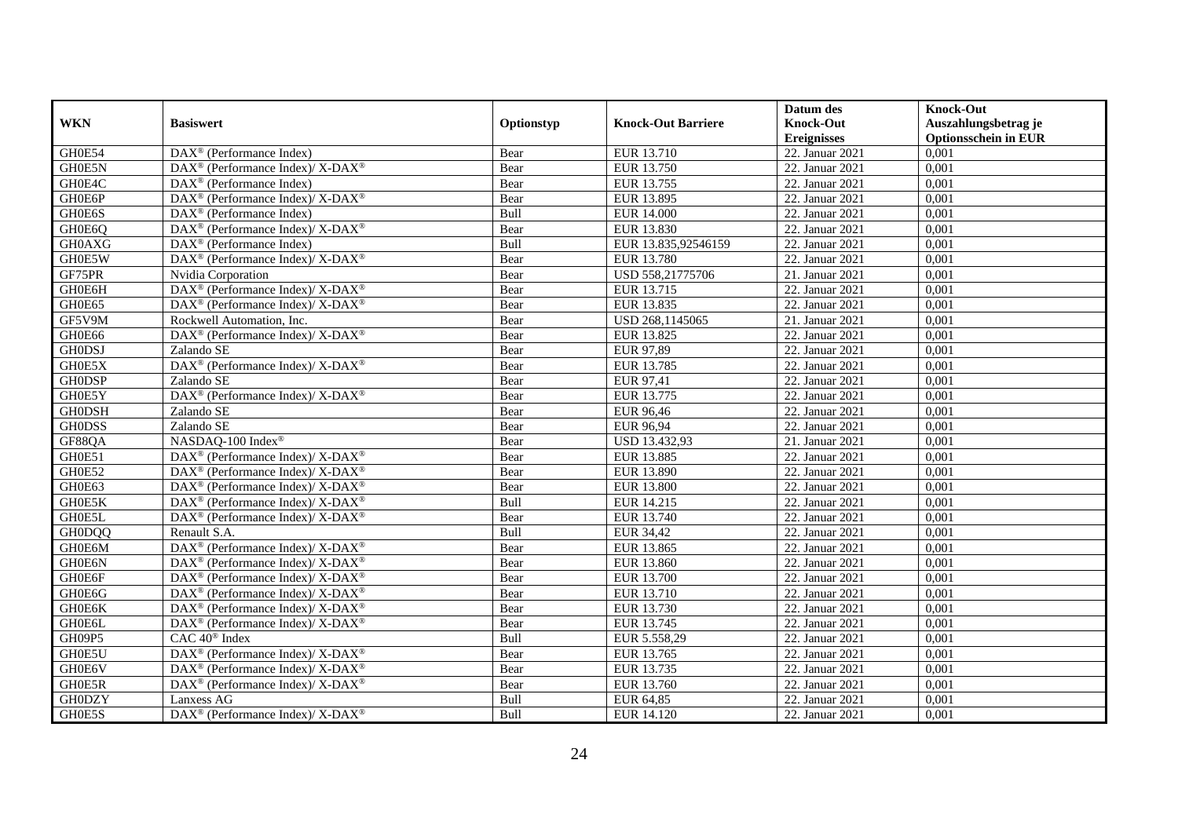| WKN | Basiswert | Optionstyp | Knock-Out Barriere | Datum des Knock-Out Ereignisses | Knock-Out Auszahlungsbetrag je Optionsschein in EUR |
|---|---|---|---|---|---|
| GH0E54 | DAX® (Performance Index) | Bear | EUR 13.710 | 22. Januar 2021 | 0,001 |
| GH0E5N | DAX® (Performance Index)/ X-DAX® | Bear | EUR 13.750 | 22. Januar 2021 | 0,001 |
| GH0E4C | DAX® (Performance Index) | Bear | EUR 13.755 | 22. Januar 2021 | 0,001 |
| GH0E6P | DAX® (Performance Index)/ X-DAX® | Bear | EUR 13.895 | 22. Januar 2021 | 0,001 |
| GH0E6S | DAX® (Performance Index) | Bull | EUR 14.000 | 22. Januar 2021 | 0,001 |
| GH0E6Q | DAX® (Performance Index)/ X-DAX® | Bear | EUR 13.830 | 22. Januar 2021 | 0,001 |
| GH0AXG | DAX® (Performance Index) | Bull | EUR 13.835,92546159 | 22. Januar 2021 | 0,001 |
| GH0E5W | DAX® (Performance Index)/ X-DAX® | Bear | EUR 13.780 | 22. Januar 2021 | 0,001 |
| GF75PR | Nvidia Corporation | Bear | USD 558,21775706 | 21. Januar 2021 | 0,001 |
| GH0E6H | DAX® (Performance Index)/ X-DAX® | Bear | EUR 13.715 | 22. Januar 2021 | 0,001 |
| GH0E65 | DAX® (Performance Index)/ X-DAX® | Bear | EUR 13.835 | 22. Januar 2021 | 0,001 |
| GF5V9M | Rockwell Automation, Inc. | Bear | USD 268,1145065 | 21. Januar 2021 | 0,001 |
| GH0E66 | DAX® (Performance Index)/ X-DAX® | Bear | EUR 13.825 | 22. Januar 2021 | 0,001 |
| GH0DSJ | Zalando SE | Bear | EUR 97,89 | 22. Januar 2021 | 0,001 |
| GH0E5X | DAX® (Performance Index)/ X-DAX® | Bear | EUR 13.785 | 22. Januar 2021 | 0,001 |
| GH0DSP | Zalando SE | Bear | EUR 97,41 | 22. Januar 2021 | 0,001 |
| GH0E5Y | DAX® (Performance Index)/ X-DAX® | Bear | EUR 13.775 | 22. Januar 2021 | 0,001 |
| GH0DSH | Zalando SE | Bear | EUR 96,46 | 22. Januar 2021 | 0,001 |
| GH0DSS | Zalando SE | Bear | EUR 96,94 | 22. Januar 2021 | 0,001 |
| GF88QA | NASDAQ-100 Index® | Bear | USD 13.432,93 | 21. Januar 2021 | 0,001 |
| GH0E51 | DAX® (Performance Index)/ X-DAX® | Bear | EUR 13.885 | 22. Januar 2021 | 0,001 |
| GH0E52 | DAX® (Performance Index)/ X-DAX® | Bear | EUR 13.890 | 22. Januar 2021 | 0,001 |
| GH0E63 | DAX® (Performance Index)/ X-DAX® | Bear | EUR 13.800 | 22. Januar 2021 | 0,001 |
| GH0E5K | DAX® (Performance Index)/ X-DAX® | Bull | EUR 14.215 | 22. Januar 2021 | 0,001 |
| GH0E5L | DAX® (Performance Index)/ X-DAX® | Bear | EUR 13.740 | 22. Januar 2021 | 0,001 |
| GH0DQQ | Renault S.A. | Bull | EUR 34,42 | 22. Januar 2021 | 0,001 |
| GH0E6M | DAX® (Performance Index)/ X-DAX® | Bear | EUR 13.865 | 22. Januar 2021 | 0,001 |
| GH0E6N | DAX® (Performance Index)/ X-DAX® | Bear | EUR 13.860 | 22. Januar 2021 | 0,001 |
| GH0E6F | DAX® (Performance Index)/ X-DAX® | Bear | EUR 13.700 | 22. Januar 2021 | 0,001 |
| GH0E6G | DAX® (Performance Index)/ X-DAX® | Bear | EUR 13.710 | 22. Januar 2021 | 0,001 |
| GH0E6K | DAX® (Performance Index)/ X-DAX® | Bear | EUR 13.730 | 22. Januar 2021 | 0,001 |
| GH0E6L | DAX® (Performance Index)/ X-DAX® | Bear | EUR 13.745 | 22. Januar 2021 | 0,001 |
| GH09P5 | CAC 40® Index | Bull | EUR 5.558,29 | 22. Januar 2021 | 0,001 |
| GH0E5U | DAX® (Performance Index)/ X-DAX® | Bear | EUR 13.765 | 22. Januar 2021 | 0,001 |
| GH0E6V | DAX® (Performance Index)/ X-DAX® | Bear | EUR 13.735 | 22. Januar 2021 | 0,001 |
| GH0E5R | DAX® (Performance Index)/ X-DAX® | Bear | EUR 13.760 | 22. Januar 2021 | 0,001 |
| GH0DZY | Lanxess AG | Bull | EUR 64,85 | 22. Januar 2021 | 0,001 |
| GH0E5S | DAX® (Performance Index)/ X-DAX® | Bull | EUR 14.120 | 22. Januar 2021 | 0,001 |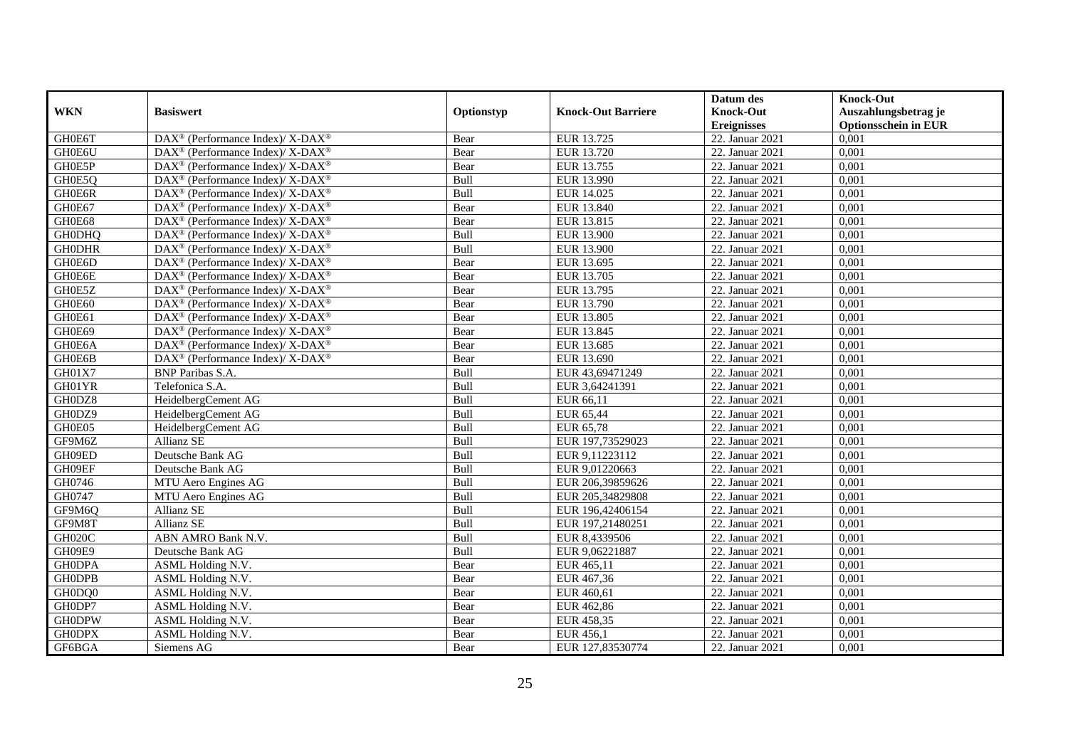| WKN | Basiswert | Optionstyp | Knock-Out Barriere | Datum des Knock-Out Ereignisses | Knock-Out Auszahlungsbetrag je Optionsschein in EUR |
|---|---|---|---|---|---|
| GH0E6T | DAX® (Performance Index)/ X-DAX® | Bear | EUR 13.725 | 22. Januar 2021 | 0,001 |
| GH0E6U | DAX® (Performance Index)/ X-DAX® | Bear | EUR 13.720 | 22. Januar 2021 | 0,001 |
| GH0E5P | DAX® (Performance Index)/ X-DAX® | Bear | EUR 13.755 | 22. Januar 2021 | 0,001 |
| GH0E5Q | DAX® (Performance Index)/ X-DAX® | Bull | EUR 13.990 | 22. Januar 2021 | 0,001 |
| GH0E6R | DAX® (Performance Index)/ X-DAX® | Bull | EUR 14.025 | 22. Januar 2021 | 0,001 |
| GH0E67 | DAX® (Performance Index)/ X-DAX® | Bear | EUR 13.840 | 22. Januar 2021 | 0,001 |
| GH0E68 | DAX® (Performance Index)/ X-DAX® | Bear | EUR 13.815 | 22. Januar 2021 | 0,001 |
| GH0DHQ | DAX® (Performance Index)/ X-DAX® | Bull | EUR 13.900 | 22. Januar 2021 | 0,001 |
| GH0DHR | DAX® (Performance Index)/ X-DAX® | Bull | EUR 13.900 | 22. Januar 2021 | 0,001 |
| GH0E6D | DAX® (Performance Index)/ X-DAX® | Bear | EUR 13.695 | 22. Januar 2021 | 0,001 |
| GH0E6E | DAX® (Performance Index)/ X-DAX® | Bear | EUR 13.705 | 22. Januar 2021 | 0,001 |
| GH0E5Z | DAX® (Performance Index)/ X-DAX® | Bear | EUR 13.795 | 22. Januar 2021 | 0,001 |
| GH0E60 | DAX® (Performance Index)/ X-DAX® | Bear | EUR 13.790 | 22. Januar 2021 | 0,001 |
| GH0E61 | DAX® (Performance Index)/ X-DAX® | Bear | EUR 13.805 | 22. Januar 2021 | 0,001 |
| GH0E69 | DAX® (Performance Index)/ X-DAX® | Bear | EUR 13.845 | 22. Januar 2021 | 0,001 |
| GH0E6A | DAX® (Performance Index)/ X-DAX® | Bear | EUR 13.685 | 22. Januar 2021 | 0,001 |
| GH0E6B | DAX® (Performance Index)/ X-DAX® | Bear | EUR 13.690 | 22. Januar 2021 | 0,001 |
| GH01X7 | BNP Paribas S.A. | Bull | EUR 43,69471249 | 22. Januar 2021 | 0,001 |
| GH01YR | Telefonica S.A. | Bull | EUR 3,64241391 | 22. Januar 2021 | 0,001 |
| GH0DZ8 | HeidelbergCement AG | Bull | EUR 66,11 | 22. Januar 2021 | 0,001 |
| GH0DZ9 | HeidelbergCement AG | Bull | EUR 65,44 | 22. Januar 2021 | 0,001 |
| GH0E05 | HeidelbergCement AG | Bull | EUR 65,78 | 22. Januar 2021 | 0,001 |
| GF9M6Z | Allianz SE | Bull | EUR 197,73529023 | 22. Januar 2021 | 0,001 |
| GH09ED | Deutsche Bank AG | Bull | EUR 9,11223112 | 22. Januar 2021 | 0,001 |
| GH09EF | Deutsche Bank AG | Bull | EUR 9,01220663 | 22. Januar 2021 | 0,001 |
| GH0746 | MTU Aero Engines AG | Bull | EUR 206,39859626 | 22. Januar 2021 | 0,001 |
| GH0747 | MTU Aero Engines AG | Bull | EUR 205,34829808 | 22. Januar 2021 | 0,001 |
| GF9M6Q | Allianz SE | Bull | EUR 196,42406154 | 22. Januar 2021 | 0,001 |
| GF9M8T | Allianz SE | Bull | EUR 197,21480251 | 22. Januar 2021 | 0,001 |
| GH020C | ABN AMRO Bank N.V. | Bull | EUR 8,4339506 | 22. Januar 2021 | 0,001 |
| GH09E9 | Deutsche Bank AG | Bull | EUR 9,06221887 | 22. Januar 2021 | 0,001 |
| GH0DPA | ASML Holding N.V. | Bear | EUR 465,11 | 22. Januar 2021 | 0,001 |
| GH0DPB | ASML Holding N.V. | Bear | EUR 467,36 | 22. Januar 2021 | 0,001 |
| GH0DQ0 | ASML Holding N.V. | Bear | EUR 460,61 | 22. Januar 2021 | 0,001 |
| GH0DP7 | ASML Holding N.V. | Bear | EUR 462,86 | 22. Januar 2021 | 0,001 |
| GH0DPW | ASML Holding N.V. | Bear | EUR 458,35 | 22. Januar 2021 | 0,001 |
| GH0DPX | ASML Holding N.V. | Bear | EUR 456,1 | 22. Januar 2021 | 0,001 |
| GF6BGA | Siemens AG | Bear | EUR 127,83530774 | 22. Januar 2021 | 0,001 |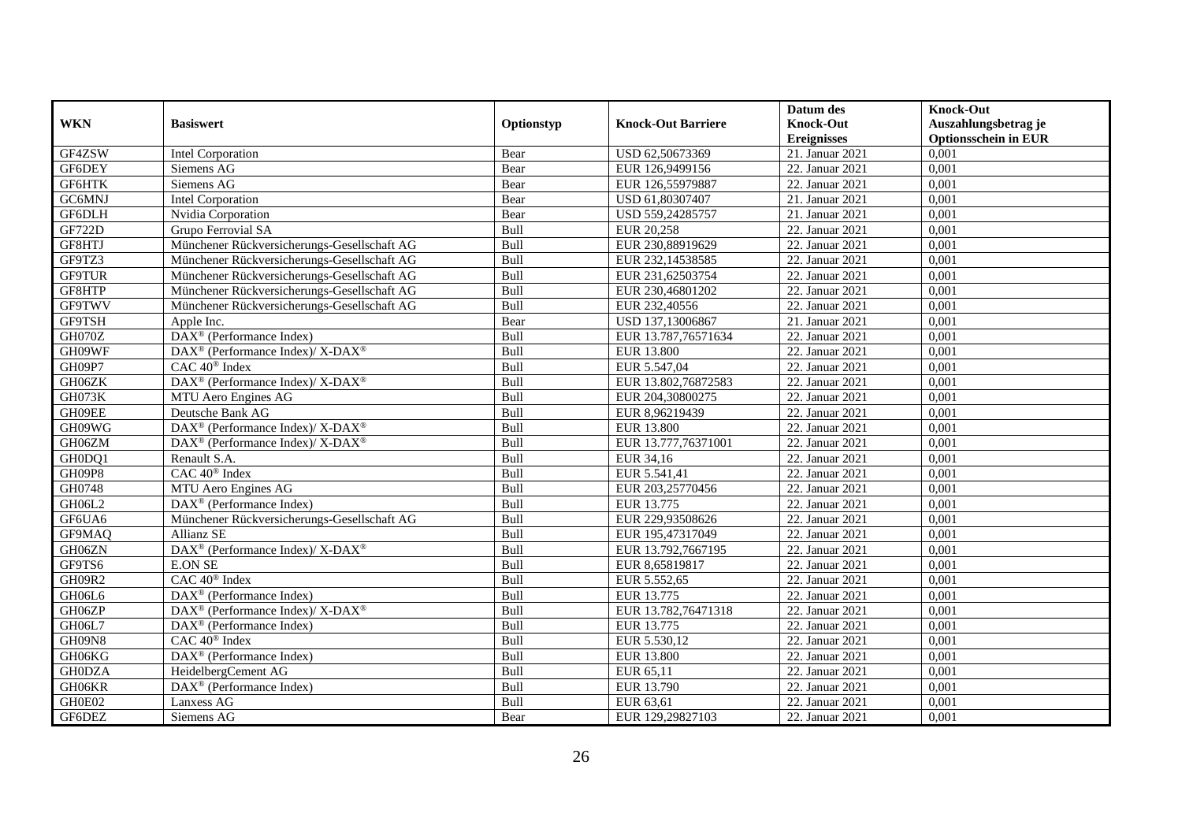| WKN | Basiswert | Optionstyp | Knock-Out Barriere | Datum des Knock-Out Ereignisses | Knock-Out Auszahlungsbetrag je Optionsschein in EUR |
|---|---|---|---|---|---|
| GF4ZSW | Intel Corporation | Bear | USD 62,50673369 | 21. Januar 2021 | 0,001 |
| GF6DEY | Siemens AG | Bear | EUR 126,9499156 | 22. Januar 2021 | 0,001 |
| GF6HTK | Siemens AG | Bear | EUR 126,55979887 | 22. Januar 2021 | 0,001 |
| GC6MNJ | Intel Corporation | Bear | USD 61,80307407 | 21. Januar 2021 | 0,001 |
| GF6DLH | Nvidia Corporation | Bear | USD 559,24285757 | 21. Januar 2021 | 0,001 |
| GF722D | Grupo Ferrovial SA | Bull | EUR 20,258 | 22. Januar 2021 | 0,001 |
| GF8HTJ | Münchener Rückversicherungs-Gesellschaft AG | Bull | EUR 230,88919629 | 22. Januar 2021 | 0,001 |
| GF9TZ3 | Münchener Rückversicherungs-Gesellschaft AG | Bull | EUR 232,14538585 | 22. Januar 2021 | 0,001 |
| GF9TUR | Münchener Rückversicherungs-Gesellschaft AG | Bull | EUR 231,62503754 | 22. Januar 2021 | 0,001 |
| GF8HTP | Münchener Rückversicherungs-Gesellschaft AG | Bull | EUR 230,46801202 | 22. Januar 2021 | 0,001 |
| GF9TWV | Münchener Rückversicherungs-Gesellschaft AG | Bull | EUR 232,40556 | 22. Januar 2021 | 0,001 |
| GF9TSH | Apple Inc. | Bear | USD 137,13006867 | 21. Januar 2021 | 0,001 |
| GH070Z | DAX® (Performance Index) | Bull | EUR 13.787,76571634 | 22. Januar 2021 | 0,001 |
| GH09WF | DAX® (Performance Index)/ X-DAX® | Bull | EUR 13.800 | 22. Januar 2021 | 0,001 |
| GH09P7 | CAC 40® Index | Bull | EUR 5.547,04 | 22. Januar 2021 | 0,001 |
| GH06ZK | DAX® (Performance Index)/ X-DAX® | Bull | EUR 13.802,76872583 | 22. Januar 2021 | 0,001 |
| GH073K | MTU Aero Engines AG | Bull | EUR 204,30800275 | 22. Januar 2021 | 0,001 |
| GH09EE | Deutsche Bank AG | Bull | EUR 8,96219439 | 22. Januar 2021 | 0,001 |
| GH09WG | DAX® (Performance Index)/ X-DAX® | Bull | EUR 13.800 | 22. Januar 2021 | 0,001 |
| GH06ZM | DAX® (Performance Index)/ X-DAX® | Bull | EUR 13.777,76371001 | 22. Januar 2021 | 0,001 |
| GH0DQ1 | Renault S.A. | Bull | EUR 34,16 | 22. Januar 2021 | 0,001 |
| GH09P8 | CAC 40® Index | Bull | EUR 5.541,41 | 22. Januar 2021 | 0,001 |
| GH0748 | MTU Aero Engines AG | Bull | EUR 203,25770456 | 22. Januar 2021 | 0,001 |
| GH06L2 | DAX® (Performance Index) | Bull | EUR 13.775 | 22. Januar 2021 | 0,001 |
| GF6UA6 | Münchener Rückversicherungs-Gesellschaft AG | Bull | EUR 229,93508626 | 22. Januar 2021 | 0,001 |
| GF9MAQ | Allianz SE | Bull | EUR 195,47317049 | 22. Januar 2021 | 0,001 |
| GH06ZN | DAX® (Performance Index)/ X-DAX® | Bull | EUR 13.792,7667195 | 22. Januar 2021 | 0,001 |
| GF9TS6 | E.ON SE | Bull | EUR 8,65819817 | 22. Januar 2021 | 0,001 |
| GH09R2 | CAC 40® Index | Bull | EUR 5.552,65 | 22. Januar 2021 | 0,001 |
| GH06L6 | DAX® (Performance Index) | Bull | EUR 13.775 | 22. Januar 2021 | 0,001 |
| GH06ZP | DAX® (Performance Index)/ X-DAX® | Bull | EUR 13.782,76471318 | 22. Januar 2021 | 0,001 |
| GH06L7 | DAX® (Performance Index) | Bull | EUR 13.775 | 22. Januar 2021 | 0,001 |
| GH09N8 | CAC 40® Index | Bull | EUR 5.530,12 | 22. Januar 2021 | 0,001 |
| GH06KG | DAX® (Performance Index) | Bull | EUR 13.800 | 22. Januar 2021 | 0,001 |
| GH0DZA | HeidelbergCement AG | Bull | EUR 65,11 | 22. Januar 2021 | 0,001 |
| GH06KR | DAX® (Performance Index) | Bull | EUR 13.790 | 22. Januar 2021 | 0,001 |
| GH0E02 | Lanxess AG | Bull | EUR 63,61 | 22. Januar 2021 | 0,001 |
| GF6DEZ | Siemens AG | Bear | EUR 129,29827103 | 22. Januar 2021 | 0,001 |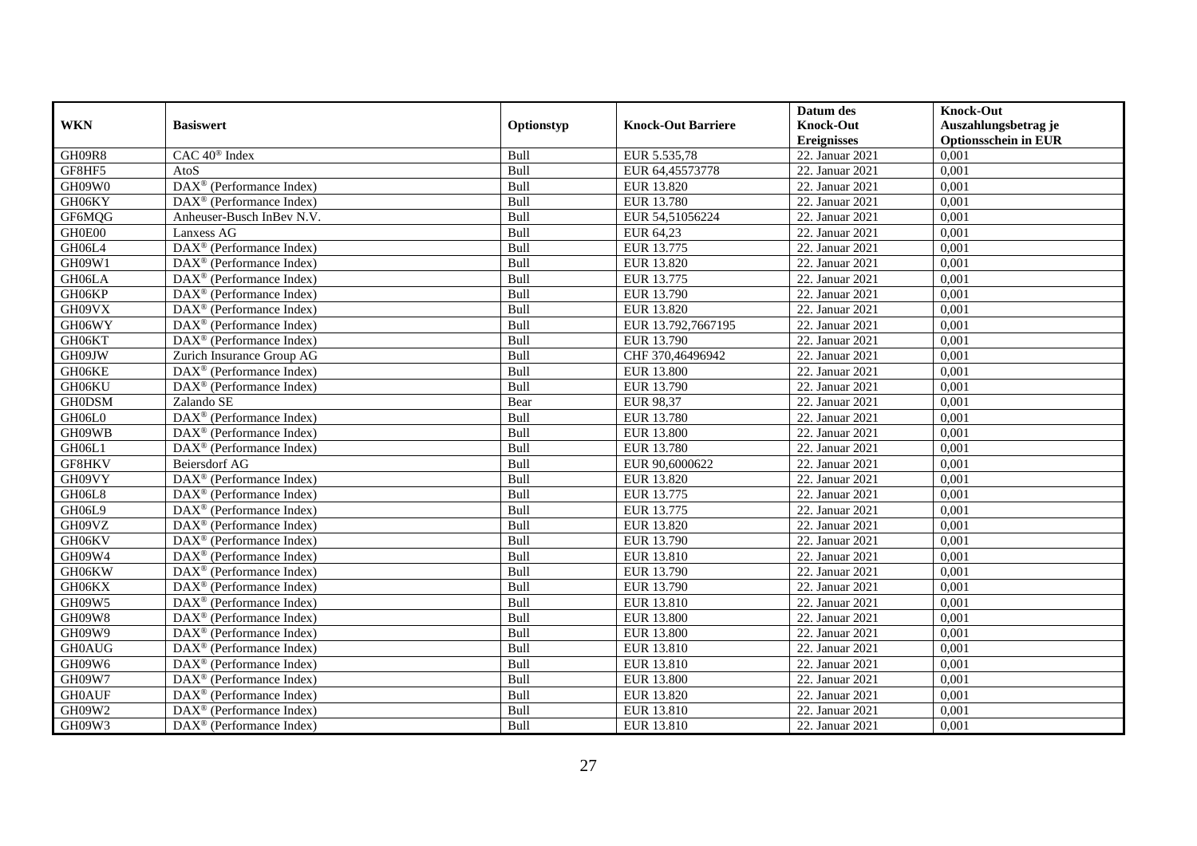| WKN | Basiswert | Optionstyp | Knock-Out Barriere | Datum des Knock-Out Ereignisses | Knock-Out Auszahlungsbetrag je Optionsschein in EUR |
|---|---|---|---|---|---|
| GH09R8 | CAC 40® Index | Bull | EUR 5.535,78 | 22. Januar 2021 | 0,001 |
| GF8HF5 | AtoS | Bull | EUR 64,45573778 | 22. Januar 2021 | 0,001 |
| GH09W0 | DAX® (Performance Index) | Bull | EUR 13.820 | 22. Januar 2021 | 0,001 |
| GH06KY | DAX® (Performance Index) | Bull | EUR 13.780 | 22. Januar 2021 | 0,001 |
| GF6MQG | Anheuser-Busch InBev N.V. | Bull | EUR 54,51056224 | 22. Januar 2021 | 0,001 |
| GH0E00 | Lanxess AG | Bull | EUR 64,23 | 22. Januar 2021 | 0,001 |
| GH06L4 | DAX® (Performance Index) | Bull | EUR 13.775 | 22. Januar 2021 | 0,001 |
| GH09W1 | DAX® (Performance Index) | Bull | EUR 13.820 | 22. Januar 2021 | 0,001 |
| GH06LA | DAX® (Performance Index) | Bull | EUR 13.775 | 22. Januar 2021 | 0,001 |
| GH06KP | DAX® (Performance Index) | Bull | EUR 13.790 | 22. Januar 2021 | 0,001 |
| GH09VX | DAX® (Performance Index) | Bull | EUR 13.820 | 22. Januar 2021 | 0,001 |
| GH06WY | DAX® (Performance Index) | Bull | EUR 13.792,7667195 | 22. Januar 2021 | 0,001 |
| GH06KT | DAX® (Performance Index) | Bull | EUR 13.790 | 22. Januar 2021 | 0,001 |
| GH09JW | Zurich Insurance Group AG | Bull | CHF 370,46496942 | 22. Januar 2021 | 0,001 |
| GH06KE | DAX® (Performance Index) | Bull | EUR 13.800 | 22. Januar 2021 | 0,001 |
| GH06KU | DAX® (Performance Index) | Bull | EUR 13.790 | 22. Januar 2021 | 0,001 |
| GH0DSM | Zalando SE | Bear | EUR 98,37 | 22. Januar 2021 | 0,001 |
| GH06L0 | DAX® (Performance Index) | Bull | EUR 13.780 | 22. Januar 2021 | 0,001 |
| GH09WB | DAX® (Performance Index) | Bull | EUR 13.800 | 22. Januar 2021 | 0,001 |
| GH06L1 | DAX® (Performance Index) | Bull | EUR 13.780 | 22. Januar 2021 | 0,001 |
| GF8HKV | Beiersdorf AG | Bull | EUR 90,6000622 | 22. Januar 2021 | 0,001 |
| GH09VY | DAX® (Performance Index) | Bull | EUR 13.820 | 22. Januar 2021 | 0,001 |
| GH06L8 | DAX® (Performance Index) | Bull | EUR 13.775 | 22. Januar 2021 | 0,001 |
| GH06L9 | DAX® (Performance Index) | Bull | EUR 13.775 | 22. Januar 2021 | 0,001 |
| GH09VZ | DAX® (Performance Index) | Bull | EUR 13.820 | 22. Januar 2021 | 0,001 |
| GH06KV | DAX® (Performance Index) | Bull | EUR 13.790 | 22. Januar 2021 | 0,001 |
| GH09W4 | DAX® (Performance Index) | Bull | EUR 13.810 | 22. Januar 2021 | 0,001 |
| GH06KW | DAX® (Performance Index) | Bull | EUR 13.790 | 22. Januar 2021 | 0,001 |
| GH06KX | DAX® (Performance Index) | Bull | EUR 13.790 | 22. Januar 2021 | 0,001 |
| GH09W5 | DAX® (Performance Index) | Bull | EUR 13.810 | 22. Januar 2021 | 0,001 |
| GH09W8 | DAX® (Performance Index) | Bull | EUR 13.800 | 22. Januar 2021 | 0,001 |
| GH09W9 | DAX® (Performance Index) | Bull | EUR 13.800 | 22. Januar 2021 | 0,001 |
| GH0AUG | DAX® (Performance Index) | Bull | EUR 13.810 | 22. Januar 2021 | 0,001 |
| GH09W6 | DAX® (Performance Index) | Bull | EUR 13.810 | 22. Januar 2021 | 0,001 |
| GH09W7 | DAX® (Performance Index) | Bull | EUR 13.800 | 22. Januar 2021 | 0,001 |
| GH0AUF | DAX® (Performance Index) | Bull | EUR 13.820 | 22. Januar 2021 | 0,001 |
| GH09W2 | DAX® (Performance Index) | Bull | EUR 13.810 | 22. Januar 2021 | 0,001 |
| GH09W3 | DAX® (Performance Index) | Bull | EUR 13.810 | 22. Januar 2021 | 0,001 |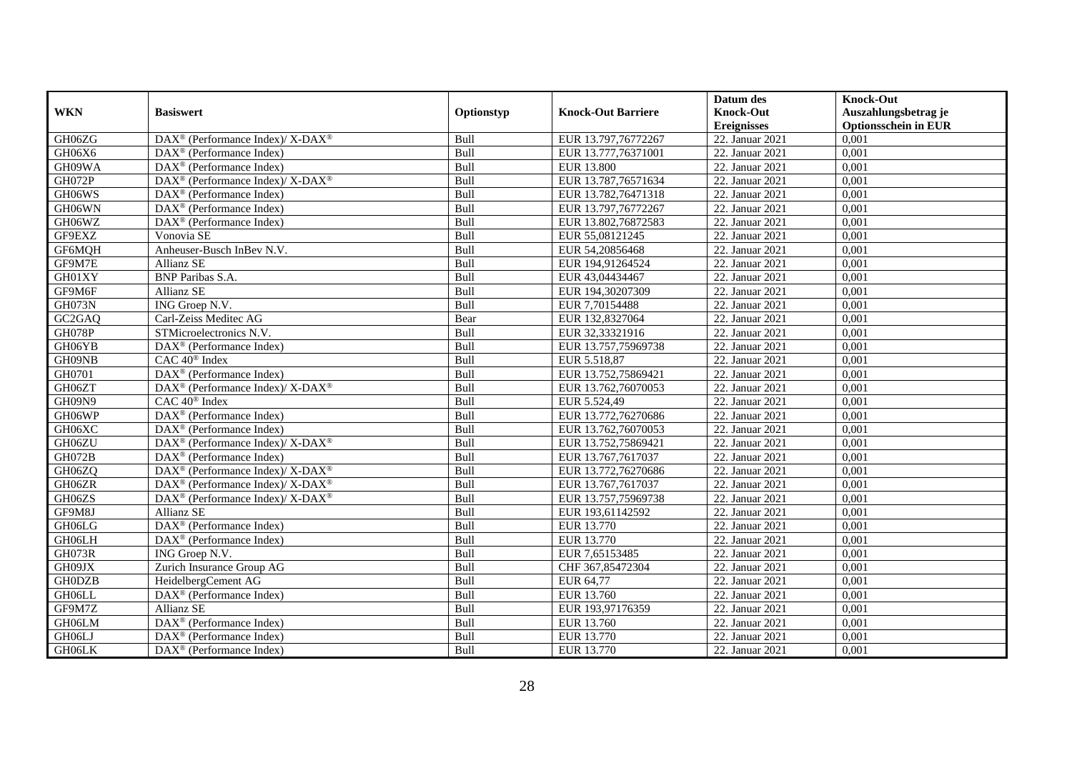| WKN | Basiswert | Optionstyp | Knock-Out Barriere | Datum des Knock-Out Ereignisses | Knock-Out Auszahlungsbetrag je Optionsschein in EUR |
|---|---|---|---|---|---|
| GH06ZG | DAX® (Performance Index)/ X-DAX® | Bull | EUR 13.797,76772267 | 22. Januar 2021 | 0,001 |
| GH06X6 | DAX® (Performance Index) | Bull | EUR 13.777,76371001 | 22. Januar 2021 | 0,001 |
| GH09WA | DAX® (Performance Index) | Bull | EUR 13.800 | 22. Januar 2021 | 0,001 |
| GH072P | DAX® (Performance Index)/ X-DAX® | Bull | EUR 13.787,76571634 | 22. Januar 2021 | 0,001 |
| GH06WS | DAX® (Performance Index) | Bull | EUR 13.782,76471318 | 22. Januar 2021 | 0,001 |
| GH06WN | DAX® (Performance Index) | Bull | EUR 13.797,76772267 | 22. Januar 2021 | 0,001 |
| GH06WZ | DAX® (Performance Index) | Bull | EUR 13.802,76872583 | 22. Januar 2021 | 0,001 |
| GF9EXZ | Vonovia SE | Bull | EUR 55,08121245 | 22. Januar 2021 | 0,001 |
| GF6MQH | Anheuser-Busch InBev N.V. | Bull | EUR 54,20856468 | 22. Januar 2021 | 0,001 |
| GF9M7E | Allianz SE | Bull | EUR 194,91264524 | 22. Januar 2021 | 0,001 |
| GH01XY | BNP Paribas S.A. | Bull | EUR 43,04434467 | 22. Januar 2021 | 0,001 |
| GF9M6F | Allianz SE | Bull | EUR 194,30207309 | 22. Januar 2021 | 0,001 |
| GH073N | ING Groep N.V. | Bull | EUR 7,70154488 | 22. Januar 2021 | 0,001 |
| GC2GAQ | Carl-Zeiss Meditec AG | Bear | EUR 132,8327064 | 22. Januar 2021 | 0,001 |
| GH078P | STMicroelectronics N.V. | Bull | EUR 32,33321916 | 22. Januar 2021 | 0,001 |
| GH06YB | DAX® (Performance Index) | Bull | EUR 13.757,75969738 | 22. Januar 2021 | 0,001 |
| GH09NB | CAC 40® Index | Bull | EUR 5.518,87 | 22. Januar 2021 | 0,001 |
| GH0701 | DAX® (Performance Index) | Bull | EUR 13.752,75869421 | 22. Januar 2021 | 0,001 |
| GH06ZT | DAX® (Performance Index)/ X-DAX® | Bull | EUR 13.762,76070053 | 22. Januar 2021 | 0,001 |
| GH09N9 | CAC 40® Index | Bull | EUR 5.524,49 | 22. Januar 2021 | 0,001 |
| GH06WP | DAX® (Performance Index) | Bull | EUR 13.772,76270686 | 22. Januar 2021 | 0,001 |
| GH06XC | DAX® (Performance Index) | Bull | EUR 13.762,76070053 | 22. Januar 2021 | 0,001 |
| GH06ZU | DAX® (Performance Index)/ X-DAX® | Bull | EUR 13.752,75869421 | 22. Januar 2021 | 0,001 |
| GH072B | DAX® (Performance Index) | Bull | EUR 13.767,7617037 | 22. Januar 2021 | 0,001 |
| GH06ZQ | DAX® (Performance Index)/ X-DAX® | Bull | EUR 13.772,76270686 | 22. Januar 2021 | 0,001 |
| GH06ZR | DAX® (Performance Index)/ X-DAX® | Bull | EUR 13.767,7617037 | 22. Januar 2021 | 0,001 |
| GH06ZS | DAX® (Performance Index)/ X-DAX® | Bull | EUR 13.757,75969738 | 22. Januar 2021 | 0,001 |
| GF9M8J | Allianz SE | Bull | EUR 193,61142592 | 22. Januar 2021 | 0,001 |
| GH06LG | DAX® (Performance Index) | Bull | EUR 13.770 | 22. Januar 2021 | 0,001 |
| GH06LH | DAX® (Performance Index) | Bull | EUR 13.770 | 22. Januar 2021 | 0,001 |
| GH073R | ING Groep N.V. | Bull | EUR 7,65153485 | 22. Januar 2021 | 0,001 |
| GH09JX | Zurich Insurance Group AG | Bull | CHF 367,85472304 | 22. Januar 2021 | 0,001 |
| GH0DZB | HeidelbergCement AG | Bull | EUR 64,77 | 22. Januar 2021 | 0,001 |
| GH06LL | DAX® (Performance Index) | Bull | EUR 13.760 | 22. Januar 2021 | 0,001 |
| GF9M7Z | Allianz SE | Bull | EUR 193,97176359 | 22. Januar 2021 | 0,001 |
| GH06LM | DAX® (Performance Index) | Bull | EUR 13.760 | 22. Januar 2021 | 0,001 |
| GH06LJ | DAX® (Performance Index) | Bull | EUR 13.770 | 22. Januar 2021 | 0,001 |
| GH06LK | DAX® (Performance Index) | Bull | EUR 13.770 | 22. Januar 2021 | 0,001 |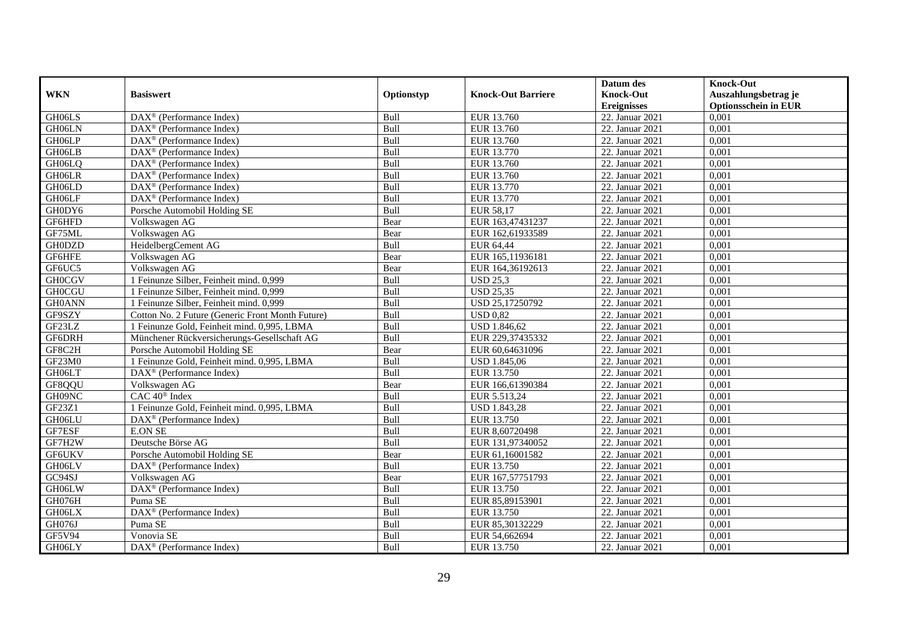| WKN | Basiswert | Optionstyp | Knock-Out Barriere | Datum des Knock-Out Ereignisses | Knock-Out Auszahlungsbetrag je Optionsschein in EUR |
|---|---|---|---|---|---|
| GH06LS | DAX® (Performance Index) | Bull | EUR 13.760 | 22. Januar 2021 | 0,001 |
| GH06LN | DAX® (Performance Index) | Bull | EUR 13.760 | 22. Januar 2021 | 0,001 |
| GH06LP | DAX® (Performance Index) | Bull | EUR 13.760 | 22. Januar 2021 | 0,001 |
| GH06LB | DAX® (Performance Index) | Bull | EUR 13.770 | 22. Januar 2021 | 0,001 |
| GH06LQ | DAX® (Performance Index) | Bull | EUR 13.760 | 22. Januar 2021 | 0,001 |
| GH06LR | DAX® (Performance Index) | Bull | EUR 13.760 | 22. Januar 2021 | 0,001 |
| GH06LD | DAX® (Performance Index) | Bull | EUR 13.770 | 22. Januar 2021 | 0,001 |
| GH06LF | DAX® (Performance Index) | Bull | EUR 13.770 | 22. Januar 2021 | 0,001 |
| GH0DY6 | Porsche Automobil Holding SE | Bull | EUR 58,17 | 22. Januar 2021 | 0,001 |
| GF6HFD | Volkswagen AG | Bear | EUR 163,47431237 | 22. Januar 2021 | 0,001 |
| GF75ML | Volkswagen AG | Bear | EUR 162,61933589 | 22. Januar 2021 | 0,001 |
| GH0DZD | HeidelbergCement AG | Bull | EUR 64,44 | 22. Januar 2021 | 0,001 |
| GF6HFE | Volkswagen AG | Bear | EUR 165,11936181 | 22. Januar 2021 | 0,001 |
| GF6UC5 | Volkswagen AG | Bear | EUR 164,36192613 | 22. Januar 2021 | 0,001 |
| GH0CGV | 1 Feinunze Silber, Feinheit mind. 0,999 | Bull | USD 25,3 | 22. Januar 2021 | 0,001 |
| GH0CGU | 1 Feinunze Silber, Feinheit mind. 0,999 | Bull | USD 25,35 | 22. Januar 2021 | 0,001 |
| GH0ANN | 1 Feinunze Silber, Feinheit mind. 0,999 | Bull | USD 25,17250792 | 22. Januar 2021 | 0,001 |
| GF9SZY | Cotton No. 2 Future (Generic Front Month Future) | Bull | USD 0,82 | 22. Januar 2021 | 0,001 |
| GF23LZ | 1 Feinunze Gold, Feinheit mind. 0,995, LBMA | Bull | USD 1.846,62 | 22. Januar 2021 | 0,001 |
| GF6DRH | Münchener Rückversicherungs-Gesellschaft AG | Bull | EUR 229,37435332 | 22. Januar 2021 | 0,001 |
| GF8C2H | Porsche Automobil Holding SE | Bear | EUR 60,64631096 | 22. Januar 2021 | 0,001 |
| GF23M0 | 1 Feinunze Gold, Feinheit mind. 0,995, LBMA | Bull | USD 1.845,06 | 22. Januar 2021 | 0,001 |
| GH06LT | DAX® (Performance Index) | Bull | EUR 13.750 | 22. Januar 2021 | 0,001 |
| GF8QQU | Volkswagen AG | Bear | EUR 166,61390384 | 22. Januar 2021 | 0,001 |
| GH09NC | CAC 40® Index | Bull | EUR 5.513,24 | 22. Januar 2021 | 0,001 |
| GF23Z1 | 1 Feinunze Gold, Feinheit mind. 0,995, LBMA | Bull | USD 1.843,28 | 22. Januar 2021 | 0,001 |
| GH06LU | DAX® (Performance Index) | Bull | EUR 13.750 | 22. Januar 2021 | 0,001 |
| GF7ESF | E.ON SE | Bull | EUR 8,60720498 | 22. Januar 2021 | 0,001 |
| GF7H2W | Deutsche Börse AG | Bull | EUR 131,97340052 | 22. Januar 2021 | 0,001 |
| GF6UKV | Porsche Automobil Holding SE | Bear | EUR 61,16001582 | 22. Januar 2021 | 0,001 |
| GH06LV | DAX® (Performance Index) | Bull | EUR 13.750 | 22. Januar 2021 | 0,001 |
| GC94SJ | Volkswagen AG | Bear | EUR 167,57751793 | 22. Januar 2021 | 0,001 |
| GH06LW | DAX® (Performance Index) | Bull | EUR 13.750 | 22. Januar 2021 | 0,001 |
| GH076H | Puma SE | Bull | EUR 85,89153901 | 22. Januar 2021 | 0,001 |
| GH06LX | DAX® (Performance Index) | Bull | EUR 13.750 | 22. Januar 2021 | 0,001 |
| GH076J | Puma SE | Bull | EUR 85,30132229 | 22. Januar 2021 | 0,001 |
| GF5V94 | Vonovia SE | Bull | EUR 54,662694 | 22. Januar 2021 | 0,001 |
| GH06LY | DAX® (Performance Index) | Bull | EUR 13.750 | 22. Januar 2021 | 0,001 |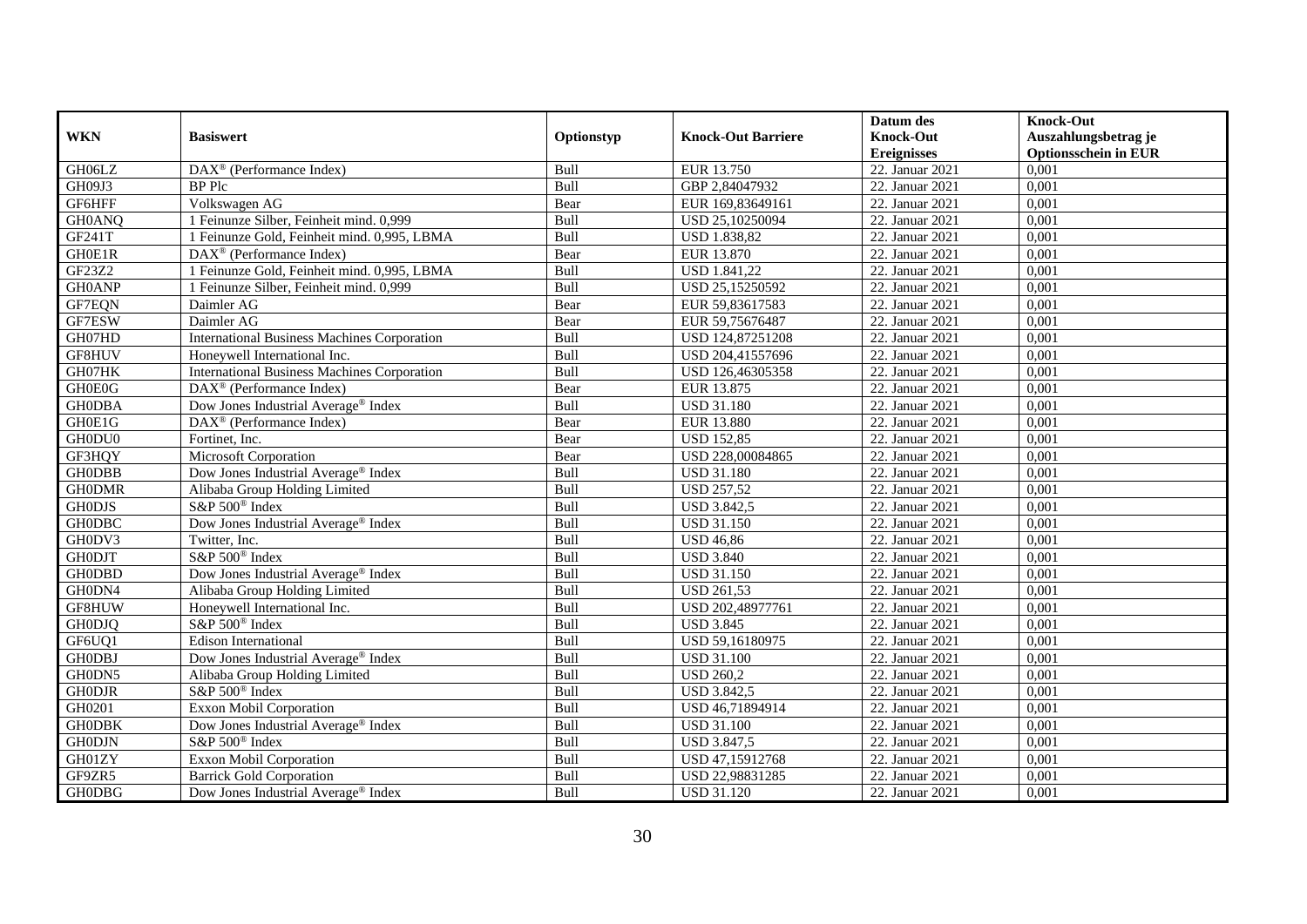| WKN | Basiswert | Optionstyp | Knock-Out Barriere | Datum des Knock-Out Ereignisses | Knock-Out Auszahlungsbetrag je Optionsschein in EUR |
|---|---|---|---|---|---|
| GH06LZ | DAX® (Performance Index) | Bull | EUR 13.750 | 22. Januar 2021 | 0,001 |
| GH09J3 | BP Plc | Bull | GBP 2,84047932 | 22. Januar 2021 | 0,001 |
| GF6HFF | Volkswagen AG | Bear | EUR 169,83649161 | 22. Januar 2021 | 0,001 |
| GH0ANQ | 1 Feinunze Silber, Feinheit mind. 0,999 | Bull | USD 25,10250094 | 22. Januar 2021 | 0,001 |
| GF241T | 1 Feinunze Gold, Feinheit mind. 0,995, LBMA | Bull | USD 1.838,82 | 22. Januar 2021 | 0,001 |
| GH0E1R | DAX® (Performance Index) | Bear | EUR 13.870 | 22. Januar 2021 | 0,001 |
| GF23Z2 | 1 Feinunze Gold, Feinheit mind. 0,995, LBMA | Bull | USD 1.841,22 | 22. Januar 2021 | 0,001 |
| GH0ANP | 1 Feinunze Silber, Feinheit mind. 0,999 | Bull | USD 25,15250592 | 22. Januar 2021 | 0,001 |
| GF7EQN | Daimler AG | Bear | EUR 59,83617583 | 22. Januar 2021 | 0,001 |
| GF7ESW | Daimler AG | Bear | EUR 59,75676487 | 22. Januar 2021 | 0,001 |
| GH07HD | International Business Machines Corporation | Bull | USD 124,87251208 | 22. Januar 2021 | 0,001 |
| GF8HUV | Honeywell International Inc. | Bull | USD 204,41557696 | 22. Januar 2021 | 0,001 |
| GH07HK | International Business Machines Corporation | Bull | USD 126,46305358 | 22. Januar 2021 | 0,001 |
| GH0E0G | DAX® (Performance Index) | Bear | EUR 13.875 | 22. Januar 2021 | 0,001 |
| GH0DBA | Dow Jones Industrial Average® Index | Bull | USD 31.180 | 22. Januar 2021 | 0,001 |
| GH0E1G | DAX® (Performance Index) | Bear | EUR 13.880 | 22. Januar 2021 | 0,001 |
| GH0DU0 | Fortinet, Inc. | Bear | USD 152,85 | 22. Januar 2021 | 0,001 |
| GF3HQY | Microsoft Corporation | Bear | USD 228,00084865 | 22. Januar 2021 | 0,001 |
| GH0DBB | Dow Jones Industrial Average® Index | Bull | USD 31.180 | 22. Januar 2021 | 0,001 |
| GH0DMR | Alibaba Group Holding Limited | Bull | USD 257,52 | 22. Januar 2021 | 0,001 |
| GH0DJS | S&P 500® Index | Bull | USD 3.842,5 | 22. Januar 2021 | 0,001 |
| GH0DBC | Dow Jones Industrial Average® Index | Bull | USD 31.150 | 22. Januar 2021 | 0,001 |
| GH0DV3 | Twitter, Inc. | Bull | USD 46,86 | 22. Januar 2021 | 0,001 |
| GH0DJT | S&P 500® Index | Bull | USD 3.840 | 22. Januar 2021 | 0,001 |
| GH0DBD | Dow Jones Industrial Average® Index | Bull | USD 31.150 | 22. Januar 2021 | 0,001 |
| GH0DN4 | Alibaba Group Holding Limited | Bull | USD 261,53 | 22. Januar 2021 | 0,001 |
| GF8HUW | Honeywell International Inc. | Bull | USD 202,48977761 | 22. Januar 2021 | 0,001 |
| GH0DJQ | S&P 500® Index | Bull | USD 3.845 | 22. Januar 2021 | 0,001 |
| GF6UQ1 | Edison International | Bull | USD 59,16180975 | 22. Januar 2021 | 0,001 |
| GH0DBJ | Dow Jones Industrial Average® Index | Bull | USD 31.100 | 22. Januar 2021 | 0,001 |
| GH0DN5 | Alibaba Group Holding Limited | Bull | USD 260,2 | 22. Januar 2021 | 0,001 |
| GH0DJR | S&P 500® Index | Bull | USD 3.842,5 | 22. Januar 2021 | 0,001 |
| GH0201 | Exxon Mobil Corporation | Bull | USD 46,71894914 | 22. Januar 2021 | 0,001 |
| GH0DBK | Dow Jones Industrial Average® Index | Bull | USD 31.100 | 22. Januar 2021 | 0,001 |
| GH0DJN | S&P 500® Index | Bull | USD 3.847,5 | 22. Januar 2021 | 0,001 |
| GH01ZY | Exxon Mobil Corporation | Bull | USD 47,15912768 | 22. Januar 2021 | 0,001 |
| GF9ZR5 | Barrick Gold Corporation | Bull | USD 22,98831285 | 22. Januar 2021 | 0,001 |
| GH0DBG | Dow Jones Industrial Average® Index | Bull | USD 31.120 | 22. Januar 2021 | 0,001 |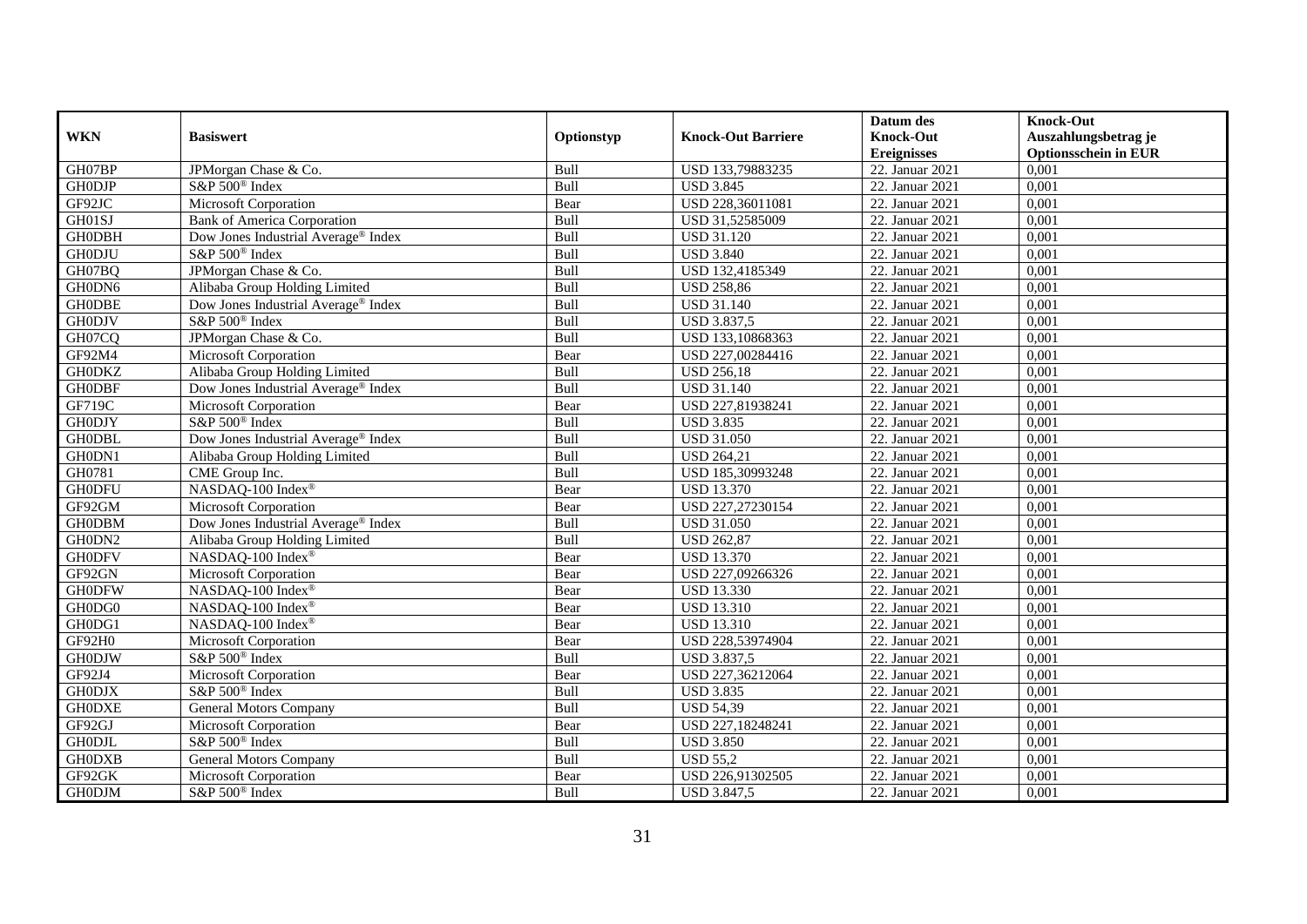| WKN | Basiswert | Optionstyp | Knock-Out Barriere | Datum des Knock-Out Ereignisses | Knock-Out Auszahlungsbetrag je Optionsschein in EUR |
|---|---|---|---|---|---|
| GH07BP | JPMorgan Chase & Co. | Bull | USD 133,79883235 | 22. Januar 2021 | 0,001 |
| GH0DJP | S&P 500® Index | Bull | USD 3.845 | 22. Januar 2021 | 0,001 |
| GF92JC | Microsoft Corporation | Bear | USD 228,36011081 | 22. Januar 2021 | 0,001 |
| GH01SJ | Bank of America Corporation | Bull | USD 31,52585009 | 22. Januar 2021 | 0,001 |
| GH0DBH | Dow Jones Industrial Average® Index | Bull | USD 31.120 | 22. Januar 2021 | 0,001 |
| GH0DJU | S&P 500® Index | Bull | USD 3.840 | 22. Januar 2021 | 0,001 |
| GH07BQ | JPMorgan Chase & Co. | Bull | USD 132,4185349 | 22. Januar 2021 | 0,001 |
| GH0DN6 | Alibaba Group Holding Limited | Bull | USD 258,86 | 22. Januar 2021 | 0,001 |
| GH0DBE | Dow Jones Industrial Average® Index | Bull | USD 31.140 | 22. Januar 2021 | 0,001 |
| GH0DJV | S&P 500® Index | Bull | USD 3.837,5 | 22. Januar 2021 | 0,001 |
| GH07CQ | JPMorgan Chase & Co. | Bull | USD 133,10868363 | 22. Januar 2021 | 0,001 |
| GF92M4 | Microsoft Corporation | Bear | USD 227,00284416 | 22. Januar 2021 | 0,001 |
| GH0DKZ | Alibaba Group Holding Limited | Bull | USD 256,18 | 22. Januar 2021 | 0,001 |
| GH0DBF | Dow Jones Industrial Average® Index | Bull | USD 31.140 | 22. Januar 2021 | 0,001 |
| GF719C | Microsoft Corporation | Bear | USD 227,81938241 | 22. Januar 2021 | 0,001 |
| GH0DJY | S&P 500® Index | Bull | USD 3.835 | 22. Januar 2021 | 0,001 |
| GH0DBL | Dow Jones Industrial Average® Index | Bull | USD 31.050 | 22. Januar 2021 | 0,001 |
| GH0DN1 | Alibaba Group Holding Limited | Bull | USD 264,21 | 22. Januar 2021 | 0,001 |
| GH0781 | CME Group Inc. | Bull | USD 185,30993248 | 22. Januar 2021 | 0,001 |
| GH0DFU | NASDAQ-100 Index® | Bear | USD 13.370 | 22. Januar 2021 | 0,001 |
| GF92GM | Microsoft Corporation | Bear | USD 227,27230154 | 22. Januar 2021 | 0,001 |
| GH0DBM | Dow Jones Industrial Average® Index | Bull | USD 31.050 | 22. Januar 2021 | 0,001 |
| GH0DN2 | Alibaba Group Holding Limited | Bull | USD 262,87 | 22. Januar 2021 | 0,001 |
| GH0DFV | NASDAQ-100 Index® | Bear | USD 13.370 | 22. Januar 2021 | 0,001 |
| GF92GN | Microsoft Corporation | Bear | USD 227,09266326 | 22. Januar 2021 | 0,001 |
| GH0DFW | NASDAQ-100 Index® | Bear | USD 13.330 | 22. Januar 2021 | 0,001 |
| GH0DG0 | NASDAQ-100 Index® | Bear | USD 13.310 | 22. Januar 2021 | 0,001 |
| GH0DG1 | NASDAQ-100 Index® | Bear | USD 13.310 | 22. Januar 2021 | 0,001 |
| GF92H0 | Microsoft Corporation | Bear | USD 228,53974904 | 22. Januar 2021 | 0,001 |
| GH0DJW | S&P 500® Index | Bull | USD 3.837,5 | 22. Januar 2021 | 0,001 |
| GF92J4 | Microsoft Corporation | Bear | USD 227,36212064 | 22. Januar 2021 | 0,001 |
| GH0DJX | S&P 500® Index | Bull | USD 3.835 | 22. Januar 2021 | 0,001 |
| GH0DXE | General Motors Company | Bull | USD 54,39 | 22. Januar 2021 | 0,001 |
| GF92GJ | Microsoft Corporation | Bear | USD 227,18248241 | 22. Januar 2021 | 0,001 |
| GH0DJL | S&P 500® Index | Bull | USD 3.850 | 22. Januar 2021 | 0,001 |
| GH0DXB | General Motors Company | Bull | USD 55,2 | 22. Januar 2021 | 0,001 |
| GF92GK | Microsoft Corporation | Bear | USD 226,91302505 | 22. Januar 2021 | 0,001 |
| GH0DJM | S&P 500® Index | Bull | USD 3.847,5 | 22. Januar 2021 | 0,001 |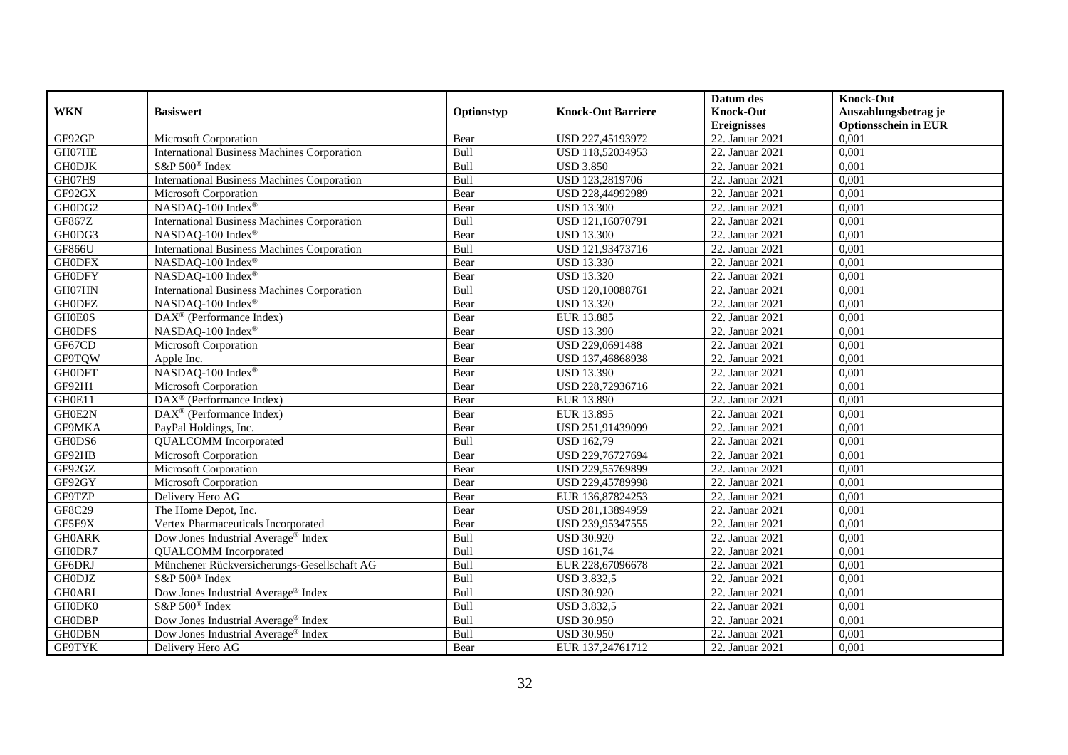| WKN | Basiswert | Optionstyp | Knock-Out Barriere | Datum des Knock-Out Ereignisses | Knock-Out Auszahlungsbetrag je Optionsschein in EUR |
|---|---|---|---|---|---|
| GF92GP | Microsoft Corporation | Bear | USD 227,45193972 | 22. Januar 2021 | 0,001 |
| GH07HE | International Business Machines Corporation | Bull | USD 118,52034953 | 22. Januar 2021 | 0,001 |
| GH0DJK | S&P 500® Index | Bull | USD 3.850 | 22. Januar 2021 | 0,001 |
| GH07H9 | International Business Machines Corporation | Bull | USD 123,2819706 | 22. Januar 2021 | 0,001 |
| GF92GX | Microsoft Corporation | Bear | USD 228,44992989 | 22. Januar 2021 | 0,001 |
| GH0DG2 | NASDAQ-100 Index® | Bear | USD 13.300 | 22. Januar 2021 | 0,001 |
| GF867Z | International Business Machines Corporation | Bull | USD 121,16070791 | 22. Januar 2021 | 0,001 |
| GH0DG3 | NASDAQ-100 Index® | Bear | USD 13.300 | 22. Januar 2021 | 0,001 |
| GF866U | International Business Machines Corporation | Bull | USD 121,93473716 | 22. Januar 2021 | 0,001 |
| GH0DFX | NASDAQ-100 Index® | Bear | USD 13.330 | 22. Januar 2021 | 0,001 |
| GH0DFY | NASDAQ-100 Index® | Bear | USD 13.320 | 22. Januar 2021 | 0,001 |
| GH07HN | International Business Machines Corporation | Bull | USD 120,10088761 | 22. Januar 2021 | 0,001 |
| GH0DFZ | NASDAQ-100 Index® | Bear | USD 13.320 | 22. Januar 2021 | 0,001 |
| GH0E0S | DAX® (Performance Index) | Bear | EUR 13.885 | 22. Januar 2021 | 0,001 |
| GH0DFS | NASDAQ-100 Index® | Bear | USD 13.390 | 22. Januar 2021 | 0,001 |
| GF67CD | Microsoft Corporation | Bear | USD 229,0691488 | 22. Januar 2021 | 0,001 |
| GF9TQW | Apple Inc. | Bear | USD 137,46868938 | 22. Januar 2021 | 0,001 |
| GH0DFT | NASDAQ-100 Index® | Bear | USD 13.390 | 22. Januar 2021 | 0,001 |
| GF92H1 | Microsoft Corporation | Bear | USD 228,72936716 | 22. Januar 2021 | 0,001 |
| GH0E11 | DAX® (Performance Index) | Bear | EUR 13.890 | 22. Januar 2021 | 0,001 |
| GH0E2N | DAX® (Performance Index) | Bear | EUR 13.895 | 22. Januar 2021 | 0,001 |
| GF9MKA | PayPal Holdings, Inc. | Bear | USD 251,91439099 | 22. Januar 2021 | 0,001 |
| GH0DS6 | QUALCOMM Incorporated | Bull | USD 162,79 | 22. Januar 2021 | 0,001 |
| GF92HB | Microsoft Corporation | Bear | USD 229,76727694 | 22. Januar 2021 | 0,001 |
| GF92GZ | Microsoft Corporation | Bear | USD 229,55769899 | 22. Januar 2021 | 0,001 |
| GF92GY | Microsoft Corporation | Bear | USD 229,45789998 | 22. Januar 2021 | 0,001 |
| GF9TZP | Delivery Hero AG | Bear | EUR 136,87824253 | 22. Januar 2021 | 0,001 |
| GF8C29 | The Home Depot, Inc. | Bear | USD 281,13894959 | 22. Januar 2021 | 0,001 |
| GF5F9X | Vertex Pharmaceuticals Incorporated | Bear | USD 239,95347555 | 22. Januar 2021 | 0,001 |
| GH0ARK | Dow Jones Industrial Average® Index | Bull | USD 30.920 | 22. Januar 2021 | 0,001 |
| GH0DR7 | QUALCOMM Incorporated | Bull | USD 161,74 | 22. Januar 2021 | 0,001 |
| GF6DRJ | Münchener Rückversicherungs-Gesellschaft AG | Bull | EUR 228,67096678 | 22. Januar 2021 | 0,001 |
| GH0DJZ | S&P 500® Index | Bull | USD 3.832,5 | 22. Januar 2021 | 0,001 |
| GH0ARL | Dow Jones Industrial Average® Index | Bull | USD 30.920 | 22. Januar 2021 | 0,001 |
| GH0DK0 | S&P 500® Index | Bull | USD 3.832,5 | 22. Januar 2021 | 0,001 |
| GH0DBP | Dow Jones Industrial Average® Index | Bull | USD 30.950 | 22. Januar 2021 | 0,001 |
| GH0DBN | Dow Jones Industrial Average® Index | Bull | USD 30.950 | 22. Januar 2021 | 0,001 |
| GF9TYK | Delivery Hero AG | Bear | EUR 137,24761712 | 22. Januar 2021 | 0,001 |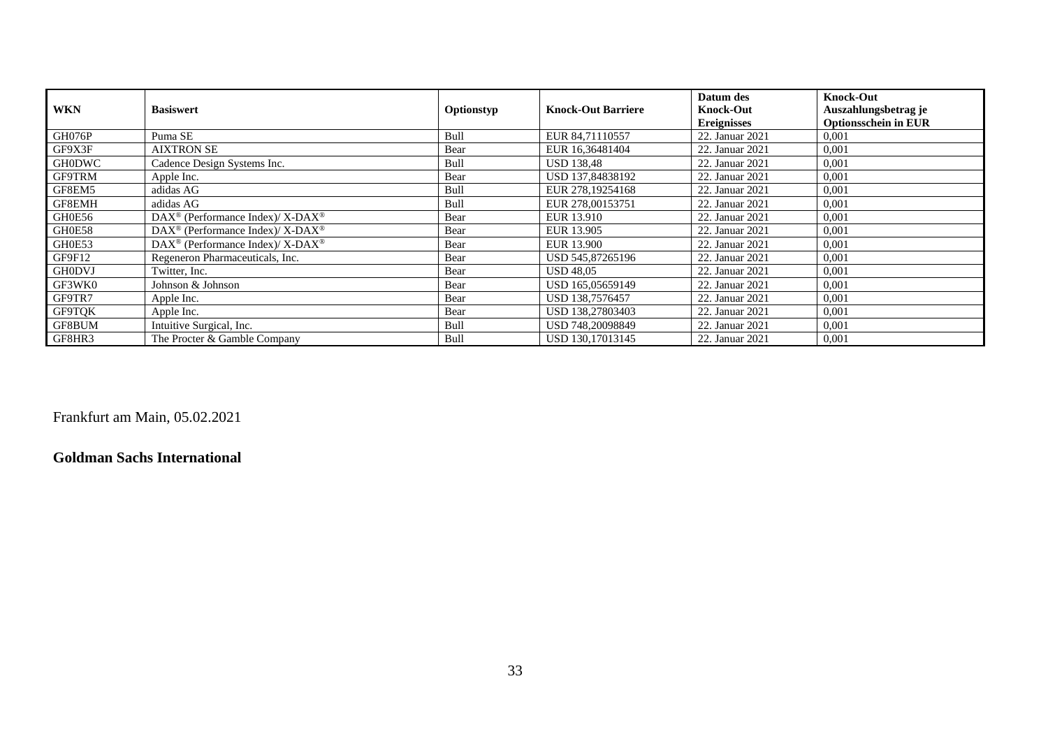| WKN | Basiswert | Optionstyp | Knock-Out Barriere | Datum des Knock-Out Ereignisses | Knock-Out Auszahlungsbetrag je Optionsschein in EUR |
|---|---|---|---|---|---|
| GH076P | Puma SE | Bull | EUR 84,71110557 | 22. Januar 2021 | 0,001 |
| GF9X3F | AIXTRON SE | Bear | EUR 16,36481404 | 22. Januar 2021 | 0,001 |
| GH0DWC | Cadence Design Systems Inc. | Bull | USD 138,48 | 22. Januar 2021 | 0,001 |
| GF9TRM | Apple Inc. | Bear | USD 137,84838192 | 22. Januar 2021 | 0,001 |
| GF8EM5 | adidas AG | Bull | EUR 278,19254168 | 22. Januar 2021 | 0,001 |
| GF8EMH | adidas AG | Bull | EUR 278,00153751 | 22. Januar 2021 | 0,001 |
| GH0E56 | DAX® (Performance Index)/ X-DAX® | Bear | EUR 13.910 | 22. Januar 2021 | 0,001 |
| GH0E58 | DAX® (Performance Index)/ X-DAX® | Bear | EUR 13.905 | 22. Januar 2021 | 0,001 |
| GH0E53 | DAX® (Performance Index)/ X-DAX® | Bear | EUR 13.900 | 22. Januar 2021 | 0,001 |
| GF9F12 | Regeneron Pharmaceuticals, Inc. | Bear | USD 545,87265196 | 22. Januar 2021 | 0,001 |
| GH0DVJ | Twitter, Inc. | Bear | USD 48,05 | 22. Januar 2021 | 0,001 |
| GF3WK0 | Johnson & Johnson | Bear | USD 165,05659149 | 22. Januar 2021 | 0,001 |
| GF9TR7 | Apple Inc. | Bear | USD 138,7576457 | 22. Januar 2021 | 0,001 |
| GF9TQK | Apple Inc. | Bear | USD 138,27803403 | 22. Januar 2021 | 0,001 |
| GF8BUM | Intuitive Surgical, Inc. | Bull | USD 748,20098849 | 22. Januar 2021 | 0,001 |
| GF8HR3 | The Procter & Gamble Company | Bull | USD 130,17013145 | 22. Januar 2021 | 0,001 |

Frankfurt am Main, 05.02.2021

**Goldman Sachs International**